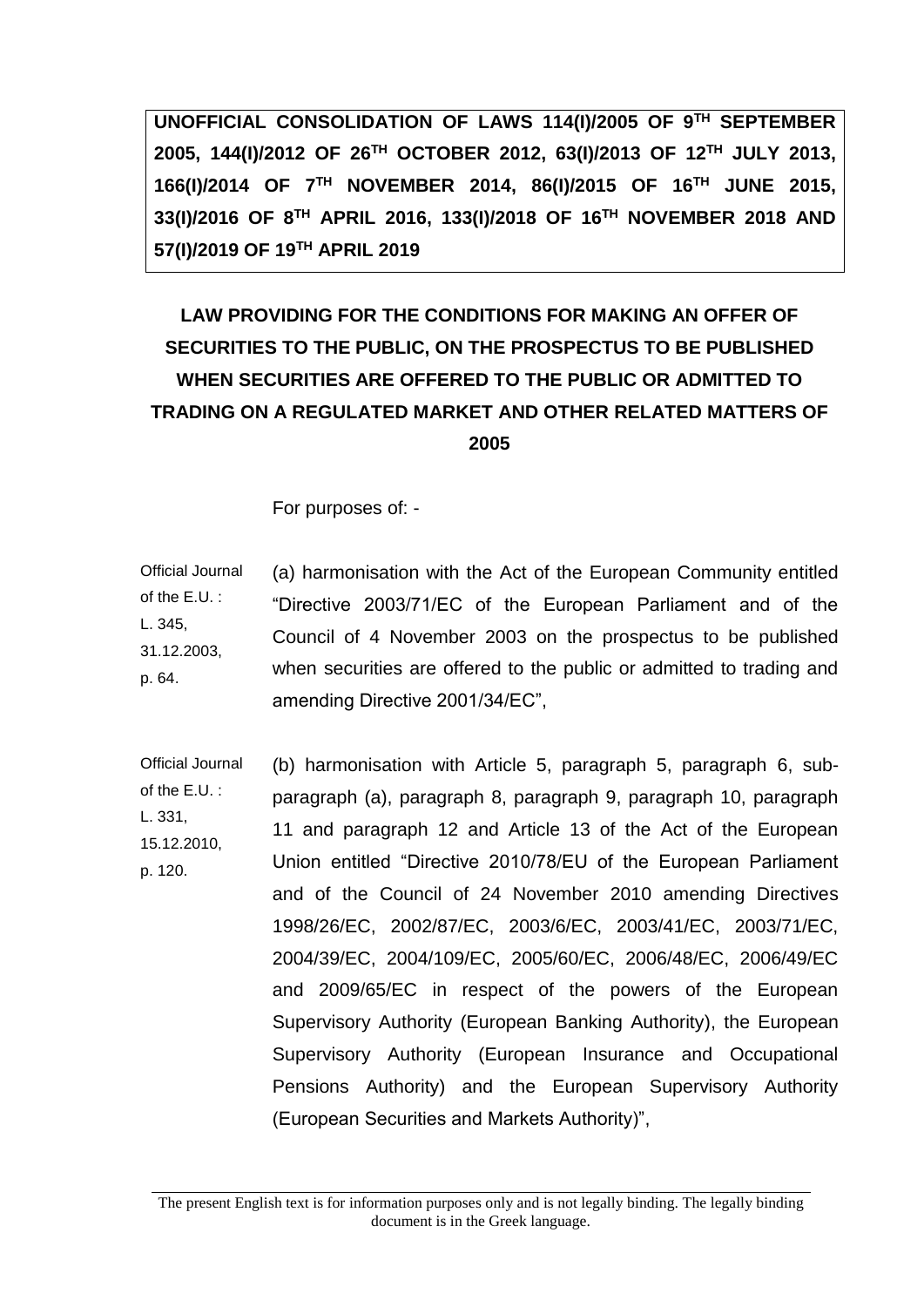**UNOFFICIAL CONSOLIDATION OF LAWS 114(I)/2005 OF 9TH SEPTEMBER 2005, 144(I)/2012 OF 26TH OCTOBER 2012, 63(I)/2013 OF 12TH JULY 2013, 166(I)/2014 OF 7TH NOVEMBER 2014, 86(I)/2015 OF 16TH JUNE 2015, 33(I)/2016 OF 8TH APRIL 2016, 133(I)/2018 OF 16TH NOVEMBER 2018 AND 57(I)/2019 OF 19TH APRIL 2019**

# LAW PROVIDING FOR THE CONDITIONS FOR MAKING AN OFFER OF SECURITIES TO THE PUBLIC, ON THE PROSPECTUS TO BE PUBLISHED WHEN SECURITIES ARE OFFERED TO THE PUBLIC OR ADMITTED TO TRADING ON A REGULATED MARKET AND OTHER RELATED MATTERS OF 2005

For purposes of: -

Official Journal of the E.U. : L. 345, 31.12.2003, p. 64.

(a) harmonisation with the Act of the European Community entitled "Directive 2003/71/EC of the European Parliament and of the Council of 4 November 2003 on the prospectus to be published when securities are offered to the public or admitted to trading and amending Directive 2001/34/EC",

Official Journal of the E.U. : L. 331, 15.12.2010, p. 120.

(b) harmonisation with Article 5, paragraph 5, paragraph 6, sub-paragraph (a), paragraph 8, paragraph 9, paragraph 10, paragraph 11 and paragraph 12 and Article 13 of the Act of the European Union entitled "Directive 2010/78/EU of the European Parliament and of the Council of 24 November 2010 amending Directives 1998/26/EC, 2002/87/EC, 2003/6/EC, 2003/41/EC, 2003/71/EC, 2004/39/EC, 2004/109/EC, 2005/60/EC, 2006/48/EC, 2006/49/EC and 2009/65/EC in respect of the powers of the European Supervisory Authority (European Banking Authority), the European Supervisory Authority (European Insurance and Occupational Pensions Authority) and the European Supervisory Authority (European Securities and Markets Authority)",

The present English text is for information purposes only and is not legally binding. The legally binding document is in the Greek language.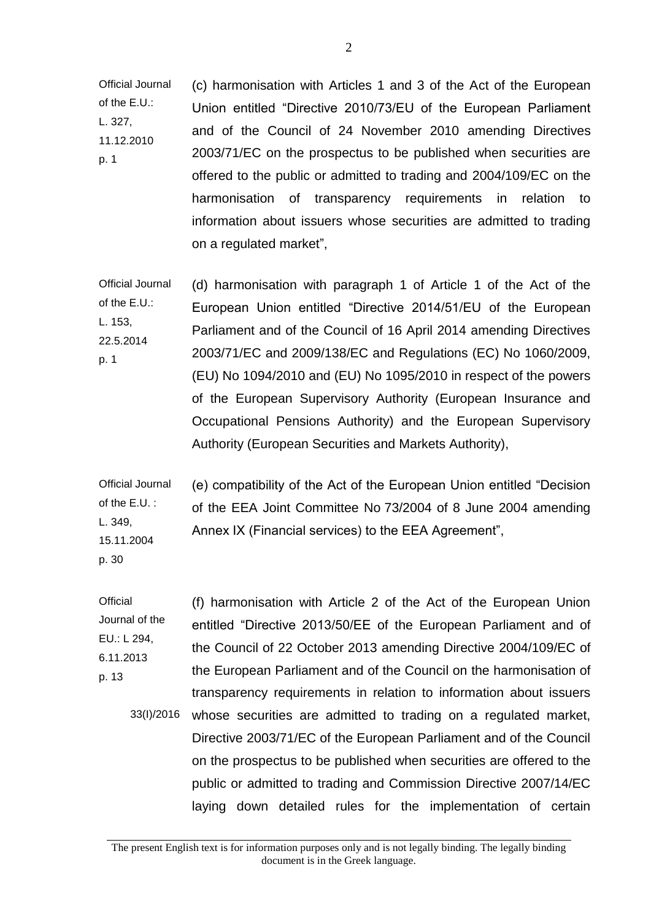| | |
|---|---|
| Official Journal of the E.U.: L. 327, 11.12.2010 p. 1 | (c) harmonisation with Articles 1 and 3 of the Act of the European Union entitled "Directive 2010/73/EU of the European Parliament and of the Council of 24 November 2010 amending Directives 2003/71/EC on the prospectus to be published when securities are offered to the public or admitted to trading and 2004/109/EC on the harmonisation of transparency requirements in relation to information about issuers whose securities are admitted to trading on a regulated market", |
| Official Journal of the E.U.: L. 153, 22.5.2014 p. 1 | (d) harmonisation with paragraph 1 of Article 1 of the Act of the European Union entitled "Directive 2014/51/EU of the European Parliament and of the Council of 16 April 2014 amending Directives 2003/71/EC and 2009/138/EC and Regulations (EC) No 1060/2009, (EU) No 1094/2010 and (EU) No 1095/2010 in respect of the powers of the European Supervisory Authority (European Insurance and Occupational Pensions Authority) and the European Supervisory Authority (European Securities and Markets Authority), |
| Official Journal of the E.U. : L. 349, 15.11.2004 p. 30 | (e) compatibility of the Act of the European Union entitled "Decision of the EEA Joint Committee No 73/2004 of 8 June 2004 amending Annex IX (Financial services) to the EEA Agreement", |
| Official Journal of the EU.: L 294, 6.11.2013 p. 13<br><br>33(I)/2016 | (f) harmonisation with Article 2 of the Act of the European Union entitled "Directive 2013/50/EE of the European Parliament and of the Council of 22 October 2013 amending Directive 2004/109/EC of the European Parliament and of the Council on the harmonisation of transparency requirements in relation to information about issuers whose securities are admitted to trading on a regulated market, Directive 2003/71/EC of the European Parliament and of the Council on the prospectus to be published when securities are offered to the public or admitted to trading and Commission Directive 2007/14/EC laying down detailed rules for the implementation of certain |

The present English text is for information purposes only and is not legally binding. The legally binding document is in the Greek language.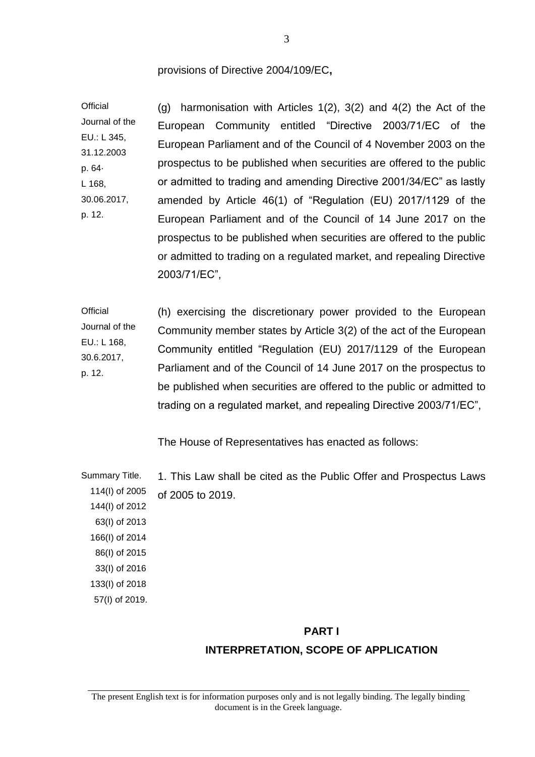provisions of Directive 2004/109/EC**,**

Official Journal of the EU.: L 345, 31.12.2003 p. 64· L 168, 30.06.2017, p. 12.

(g) harmonisation with Articles 1(2), 3(2) and 4(2) the Act of the European Community entitled "Directive 2003/71/EC of the European Parliament and of the Council of 4 November 2003 on the prospectus to be published when securities are offered to the public or admitted to trading and amending Directive 2001/34/EC" as lastly amended by Article 46(1) of "Regulation (EU) 2017/1129 of the European Parliament and of the Council of 14 June 2017 on the prospectus to be published when securities are offered to the public or admitted to trading on a regulated market, and repealing Directive 2003/71/EC",

Official Journal of the EU.: L 168, 30.6.2017, p. 12.

(h) exercising the discretionary power provided to the European Community member states by Article 3(2) of the act of the European Community entitled "Regulation (EU) 2017/1129 of the European Parliament and of the Council of 14 June 2017 on the prospectus to be published when securities are offered to the public or admitted to trading on a regulated market, and repealing Directive 2003/71/EC",

The House of Representatives has enacted as follows:

Summary Title. 114(I) of 2005 144(I) of 2012 63(I) of 2013 166(I) of 2014 86(I) of 2015 33(I) of 2016 133(I) of 2018 57(I) of 2019.

1. This Law shall be cited as the Public Offer and Prospectus Laws of 2005 to 2019.

## PART I
## INTERPRETATION, SCOPE OF APPLICATION

The present English text is for information purposes only and is not legally binding. The legally binding document is in the Greek language.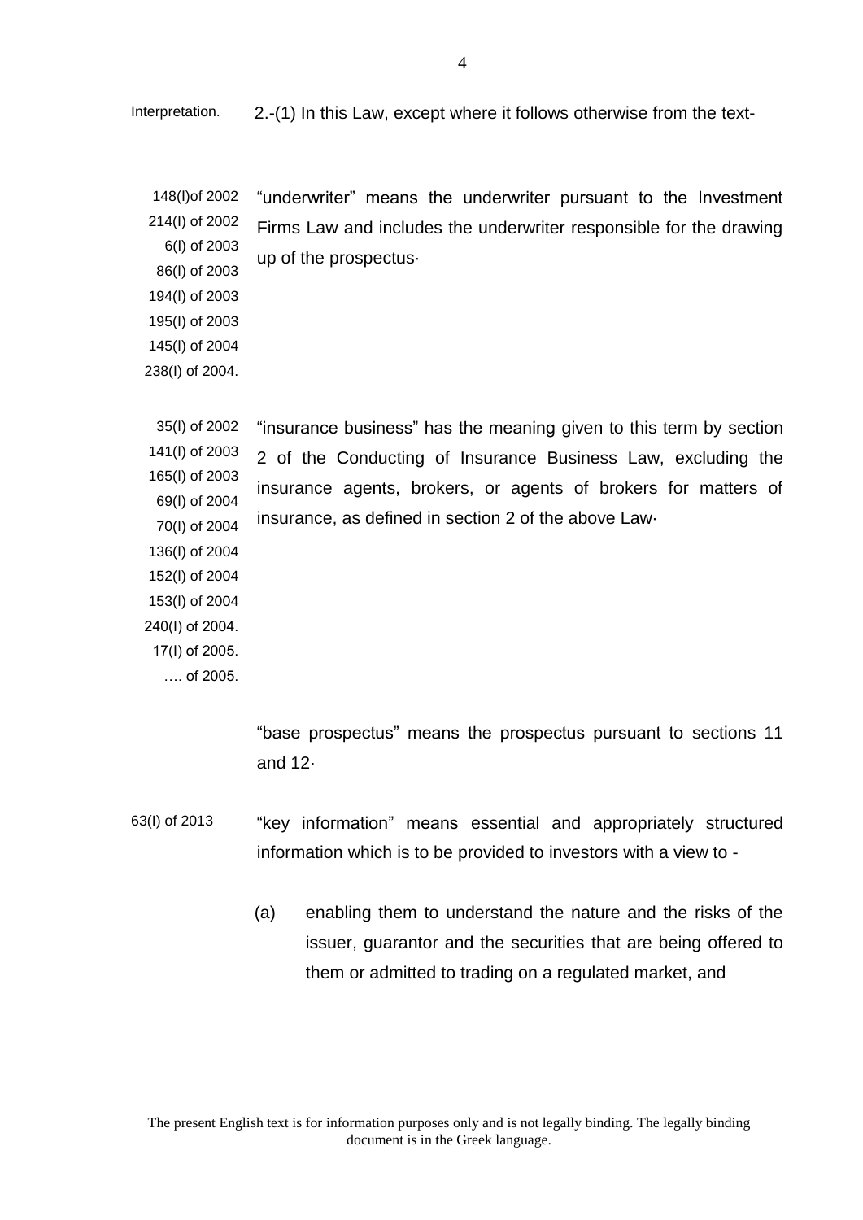Interpretation. 2.-(1) In this Law, except where it follows otherwise from the text-

148(I)of 2002
214(I) of 2002
6(I) of 2003
86(I) of 2003
194(I) of 2003
195(I) of 2003
145(I) of 2004
238(I) of 2004.

"underwriter" means the underwriter pursuant to the Investment Firms Law and includes the underwriter responsible for the drawing up of the prospectus·

35(I) of 2002
141(I) of 2003
165(I) of 2003
69(I) of 2004
70(I) of 2004
136(I) of 2004
152(I) of 2004
153(I) of 2004
240(I) of 2004.
17(I) of 2005.
…. of 2005.

"insurance business" has the meaning given to this term by section 2 of the Conducting of Insurance Business Law, excluding the insurance agents, brokers, or agents of brokers for matters of insurance, as defined in section 2 of the above Law·

"base prospectus" means the prospectus pursuant to sections 11 and 12·

63(I) of 2013

"key information" means essential and appropriately structured information which is to be provided to investors with a view to -

(a) enabling them to understand the nature and the risks of the issuer, guarantor and the securities that are being offered to them or admitted to trading on a regulated market, and

The present English text is for information purposes only and is not legally binding. The legally binding document is in the Greek language.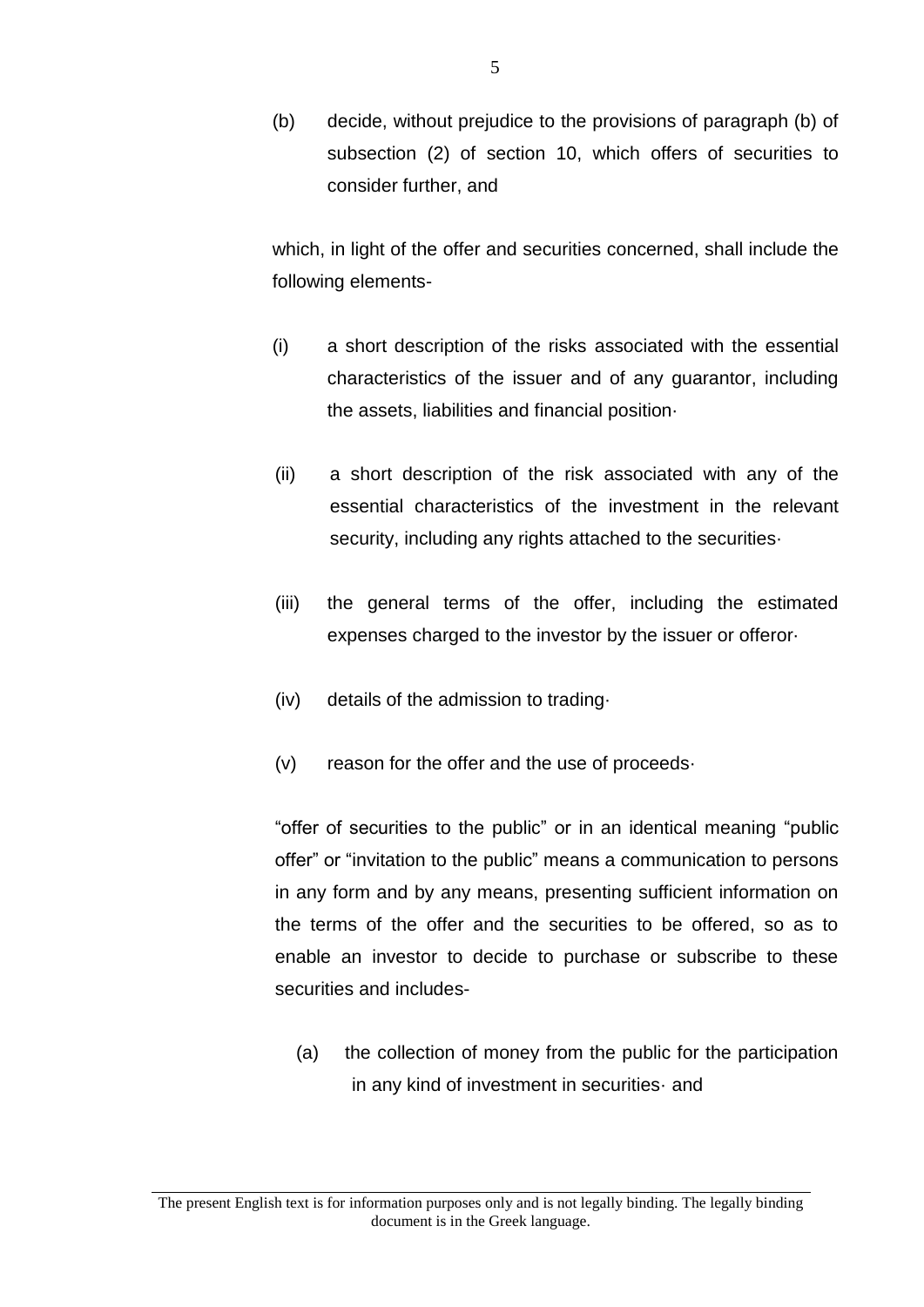(b) decide, without prejudice to the provisions of paragraph (b) of subsection (2) of section 10, which offers of securities to consider further, and

which, in light of the offer and securities concerned, shall include the following elements-

(i) a short description of the risks associated with the essential characteristics of the issuer and of any guarantor, including the assets, liabilities and financial position·

(ii) a short description of the risk associated with any of the essential characteristics of the investment in the relevant security, including any rights attached to the securities·

(iii) the general terms of the offer, including the estimated expenses charged to the investor by the issuer or offeror·

(iv) details of the admission to trading·

(v) reason for the offer and the use of proceeds·

“offer of securities to the public” or in an identical meaning “public offer” or “invitation to the public” means a communication to persons in any form and by any means, presenting sufficient information on the terms of the offer and the securities to be offered, so as to enable an investor to decide to purchase or subscribe to these securities and includes-

(a) the collection of money from the public for the participation in any kind of investment in securities· and

The present English text is for information purposes only and is not legally binding. The legally binding document is in the Greek language.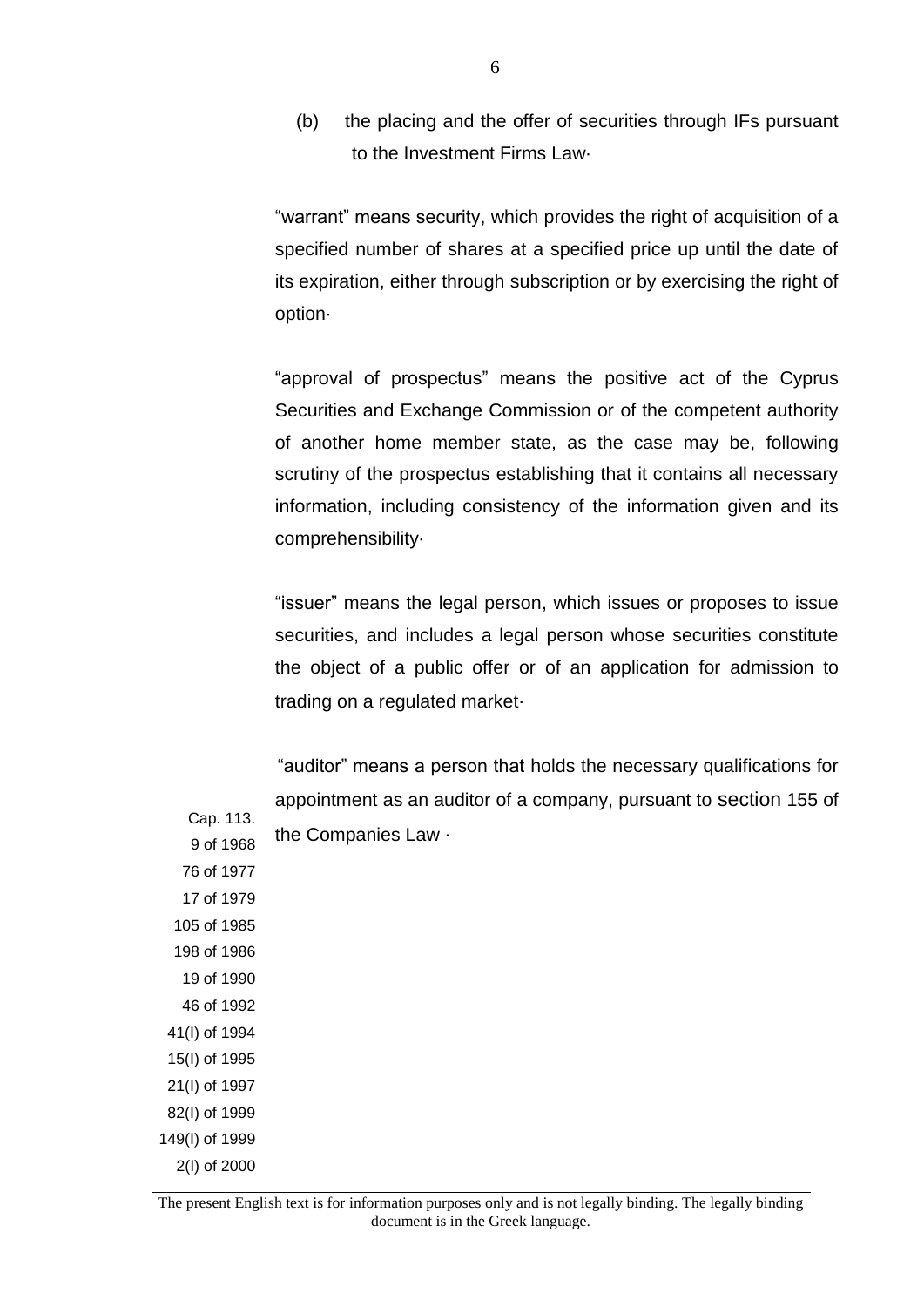(b) the placing and the offer of securities through IFs pursuant to the Investment Firms Law·

"warrant" means security, which provides the right of acquisition of a specified number of shares at a specified price up until the date of its expiration, either through subscription or by exercising the right of option·

"approval of prospectus" means the positive act of the Cyprus Securities and Exchange Commission or of the competent authority of another home member state, as the case may be, following scrutiny of the prospectus establishing that it contains all necessary information, including consistency of the information given and its comprehensibility·

"issuer" means the legal person, which issues or proposes to issue securities, and includes a legal person whose securities constitute the object of a public offer or of an application for admission to trading on a regulated market·

Cap. 113.
9 of 1968
76 of 1977
17 of 1979
105 of 1985
198 of 1986
19 of 1990
46 of 1992
41(I) of 1994
15(I) of 1995
21(I) of 1997
82(I) of 1999
149(I) of 1999
2(I) of 2000

"auditor" means a person that holds the necessary qualifications for appointment as an auditor of a company, pursuant to section 155 of the Companies Law ·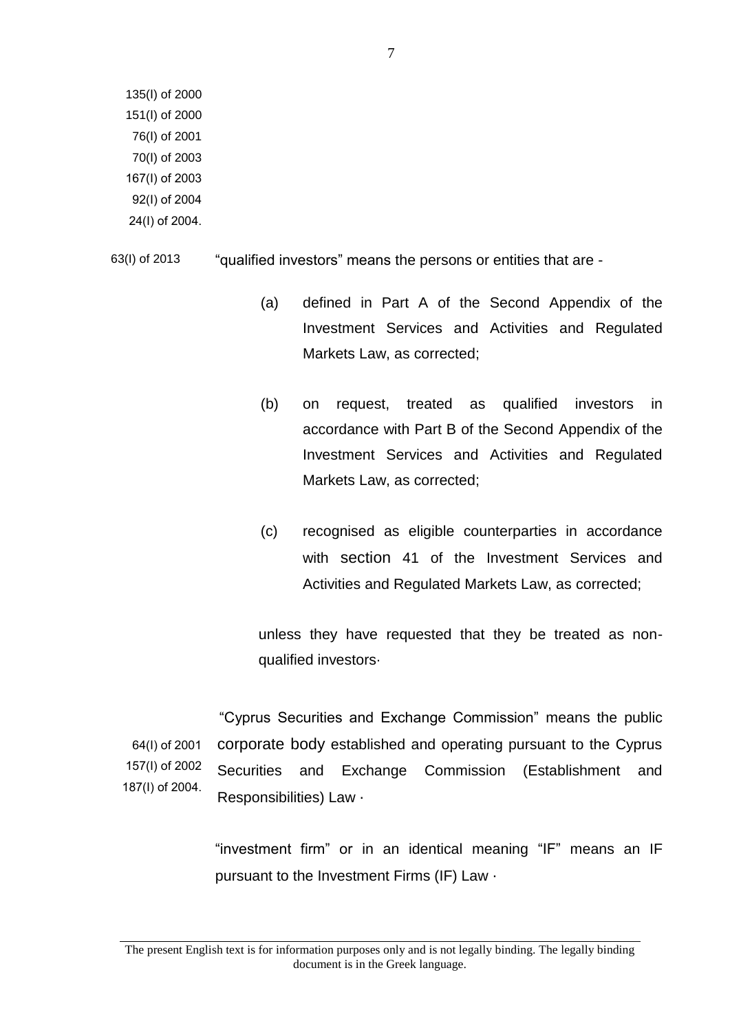135(I) of 2000
151(I) of 2000
76(I) of 2001
70(I) of 2003
167(I) of 2003
92(I) of 2004
24(I) of 2004.

63(I) of 2013

"qualified investors" means the persons or entities that are -

(a) defined in Part A of the Second Appendix of the Investment Services and Activities and Regulated Markets Law, as corrected;

(b) on request, treated as qualified investors in accordance with Part B of the Second Appendix of the Investment Services and Activities and Regulated Markets Law, as corrected;

(c) recognised as eligible counterparties in accordance with section 41 of the Investment Services and Activities and Regulated Markets Law, as corrected;

unless they have requested that they be treated as non-qualified investors·

64(I) of 2001
157(I) of 2002
187(I) of 2004.

"Cyprus Securities and Exchange Commission" means the public corporate body established and operating pursuant to the Cyprus Securities and Exchange Commission (Establishment and Responsibilities) Law ·

"investment firm" or in an identical meaning "IF" means an IF pursuant to the Investment Firms (IF) Law ·

The present English text is for information purposes only and is not legally binding. The legally binding document is in the Greek language.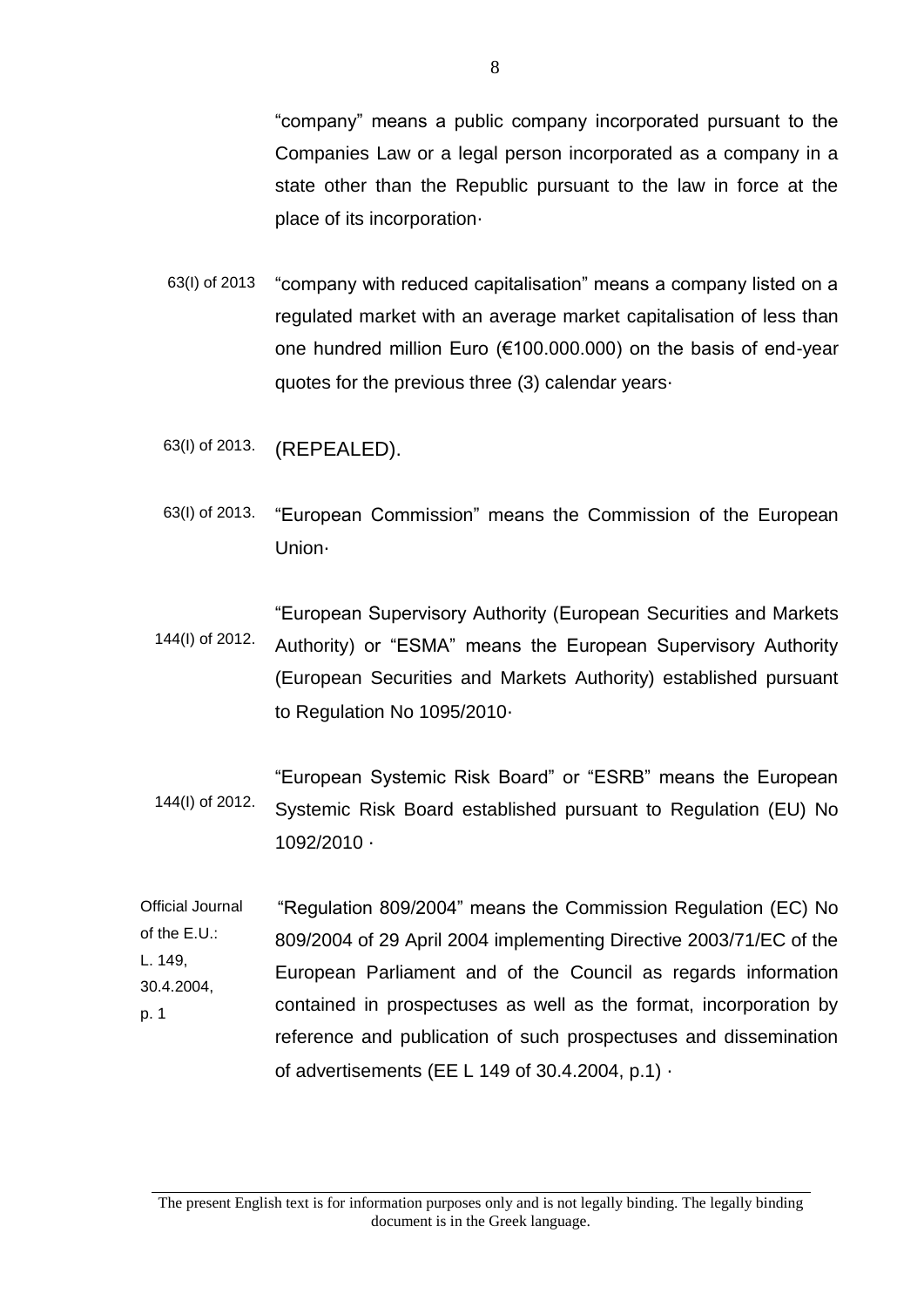"company" means a public company incorporated pursuant to the Companies Law or a legal person incorporated as a company in a state other than the Republic pursuant to the law in force at the place of its incorporation·

63(I) of 2013 "company with reduced capitalisation" means a company listed on a regulated market with an average market capitalisation of less than one hundred million Euro (€100.000.000) on the basis of end-year quotes for the previous three (3) calendar years·

63(I) of 2013. (REPEALED).

63(I) of 2013. "European Commission" means the Commission of the European Union·

144(I) of 2012. "European Supervisory Authority (European Securities and Markets Authority) or "ESMA" means the European Supervisory Authority (European Securities and Markets Authority) established pursuant to Regulation No 1095/2010·

144(I) of 2012. "European Systemic Risk Board" or "ESRB" means the European Systemic Risk Board established pursuant to Regulation (EU) No 1092/2010 ·

Official Journal of the E.U.: L. 149, 30.4.2004, p. 1

"Regulation 809/2004" means the Commission Regulation (EC) No 809/2004 of 29 April 2004 implementing Directive 2003/71/EC of the European Parliament and of the Council as regards information contained in prospectuses as well as the format, incorporation by reference and publication of such prospectuses and dissemination of advertisements (EE L 149 of 30.4.2004, p.1) ·

The present English text is for information purposes only and is not legally binding. The legally binding document is in the Greek language.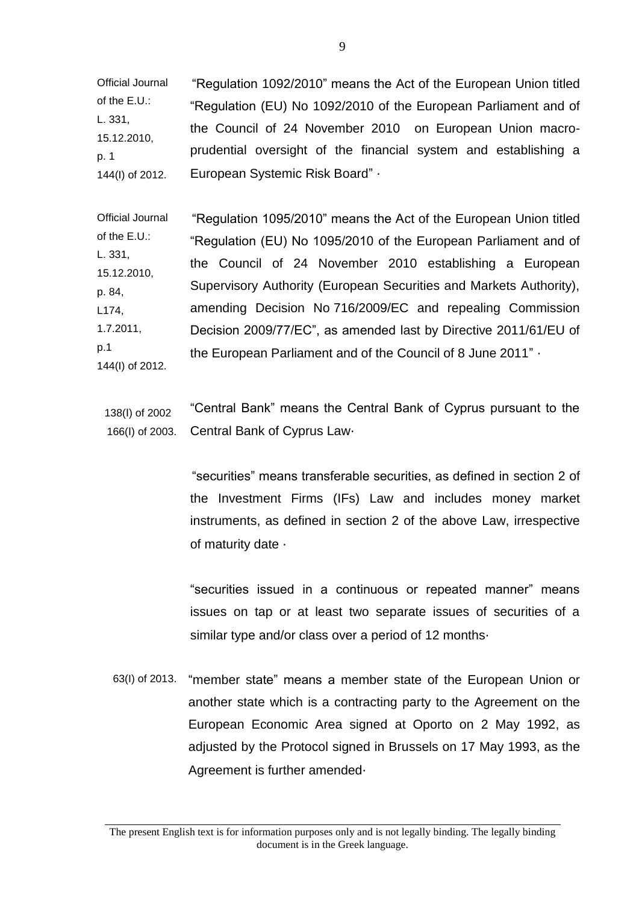Official Journal of the E.U.: L. 331, 15.12.2010, p. 1
144(I) of 2012.

"Regulation 1092/2010" means the Act of the European Union titled "Regulation (EU) No 1092/2010 of the European Parliament and of the Council of 24 November 2010 on European Union macro-prudential oversight of the financial system and establishing a European Systemic Risk Board" ·

Official Journal of the E.U.: L. 331, 15.12.2010, p. 84, L174, 1.7.2011, p.1
144(I) of 2012.

"Regulation 1095/2010" means the Act of the European Union titled "Regulation (EU) No 1095/2010 of the European Parliament and of the Council of 24 November 2010 establishing a European Supervisory Authority (European Securities and Markets Authority), amending Decision No 716/2009/EC and repealing Commission Decision 2009/77/EC", as amended last by Directive 2011/61/EU of the European Parliament and of the Council of 8 June 2011" ·

138(I) of 2002
166(I) of 2003.

"Central Bank" means the Central Bank of Cyprus pursuant to the Central Bank of Cyprus Law·

"securities" means transferable securities, as defined in section 2 of the Investment Firms (IFs) Law and includes money market instruments, as defined in section 2 of the above Law, irrespective of maturity date ·

"securities issued in a continuous or repeated manner" means issues on tap or at least two separate issues of securities of a similar type and/or class over a period of 12 months·

63(I) of 2013.

"member state" means a member state of the European Union or another state which is a contracting party to the Agreement on the European Economic Area signed at Oporto on 2 May 1992, as adjusted by the Protocol signed in Brussels on 17 May 1993, as the Agreement is further amended·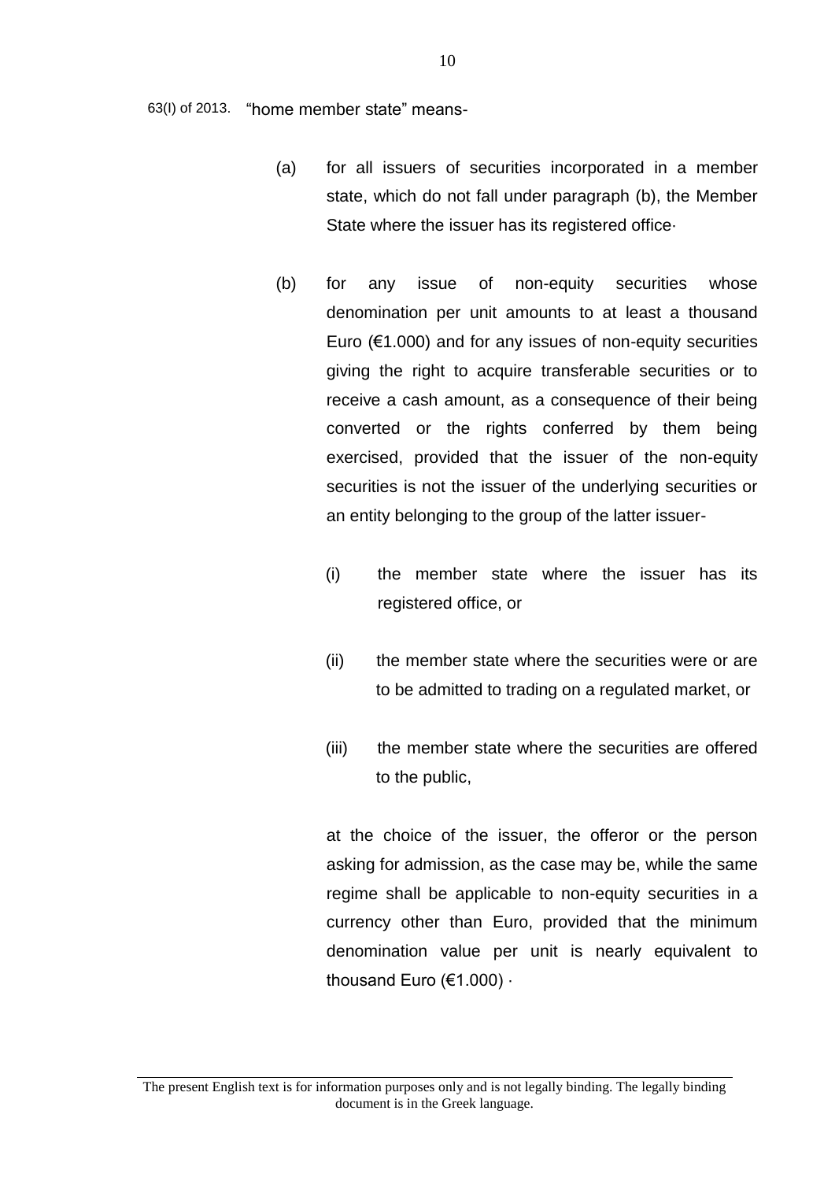63(I) of 2013. "home member state" means-

(a) for all issuers of securities incorporated in a member state, which do not fall under paragraph (b), the Member State where the issuer has its registered office·

(b) for any issue of non-equity securities whose denomination per unit amounts to at least a thousand Euro (€1.000) and for any issues of non-equity securities giving the right to acquire transferable securities or to receive a cash amount, as a consequence of their being converted or the rights conferred by them being exercised, provided that the issuer of the non-equity securities is not the issuer of the underlying securities or an entity belonging to the group of the latter issuer-

(i) the member state where the issuer has its registered office, or

(ii) the member state where the securities were or are to be admitted to trading on a regulated market, or

(iii) the member state where the securities are offered to the public,

at the choice of the issuer, the offeror or the person asking for admission, as the case may be, while the same regime shall be applicable to non-equity securities in a currency other than Euro, provided that the minimum denomination value per unit is nearly equivalent to thousand Euro (€1.000) ·

The present English text is for information purposes only and is not legally binding. The legally binding document is in the Greek language.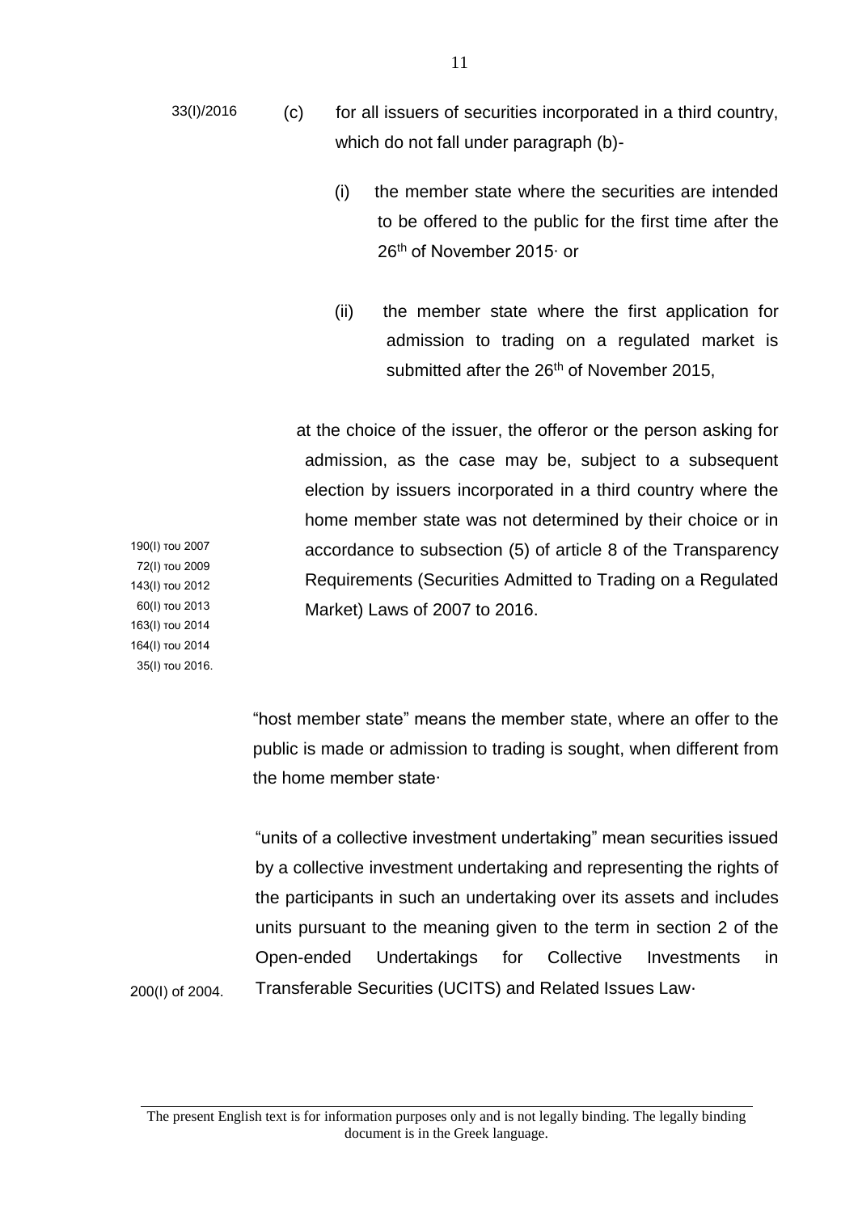33(I)/2016

(c) for all issuers of securities incorporated in a third country, which do not fall under paragraph (b)-

(i) the member state where the securities are intended to be offered to the public for the first time after the 26th of November 2015· or

(ii) the member state where the first application for admission to trading on a regulated market is submitted after the 26th of November 2015,

at the choice of the issuer, the offeror or the person asking for admission, as the case may be, subject to a subsequent election by issuers incorporated in a third country where the home member state was not determined by their choice or in accordance to subsection (5) of article 8 of the Transparency Requirements (Securities Admitted to Trading on a Regulated Market) Laws of 2007 to 2016.

190(I) του 2007
72(I) του 2009
143(I) του 2012
60(I) του 2013
163(I) του 2014
164(I) του 2014
35(I) του 2016.

"host member state" means the member state, where an offer to the public is made or admission to trading is sought, when different from the home member state·

"units of a collective investment undertaking" mean securities issued by a collective investment undertaking and representing the rights of the participants in such an undertaking over its assets and includes units pursuant to the meaning given to the term in section 2 of the Open-ended Undertakings for Collective Investments in Transferable Securities (UCITS) and Related Issues Law·

200(I) of 2004.

The present English text is for information purposes only and is not legally binding. The legally binding document is in the Greek language.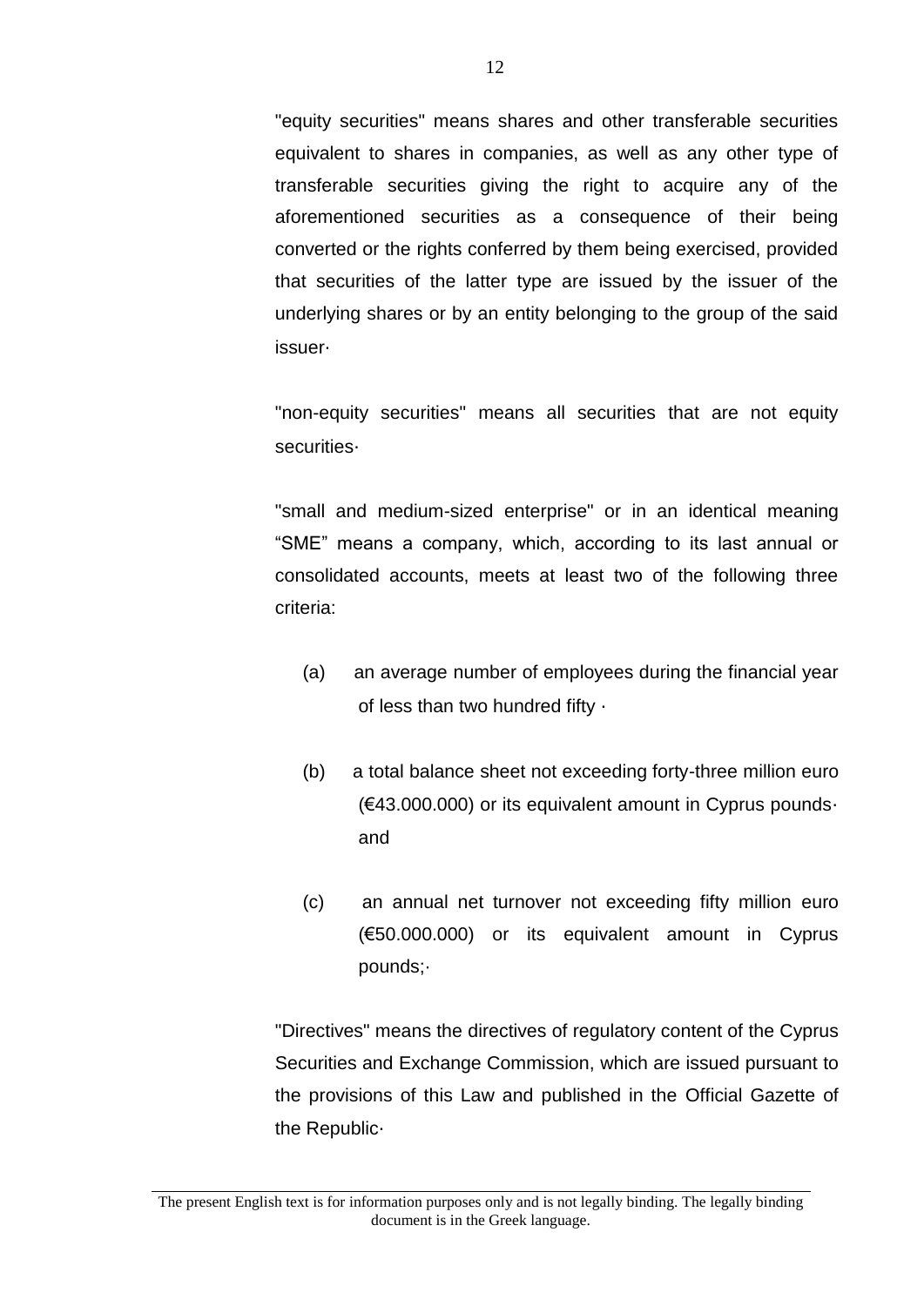"equity securities" means shares and other transferable securities equivalent to shares in companies, as well as any other type of transferable securities giving the right to acquire any of the aforementioned securities as a consequence of their being converted or the rights conferred by them being exercised, provided that securities of the latter type are issued by the issuer of the underlying shares or by an entity belonging to the group of the said issuer·

"non-equity securities" means all securities that are not equity securities·

"small and medium-sized enterprise" or in an identical meaning "SME" means a company, which, according to its last annual or consolidated accounts, meets at least two of the following three criteria:

(a) an average number of employees during the financial year of less than two hundred fifty ·

(b) a total balance sheet not exceeding forty-three million euro (€43.000.000) or its equivalent amount in Cyprus pounds· and

(c) an annual net turnover not exceeding fifty million euro (€50.000.000) or its equivalent amount in Cyprus pounds;·

"Directives" means the directives of regulatory content of the Cyprus Securities and Exchange Commission, which are issued pursuant to the provisions of this Law and published in the Official Gazette of the Republic·

The present English text is for information purposes only and is not legally binding. The legally binding document is in the Greek language.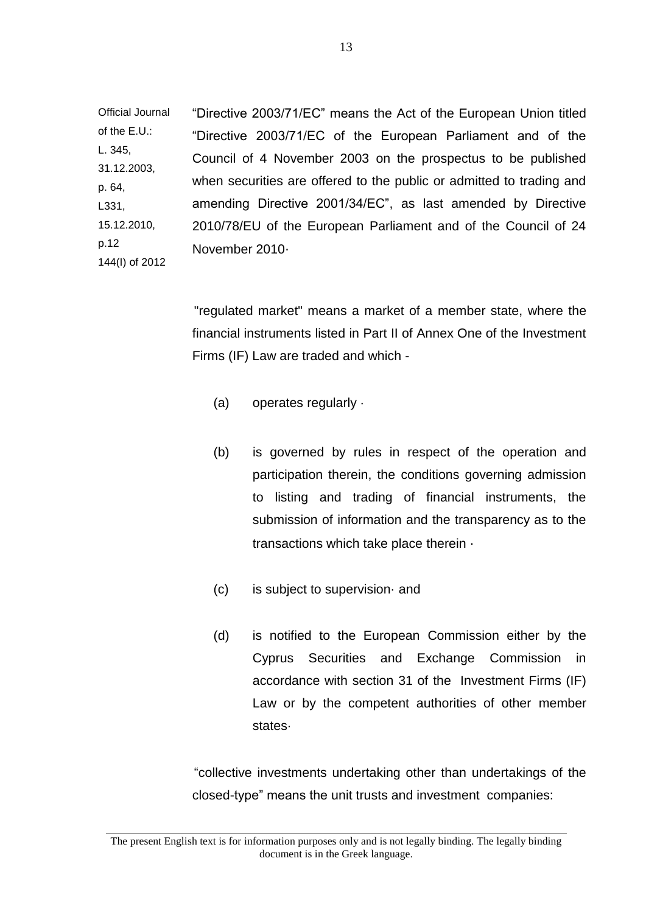Official Journal of the E.U.: L. 345, 31.12.2003, p. 64, L331, 15.12.2010, p.12 144(I) of 2012

"Directive 2003/71/EC" means the Act of the European Union titled "Directive 2003/71/EC of the European Parliament and of the Council of 4 November 2003 on the prospectus to be published when securities are offered to the public or admitted to trading and amending Directive 2001/34/EC", as last amended by Directive 2010/78/EU of the European Parliament and of the Council of 24 November 2010·

"regulated market" means a market of a member state, where the financial instruments listed in Part II of Annex One of the Investment Firms (IF) Law are traded and which -

(a) operates regularly ·

(b) is governed by rules in respect of the operation and participation therein, the conditions governing admission to listing and trading of financial instruments, the submission of information and the transparency as to the transactions which take place therein ·

(c) is subject to supervision· and

(d) is notified to the European Commission either by the Cyprus Securities and Exchange Commission in accordance with section 31 of the Investment Firms (IF) Law or by the competent authorities of other member states·

"collective investments undertaking other than undertakings of the closed-type" means the unit trusts and investment companies: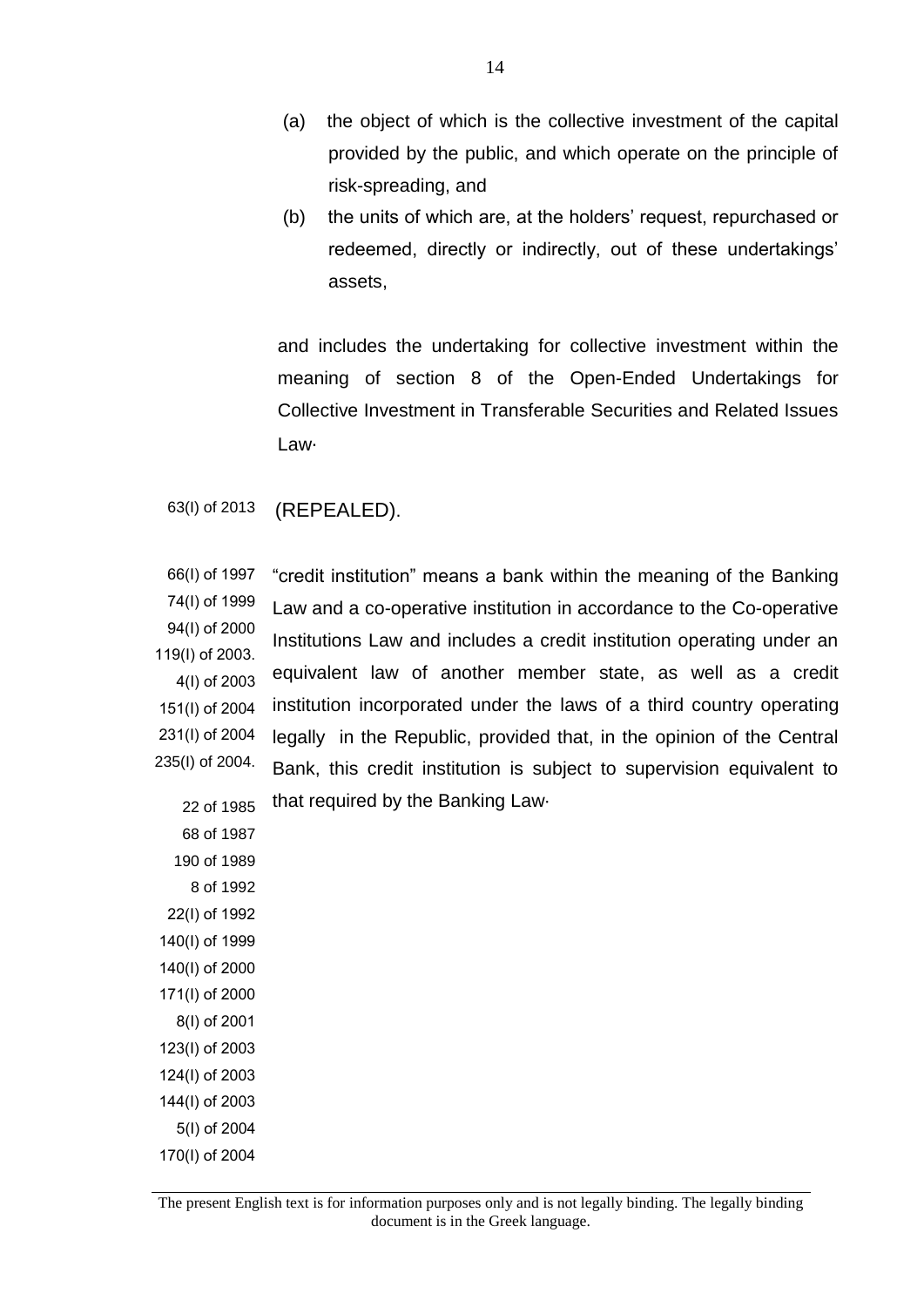(a) the object of which is the collective investment of the capital provided by the public, and which operate on the principle of risk-spreading, and

(b) the units of which are, at the holders' request, repurchased or redeemed, directly or indirectly, out of these undertakings' assets,

and includes the undertaking for collective investment within the meaning of section 8 of the Open-Ended Undertakings for Collective Investment in Transferable Securities and Related Issues Law·

63(I) of 2013

(REPEALED).

66(I) of 1997
74(I) of 1999
94(I) of 2000
119(I) of 2003.
4(I) of 2003
151(I) of 2004
231(I) of 2004
235(I) of 2004.

"credit institution" means a bank within the meaning of the Banking Law and a co-operative institution in accordance to the Co-operative Institutions Law and includes a credit institution operating under an equivalent law of another member state, as well as a credit institution incorporated under the laws of a third country operating legally in the Republic, provided that, in the opinion of the Central Bank, this credit institution is subject to supervision equivalent to that required by the Banking Law·

22 of 1985
68 of 1987
190 of 1989
8 of 1992
22(I) of 1992
140(I) of 1999
140(I) of 2000
171(I) of 2000
8(I) of 2001
123(I) of 2003
124(I) of 2003
144(I) of 2003
5(I) of 2004
170(I) of 2004

The present English text is for information purposes only and is not legally binding. The legally binding document is in the Greek language.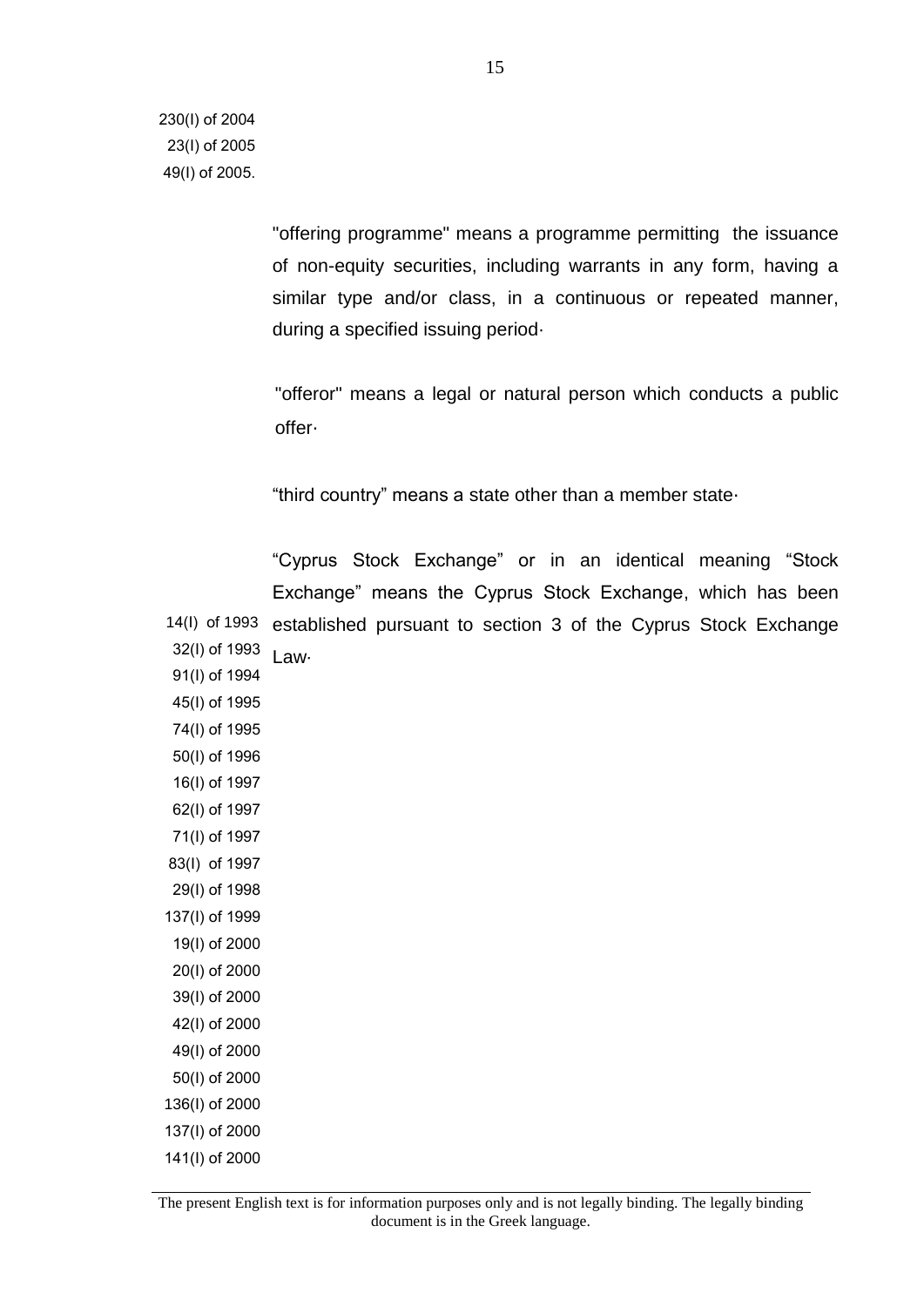230(I) of 2004
23(I) of 2005
49(I) of 2005.

"offering programme" means a programme permitting the issuance of non-equity securities, including warrants in any form, having a similar type and/or class, in a continuous or repeated manner, during a specified issuing period·

"offeror" means a legal or natural person which conducts a public offer·

"third country" means a state other than a member state·

"Cyprus Stock Exchange" or in an identical meaning "Stock Exchange" means the Cyprus Stock Exchange, which has been established pursuant to section 3 of the Cyprus Stock Exchange Law·

14(I) of 1993
32(I) of 1993
91(I) of 1994
45(I) of 1995
74(I) of 1995
50(I) of 1996
16(I) of 1997
62(I) of 1997
71(I) of 1997
83(I) of 1997
29(I) of 1998
137(I) of 1999
19(I) of 2000
20(I) of 2000
39(I) of 2000
42(I) of 2000
49(I) of 2000
50(I) of 2000
136(I) of 2000
137(I) of 2000
141(I) of 2000

The present English text is for information purposes only and is not legally binding. The legally binding document is in the Greek language.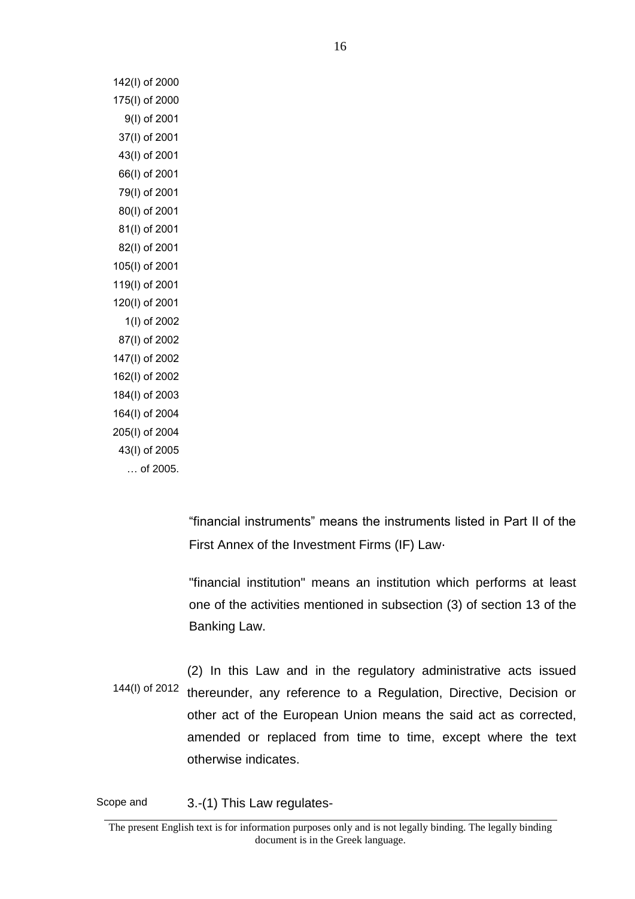142(I) of 2000
175(I) of 2000
9(I) of 2001
37(I) of 2001
43(I) of 2001
66(I) of 2001
79(I) of 2001
80(I) of 2001
81(I) of 2001
82(I) of 2001
105(I) of 2001
119(I) of 2001
120(I) of 2001
1(I) of 2002
87(I) of 2002
147(I) of 2002
162(I) of 2002
184(I) of 2003
164(I) of 2004
205(I) of 2004
43(I) of 2005
… of 2005.

"financial instruments" means the instruments listed in Part II of the First Annex of the Investment Firms (IF) Law·

"financial institution" means an institution which performs at least one of the activities mentioned in subsection (3) of section 13 of the Banking Law.

144(I) of 2012

(2) In this Law and in the regulatory administrative acts issued thereunder, any reference to a Regulation, Directive, Decision or other act of the European Union means the said act as corrected, amended or replaced from time to time, except where the text otherwise indicates.

Scope and

3.-(1) This Law regulates-

The present English text is for information purposes only and is not legally binding. The legally binding document is in the Greek language.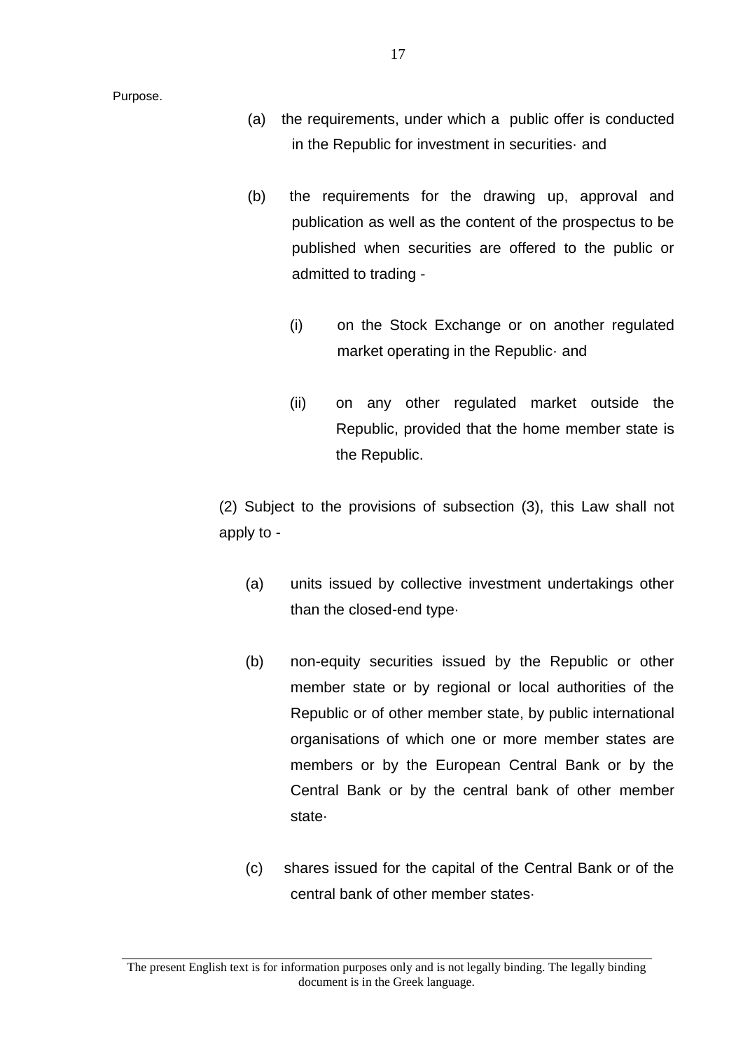Purpose.

(a) the requirements, under which a public offer is conducted in the Republic for investment in securities· and

(b) the requirements for the drawing up, approval and publication as well as the content of the prospectus to be published when securities are offered to the public or admitted to trading -

(i) on the Stock Exchange or on another regulated market operating in the Republic· and

(ii) on any other regulated market outside the Republic, provided that the home member state is the Republic.

(2) Subject to the provisions of subsection (3), this Law shall not apply to -

(a) units issued by collective investment undertakings other than the closed-end type·

(b) non-equity securities issued by the Republic or other member state or by regional or local authorities of the Republic or of other member state, by public international organisations of which one or more member states are members or by the European Central Bank or by the Central Bank or by the central bank of other member state·

(c) shares issued for the capital of the Central Bank or of the central bank of other member states·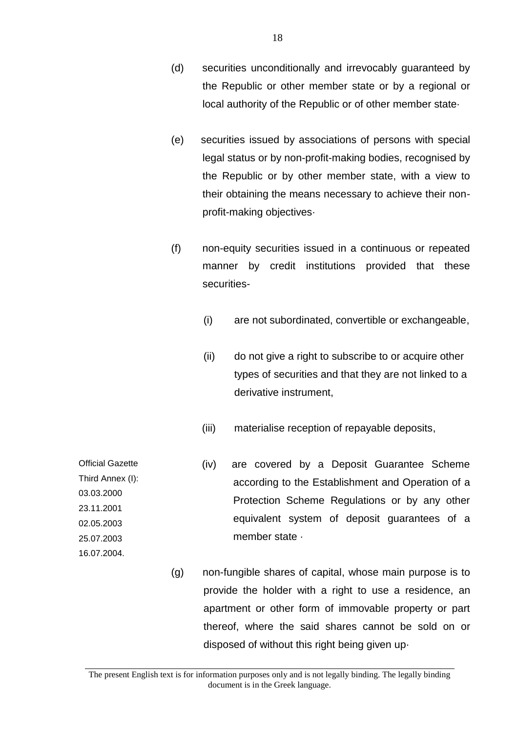(d) securities unconditionally and irrevocably guaranteed by the Republic or other member state or by a regional or local authority of the Republic or of other member state·

(e) securities issued by associations of persons with special legal status or by non-profit-making bodies, recognised by the Republic or by other member state, with a view to their obtaining the means necessary to achieve their non-profit-making objectives·

(f) non-equity securities issued in a continuous or repeated manner by credit institutions provided that these securities-

(i) are not subordinated, convertible or exchangeable,

(ii) do not give a right to subscribe to or acquire other types of securities and that they are not linked to a derivative instrument,

(iii) materialise reception of repayable deposits,

Official Gazette Third Annex (I): 03.03.2000 23.11.2001 02.05.2003 25.07.2003 16.07.2004.

(iv) are covered by a Deposit Guarantee Scheme according to the Establishment and Operation of a Protection Scheme Regulations or by any other equivalent system of deposit guarantees of a member state ·

(g) non-fungible shares of capital, whose main purpose is to provide the holder with a right to use a residence, an apartment or other form of immovable property or part thereof, where the said shares cannot be sold on or disposed of without this right being given up·

The present English text is for information purposes only and is not legally binding. The legally binding document is in the Greek language.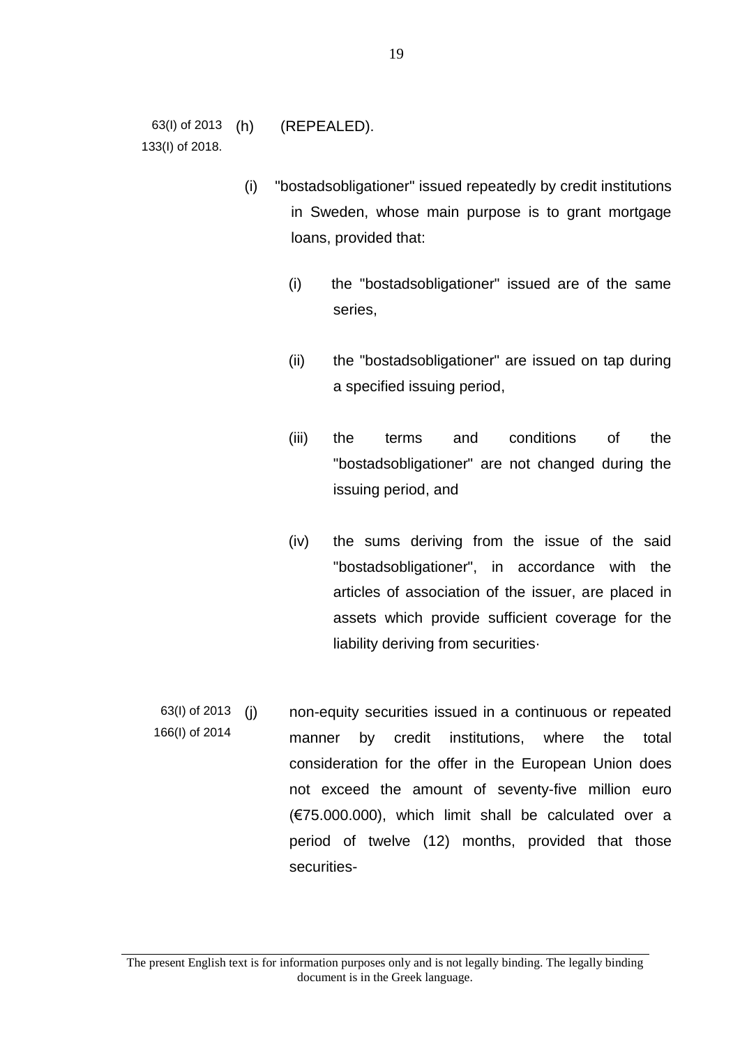63(I) of 2013
133(I) of 2018.

(h) (REPEALED).

(i) "bostadsobligationer" issued repeatedly by credit institutions in Sweden, whose main purpose is to grant mortgage loans, provided that:

(i) the "bostadsobligationer" issued are of the same series,

(ii) the "bostadsobligationer" are issued on tap during a specified issuing period,

(iii) the terms and conditions of the "bostadsobligationer" are not changed during the issuing period, and

(iv) the sums deriving from the issue of the said "bostadsobligationer", in accordance with the articles of association of the issuer, are placed in assets which provide sufficient coverage for the liability deriving from securities·

63(I) of 2013
166(I) of 2014

(j) non-equity securities issued in a continuous or repeated manner by credit institutions, where the total consideration for the offer in the European Union does not exceed the amount of seventy-five million euro (€75.000.000), which limit shall be calculated over a period of twelve (12) months, provided that those securities-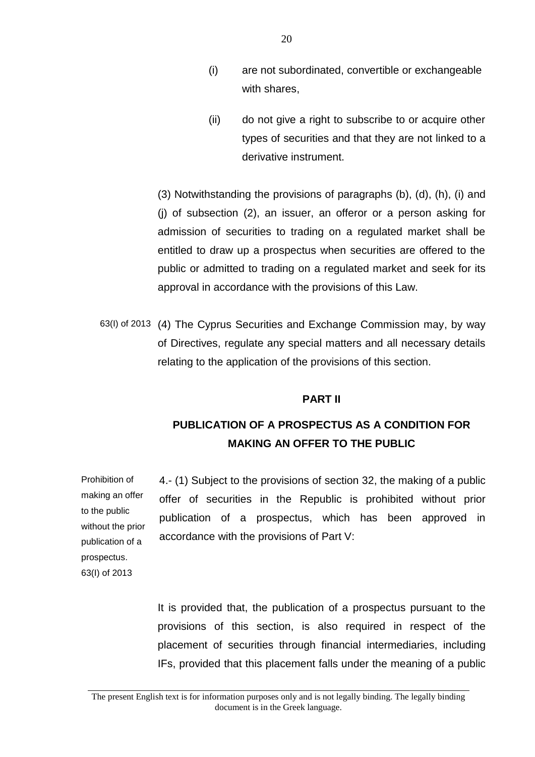(i) are not subordinated, convertible or exchangeable with shares,

(ii) do not give a right to subscribe to or acquire other types of securities and that they are not linked to a derivative instrument.

(3) Notwithstanding the provisions of paragraphs (b), (d), (h), (i) and (j) of subsection (2), an issuer, an offeror or a person asking for admission of securities to trading on a regulated market shall be entitled to draw up a prospectus when securities are offered to the public or admitted to trading on a regulated market and seek for its approval in accordance with the provisions of this Law.

63(I) of 2013

(4) The Cyprus Securities and Exchange Commission may, by way of Directives, regulate any special matters and all necessary details relating to the application of the provisions of this section.

## PART II

## PUBLICATION OF A PROSPECTUS AS A CONDITION FOR MAKING AN OFFER TO THE PUBLIC

Prohibition of making an offer to the public without the prior publication of a prospectus.
63(I) of 2013

4.- (1) Subject to the provisions of section 32, the making of a public offer of securities in the Republic is prohibited without prior publication of a prospectus, which has been approved in accordance with the provisions of Part V:

It is provided that, the publication of a prospectus pursuant to the provisions of this section, is also required in respect of the placement of securities through financial intermediaries, including IFs, provided that this placement falls under the meaning of a public

The present English text is for information purposes only and is not legally binding. The legally binding document is in the Greek language.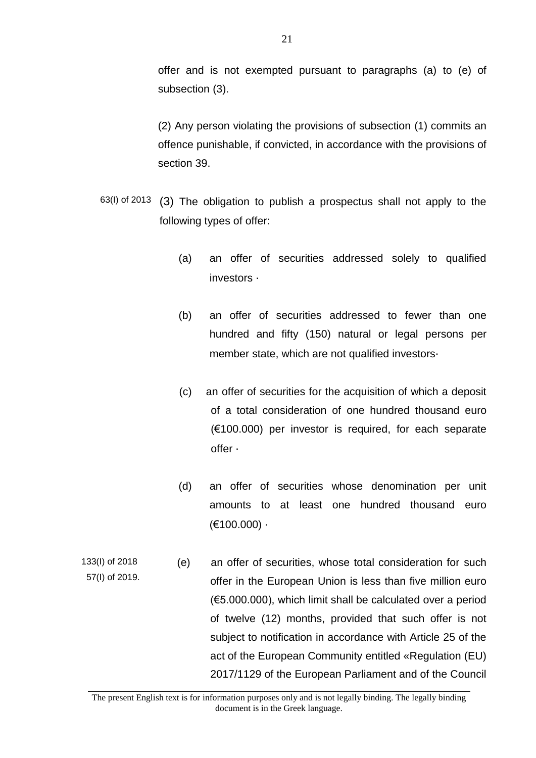offer and is not exempted pursuant to paragraphs (a) to (e) of subsection (3).

(2) Any person violating the provisions of subsection (1) commits an offence punishable, if convicted, in accordance with the provisions of section 39.

63(I) of 2013

(3) The obligation to publish a prospectus shall not apply to the following types of offer:

(a) an offer of securities addressed solely to qualified investors ·

(b) an offer of securities addressed to fewer than one hundred and fifty (150) natural or legal persons per member state, which are not qualified investors·

(c) an offer of securities for the acquisition of which a deposit of a total consideration of one hundred thousand euro (€100.000) per investor is required, for each separate offer ·

(d) an offer of securities whose denomination per unit amounts to at least one hundred thousand euro (€100.000) ·

133(I) of 2018
57(I) of 2019.

(e) an offer of securities, whose total consideration for such offer in the European Union is less than five million euro (€5.000.000), which limit shall be calculated over a period of twelve (12) months, provided that such offer is not subject to notification in accordance with Article 25 of the act of the European Community entitled «Regulation (EU) 2017/1129 of the European Parliament and of the Council

The present English text is for information purposes only and is not legally binding. The legally binding document is in the Greek language.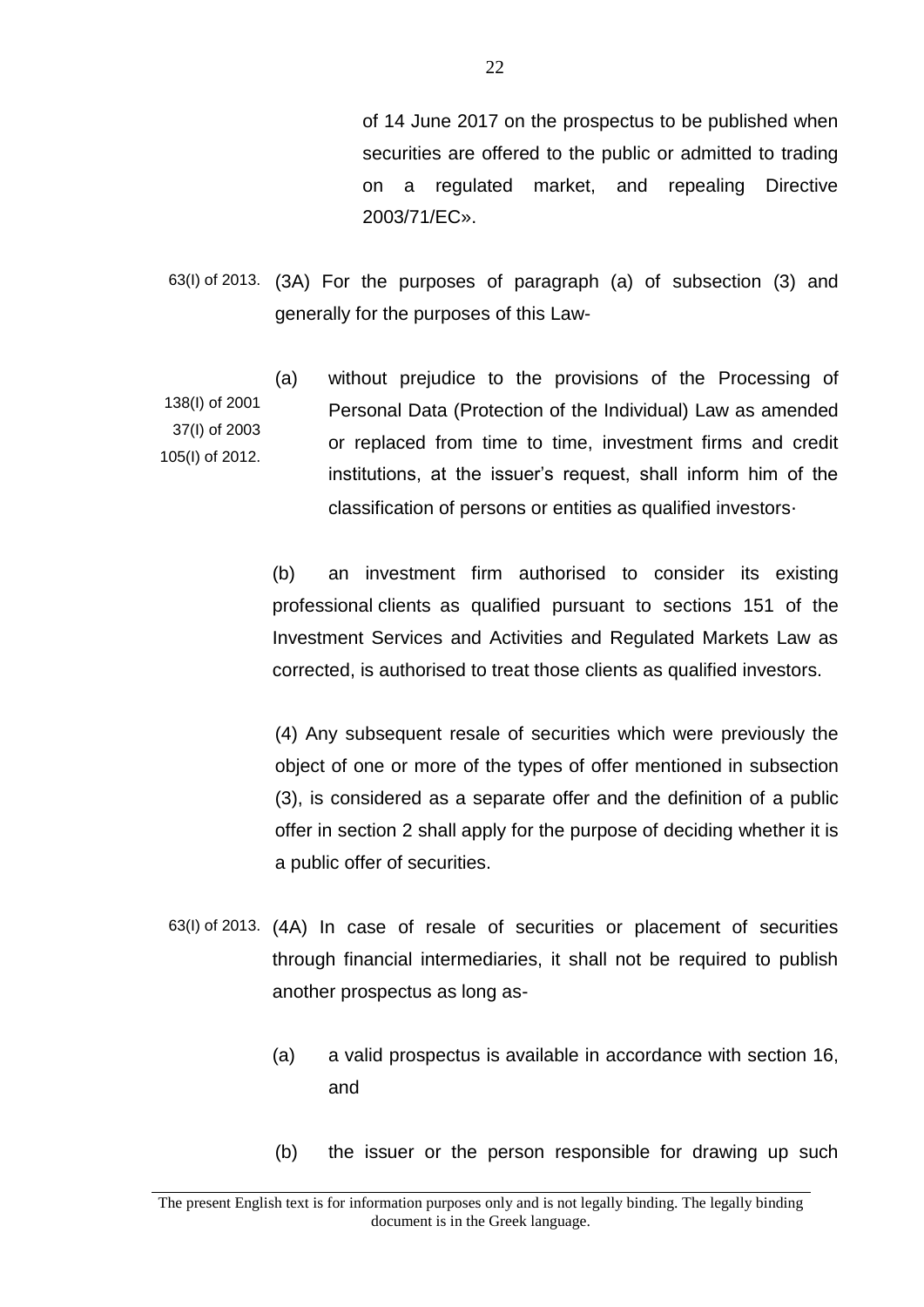of 14 June 2017 on the prospectus to be published when securities are offered to the public or admitted to trading on a regulated market, and repealing Directive 2003/71/EC».

63(I) of 2013. (3A) For the purposes of paragraph (a) of subsection (3) and generally for the purposes of this Law-

138(I) of 2001
37(I) of 2003
105(I) of 2012.

(a) without prejudice to the provisions of the Processing of Personal Data (Protection of the Individual) Law as amended or replaced from time to time, investment firms and credit institutions, at the issuer's request, shall inform him of the classification of persons or entities as qualified investors·

(b) an investment firm authorised to consider its existing professional clients as qualified pursuant to sections 151 of the Investment Services and Activities and Regulated Markets Law as corrected, is authorised to treat those clients as qualified investors.

(4) Any subsequent resale of securities which were previously the object of one or more of the types of offer mentioned in subsection (3), is considered as a separate offer and the definition of a public offer in section 2 shall apply for the purpose of deciding whether it is a public offer of securities.

63(I) of 2013. (4A) In case of resale of securities or placement of securities through financial intermediaries, it shall not be required to publish another prospectus as long as-

(a) a valid prospectus is available in accordance with section 16, and

(b) the issuer or the person responsible for drawing up such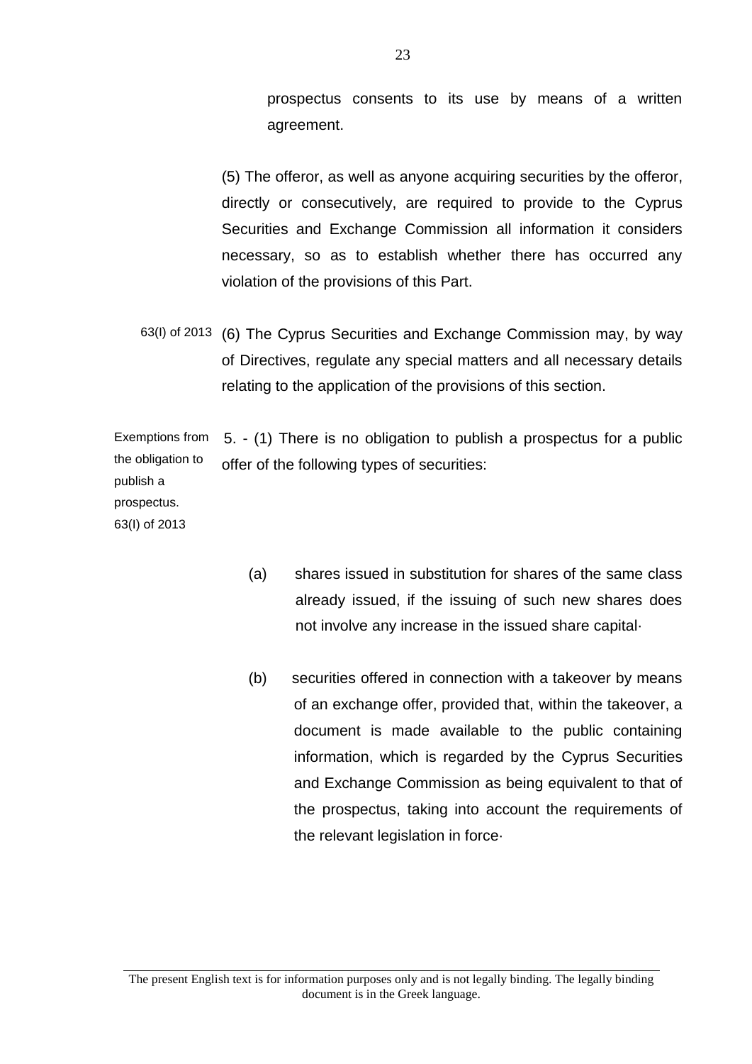prospectus consents to its use by means of a written agreement.

(5) The offeror, as well as anyone acquiring securities by the offeror, directly or consecutively, are required to provide to the Cyprus Securities and Exchange Commission all information it considers necessary, so as to establish whether there has occurred any violation of the provisions of this Part.

63(I) of 2013

(6) The Cyprus Securities and Exchange Commission may, by way of Directives, regulate any special matters and all necessary details relating to the application of the provisions of this section.

Exemptions from the obligation to publish a prospectus.
63(I) of 2013

5. - (1) There is no obligation to publish a prospectus for a public offer of the following types of securities:

(a) shares issued in substitution for shares of the same class already issued, if the issuing of such new shares does not involve any increase in the issued share capital·

(b) securities offered in connection with a takeover by means of an exchange offer, provided that, within the takeover, a document is made available to the public containing information, which is regarded by the Cyprus Securities and Exchange Commission as being equivalent to that of the prospectus, taking into account the requirements of the relevant legislation in force·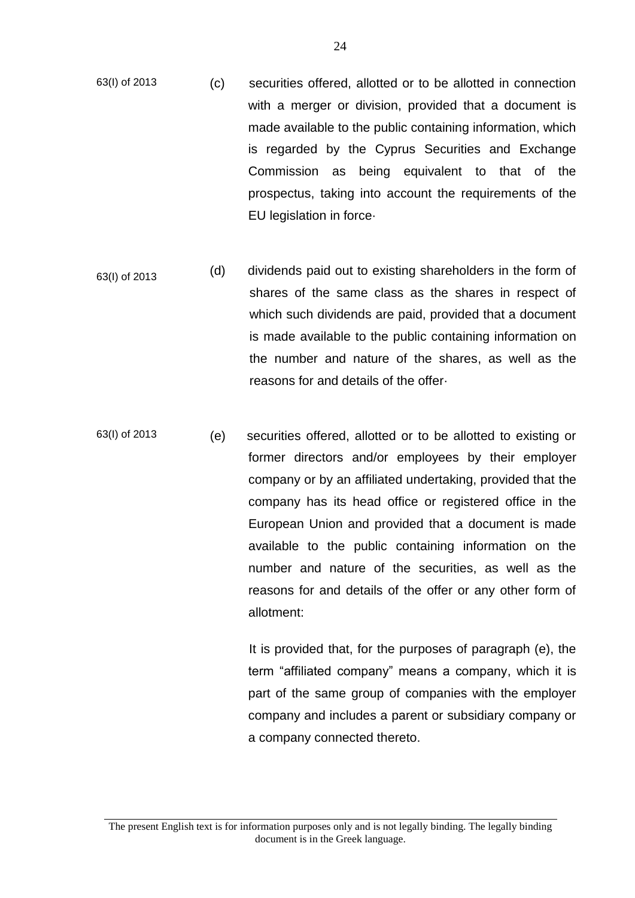63(I) of 2013 (c) securities offered, allotted or to be allotted in connection with a merger or division, provided that a document is made available to the public containing information, which is regarded by the Cyprus Securities and Exchange Commission as being equivalent to that of the prospectus, taking into account the requirements of the EU legislation in force·

63(I) of 2013 (d) dividends paid out to existing shareholders in the form of shares of the same class as the shares in respect of which such dividends are paid, provided that a document is made available to the public containing information on the number and nature of the shares, as well as the reasons for and details of the offer·

63(I) of 2013 (e) securities offered, allotted or to be allotted to existing or former directors and/or employees by their employer company or by an affiliated undertaking, provided that the company has its head office or registered office in the European Union and provided that a document is made available to the public containing information on the number and nature of the securities, as well as the reasons for and details of the offer or any other form of allotment:

It is provided that, for the purposes of paragraph (e), the term "affiliated company" means a company, which it is part of the same group of companies with the employer company and includes a parent or subsidiary company or a company connected thereto.

The present English text is for information purposes only and is not legally binding. The legally binding document is in the Greek language.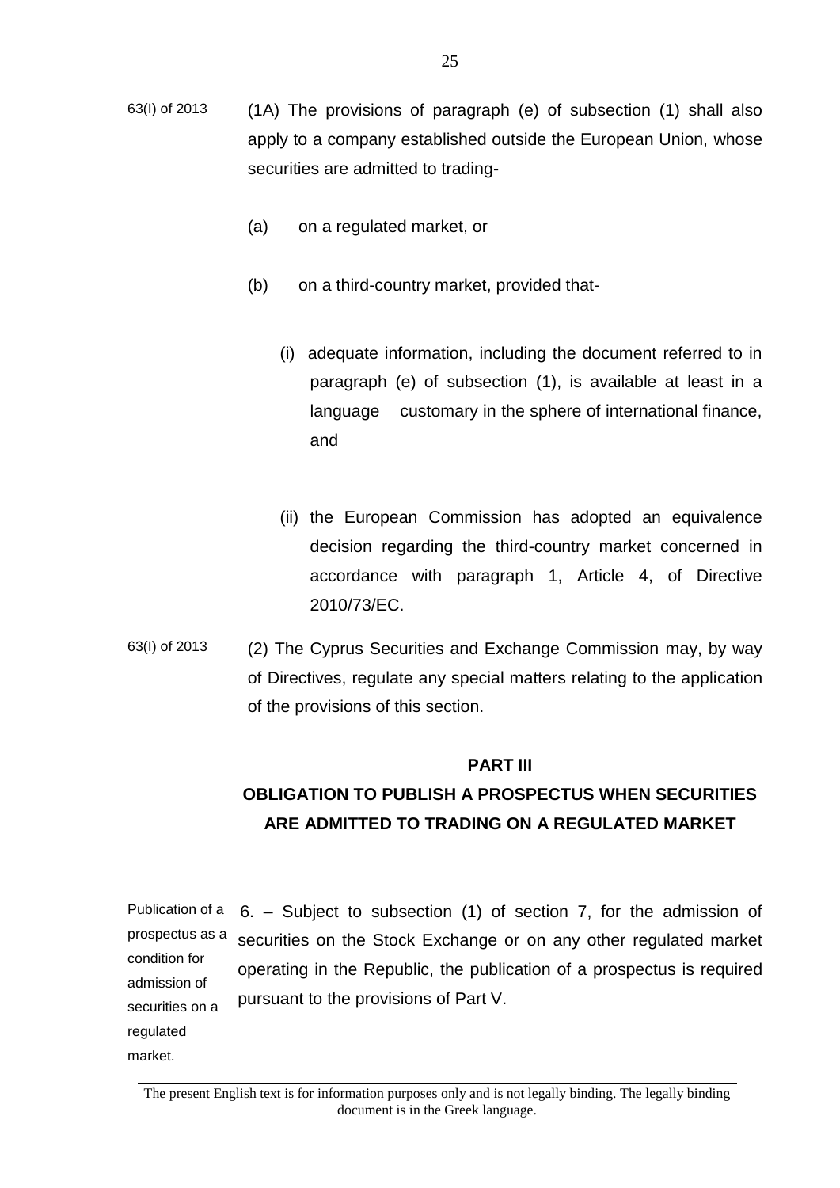63(I) of 2013

(1A) The provisions of paragraph (e) of subsection (1) shall also apply to a company established outside the European Union, whose securities are admitted to trading-

(a) on a regulated market, or

(b) on a third-country market, provided that-

(i) adequate information, including the document referred to in paragraph (e) of subsection (1), is available at least in a language customary in the sphere of international finance, and

(ii) the European Commission has adopted an equivalence decision regarding the third-country market concerned in accordance with paragraph 1, Article 4, of Directive 2010/73/EC.

63(I) of 2013

(2) The Cyprus Securities and Exchange Commission may, by way of Directives, regulate any special matters relating to the application of the provisions of this section.

## PART III

## OBLIGATION TO PUBLISH A PROSPECTUS WHEN SECURITIES ARE ADMITTED TO TRADING ON A REGULATED MARKET

Publication of a prospectus as a condition for admission of securities on a regulated market.

6. – Subject to subsection (1) of section 7, for the admission of securities on the Stock Exchange or on any other regulated market operating in the Republic, the publication of a prospectus is required pursuant to the provisions of Part V.

The present English text is for information purposes only and is not legally binding. The legally binding document is in the Greek language.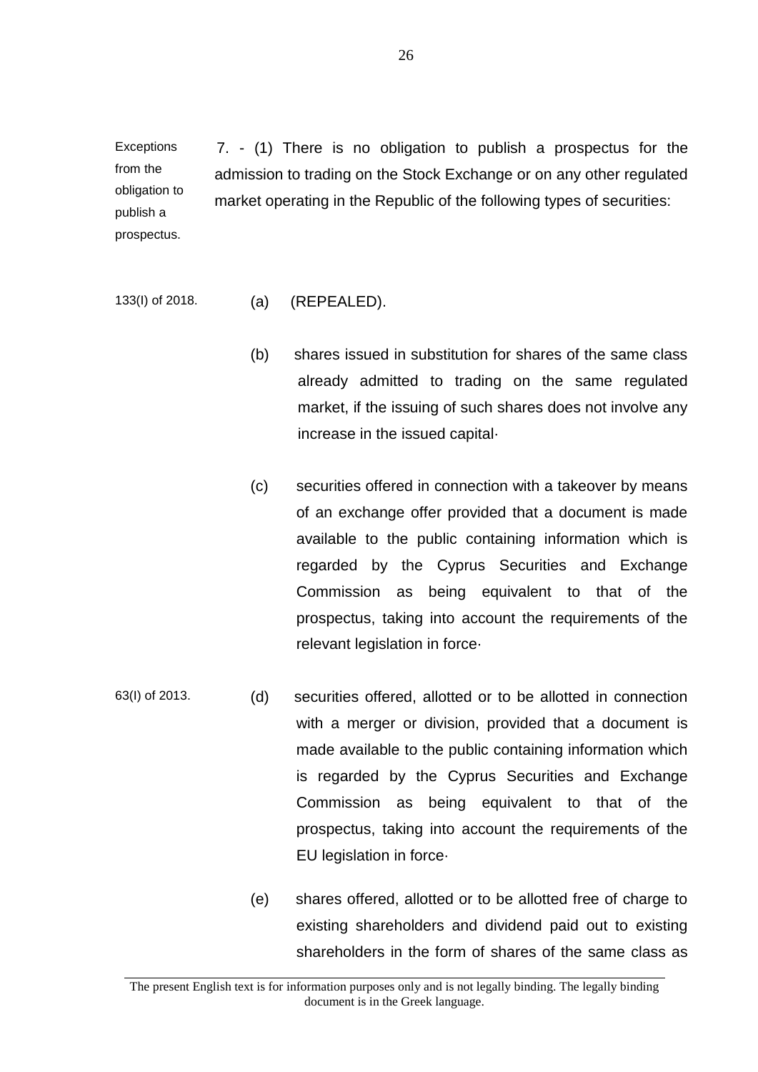Exceptions from the obligation to publish a prospectus.

7. - (1) There is no obligation to publish a prospectus for the admission to trading on the Stock Exchange or on any other regulated market operating in the Republic of the following types of securities:

133(I) of 2018.

(a) (REPEALED).

(b) shares issued in substitution for shares of the same class already admitted to trading on the same regulated market, if the issuing of such shares does not involve any increase in the issued capital·

(c) securities offered in connection with a takeover by means of an exchange offer provided that a document is made available to the public containing information which is regarded by the Cyprus Securities and Exchange Commission as being equivalent to that of the prospectus, taking into account the requirements of the relevant legislation in force·

63(I) of 2013.

(d) securities offered, allotted or to be allotted in connection with a merger or division, provided that a document is made available to the public containing information which is regarded by the Cyprus Securities and Exchange Commission as being equivalent to that of the prospectus, taking into account the requirements of the EU legislation in force·

(e) shares offered, allotted or to be allotted free of charge to existing shareholders and dividend paid out to existing shareholders in the form of shares of the same class as

The present English text is for information purposes only and is not legally binding. The legally binding document is in the Greek language.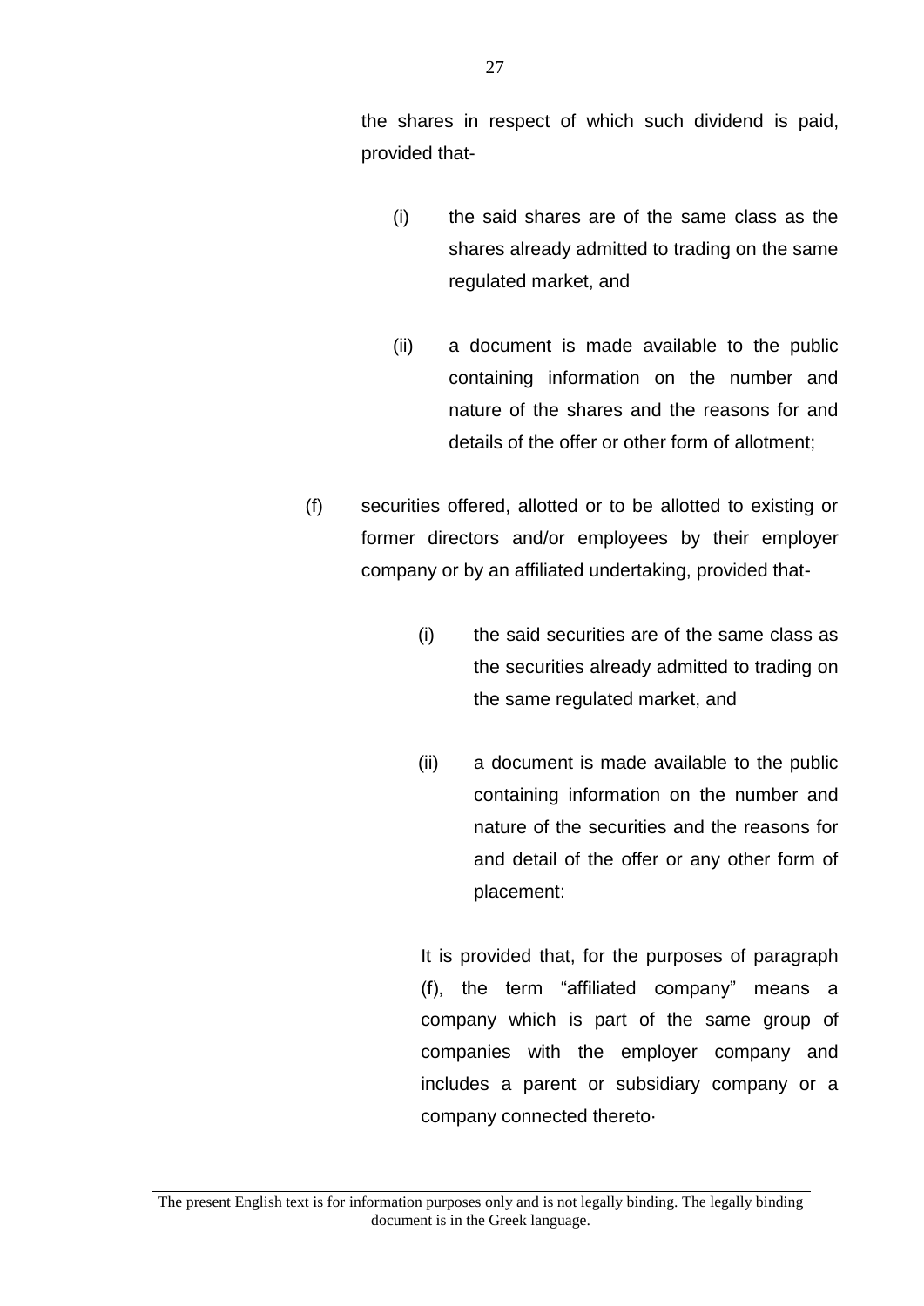the shares in respect of which such dividend is paid, provided that-

(i) the said shares are of the same class as the shares already admitted to trading on the same regulated market, and

(ii) a document is made available to the public containing information on the number and nature of the shares and the reasons for and details of the offer or other form of allotment;

(f) securities offered, allotted or to be allotted to existing or former directors and/or employees by their employer company or by an affiliated undertaking, provided that-

(i) the said securities are of the same class as the securities already admitted to trading on the same regulated market, and

(ii) a document is made available to the public containing information on the number and nature of the securities and the reasons for and detail of the offer or any other form of placement:

It is provided that, for the purposes of paragraph (f), the term “affiliated company” means a company which is part of the same group of companies with the employer company and includes a parent or subsidiary company or a company connected thereto·

The present English text is for information purposes only and is not legally binding. The legally binding document is in the Greek language.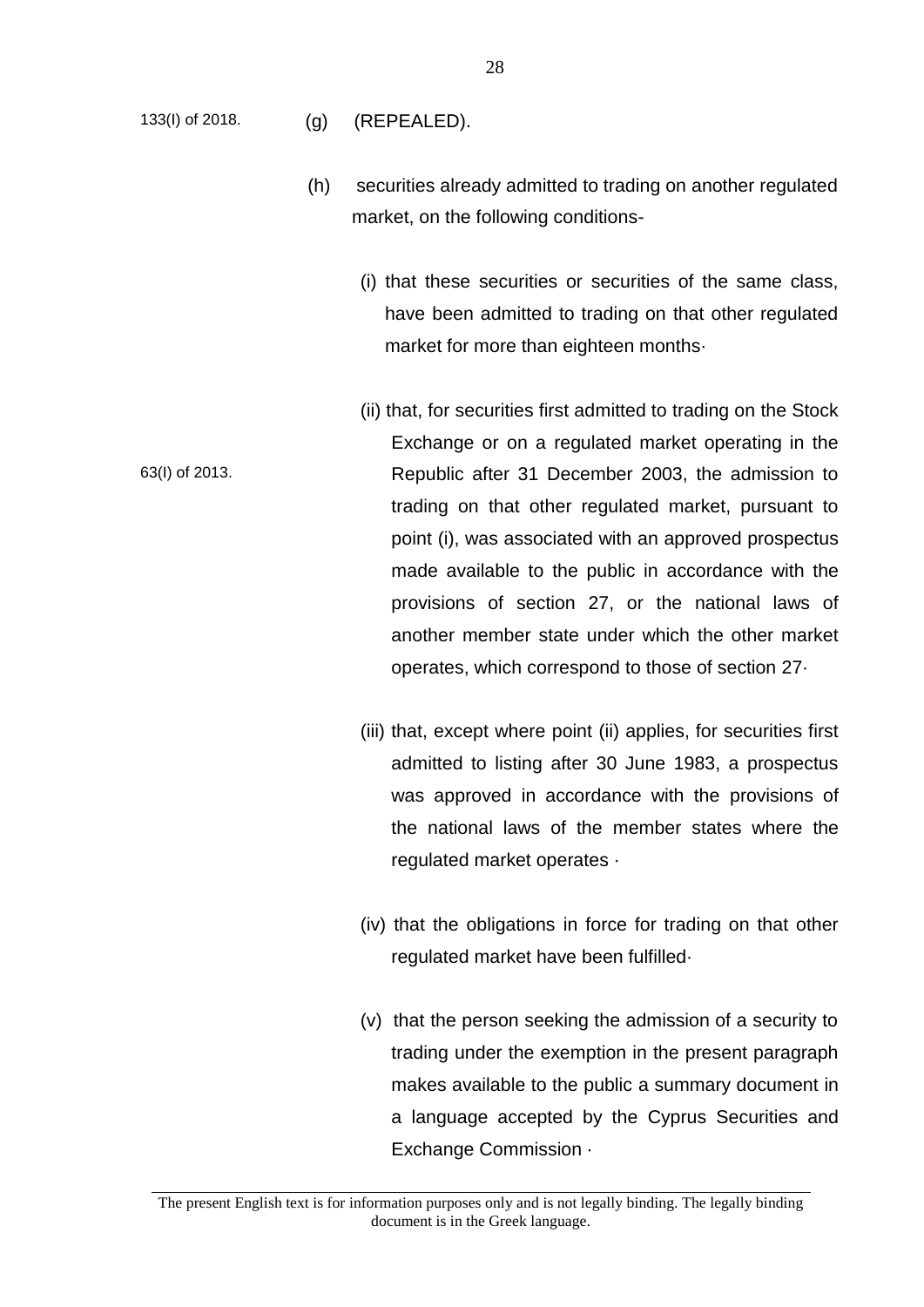133(I) of 2018. (g) (REPEALED).

(h) securities already admitted to trading on another regulated market, on the following conditions-

(i) that these securities or securities of the same class, have been admitted to trading on that other regulated market for more than eighteen months·

63(I) of 2013.

(ii) that, for securities first admitted to trading on the Stock Exchange or on a regulated market operating in the Republic after 31 December 2003, the admission to trading on that other regulated market, pursuant to point (i), was associated with an approved prospectus made available to the public in accordance with the provisions of section 27, or the national laws of another member state under which the other market operates, which correspond to those of section 27·

(iii) that, except where point (ii) applies, for securities first admitted to listing after 30 June 1983, a prospectus was approved in accordance with the provisions of the national laws of the member states where the regulated market operates ·

(iv) that the obligations in force for trading on that other regulated market have been fulfilled·

(v) that the person seeking the admission of a security to trading under the exemption in the present paragraph makes available to the public a summary document in a language accepted by the Cyprus Securities and Exchange Commission ·

The present English text is for information purposes only and is not legally binding. The legally binding document is in the Greek language.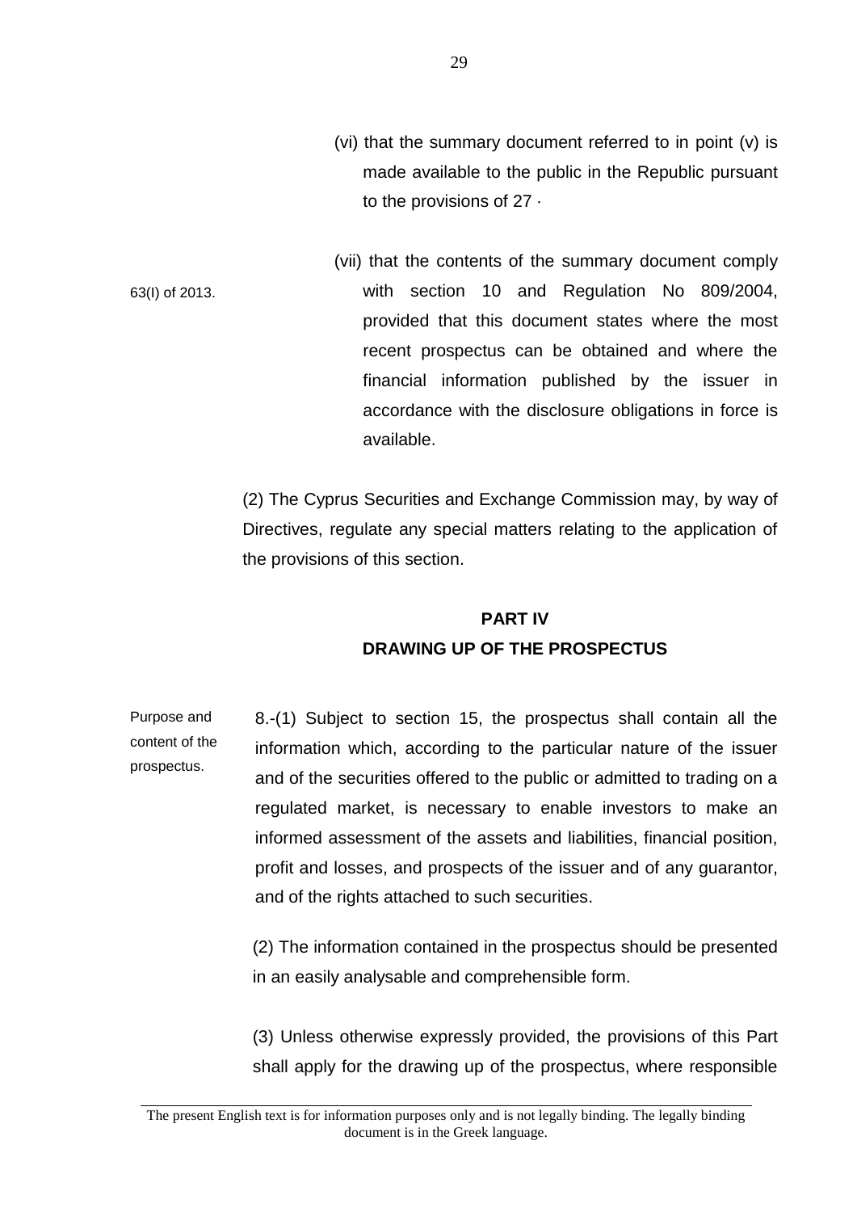(vi) that the summary document referred to in point (v) is made available to the public in the Republic pursuant to the provisions of 27 ·

63(I) of 2013.

(vii) that the contents of the summary document comply with section 10 and Regulation No 809/2004, provided that this document states where the most recent prospectus can be obtained and where the financial information published by the issuer in accordance with the disclosure obligations in force is available.

(2) The Cyprus Securities and Exchange Commission may, by way of Directives, regulate any special matters relating to the application of the provisions of this section.

## PART IV
## DRAWING UP OF THE PROSPECTUS

Purpose and content of the prospectus.

8.-(1) Subject to section 15, the prospectus shall contain all the information which, according to the particular nature of the issuer and of the securities offered to the public or admitted to trading on a regulated market, is necessary to enable investors to make an informed assessment of the assets and liabilities, financial position, profit and losses, and prospects of the issuer and of any guarantor, and of the rights attached to such securities.

(2) The information contained in the prospectus should be presented in an easily analysable and comprehensible form.

(3) Unless otherwise expressly provided, the provisions of this Part shall apply for the drawing up of the prospectus, where responsible

The present English text is for information purposes only and is not legally binding. The legally binding document is in the Greek language.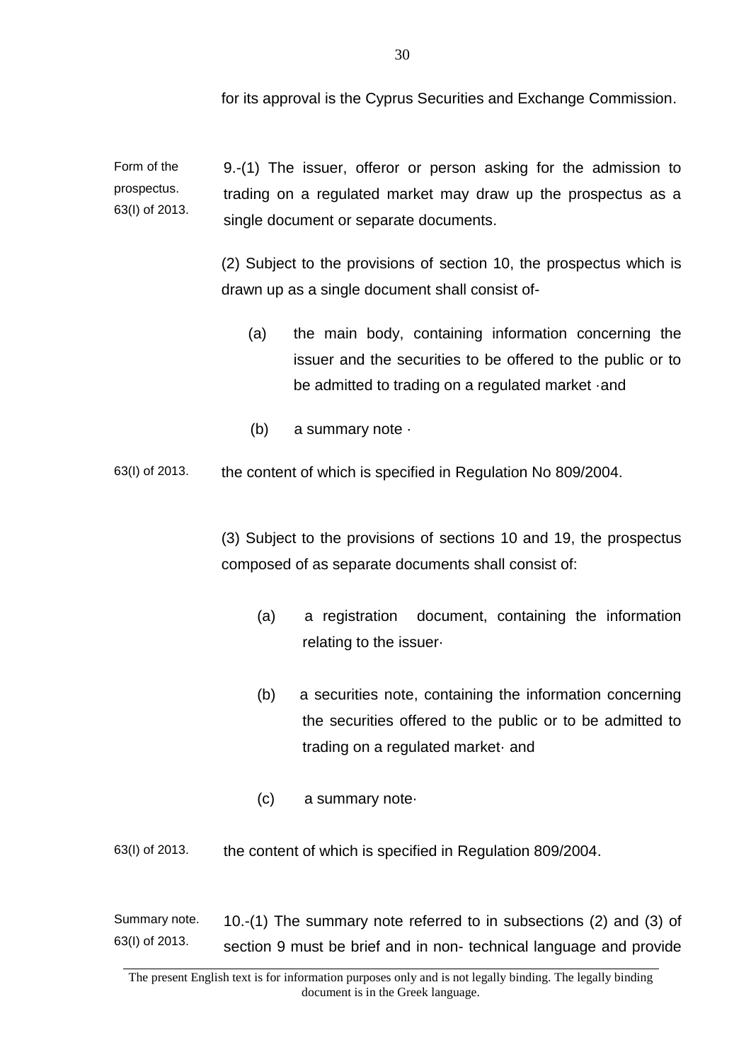for its approval is the Cyprus Securities and Exchange Commission.

Form of the prospectus.
63(I) of 2013.

9.-(1) The issuer, offeror or person asking for the admission to trading on a regulated market may draw up the prospectus as a single document or separate documents.

(2) Subject to the provisions of section 10, the prospectus which is drawn up as a single document shall consist of-

(a) the main body, containing information concerning the issuer and the securities to be offered to the public or to be admitted to trading on a regulated market ·and

(b) a summary note ·

63(I) of 2013.

the content of which is specified in Regulation No 809/2004.

(3) Subject to the provisions of sections 10 and 19, the prospectus composed of as separate documents shall consist of:

(a) a registration document, containing the information relating to the issuer·

(b) a securities note, containing the information concerning the securities offered to the public or to be admitted to trading on a regulated market· and

(c) a summary note·

63(I) of 2013.

the content of which is specified in Regulation 809/2004.

Summary note.
63(I) of 2013.

10.-(1) The summary note referred to in subsections (2) and (3) of section 9 must be brief and in non- technical language and provide

The present English text is for information purposes only and is not legally binding. The legally binding document is in the Greek language.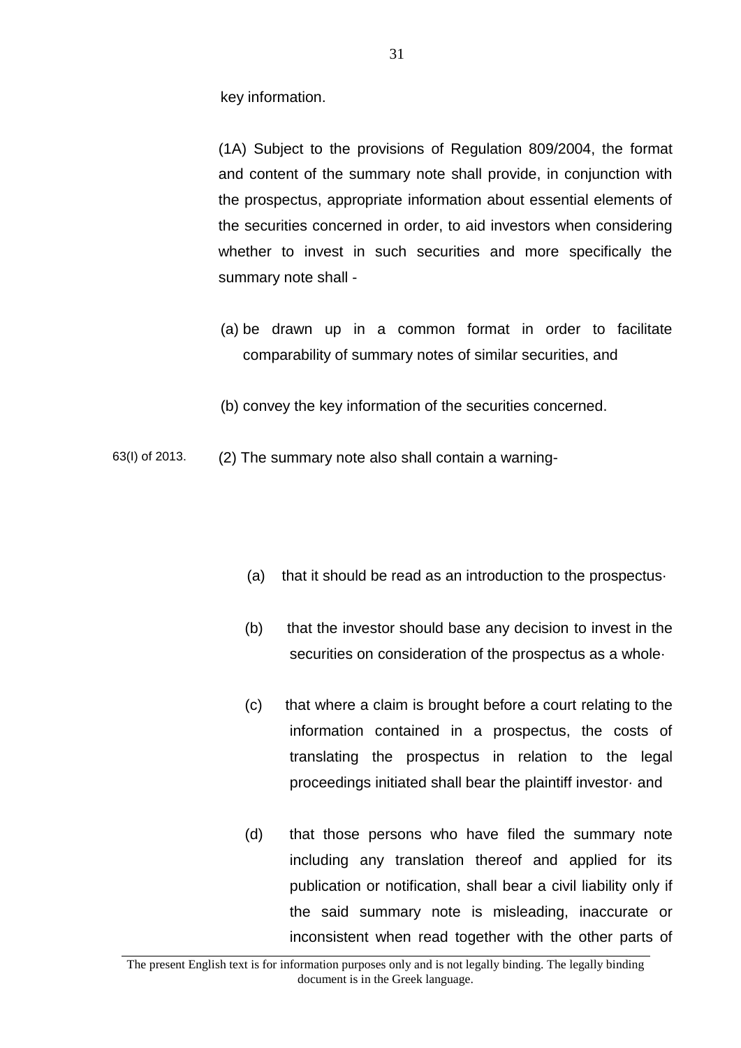key information.

(1A) Subject to the provisions of Regulation 809/2004, the format and content of the summary note shall provide, in conjunction with the prospectus, appropriate information about essential elements of the securities concerned in order, to aid investors when considering whether to invest in such securities and more specifically the summary note shall -

(a) be drawn up in a common format in order to facilitate comparability of summary notes of similar securities, and

(b) convey the key information of the securities concerned.

63(I) of 2013.

(2) The summary note also shall contain a warning-

(a) that it should be read as an introduction to the prospectus·

(b) that the investor should base any decision to invest in the securities on consideration of the prospectus as a whole·

(c) that where a claim is brought before a court relating to the information contained in a prospectus, the costs of translating the prospectus in relation to the legal proceedings initiated shall bear the plaintiff investor· and

(d) that those persons who have filed the summary note including any translation thereof and applied for its publication or notification, shall bear a civil liability only if the said summary note is misleading, inaccurate or inconsistent when read together with the other parts of

The present English text is for information purposes only and is not legally binding. The legally binding document is in the Greek language.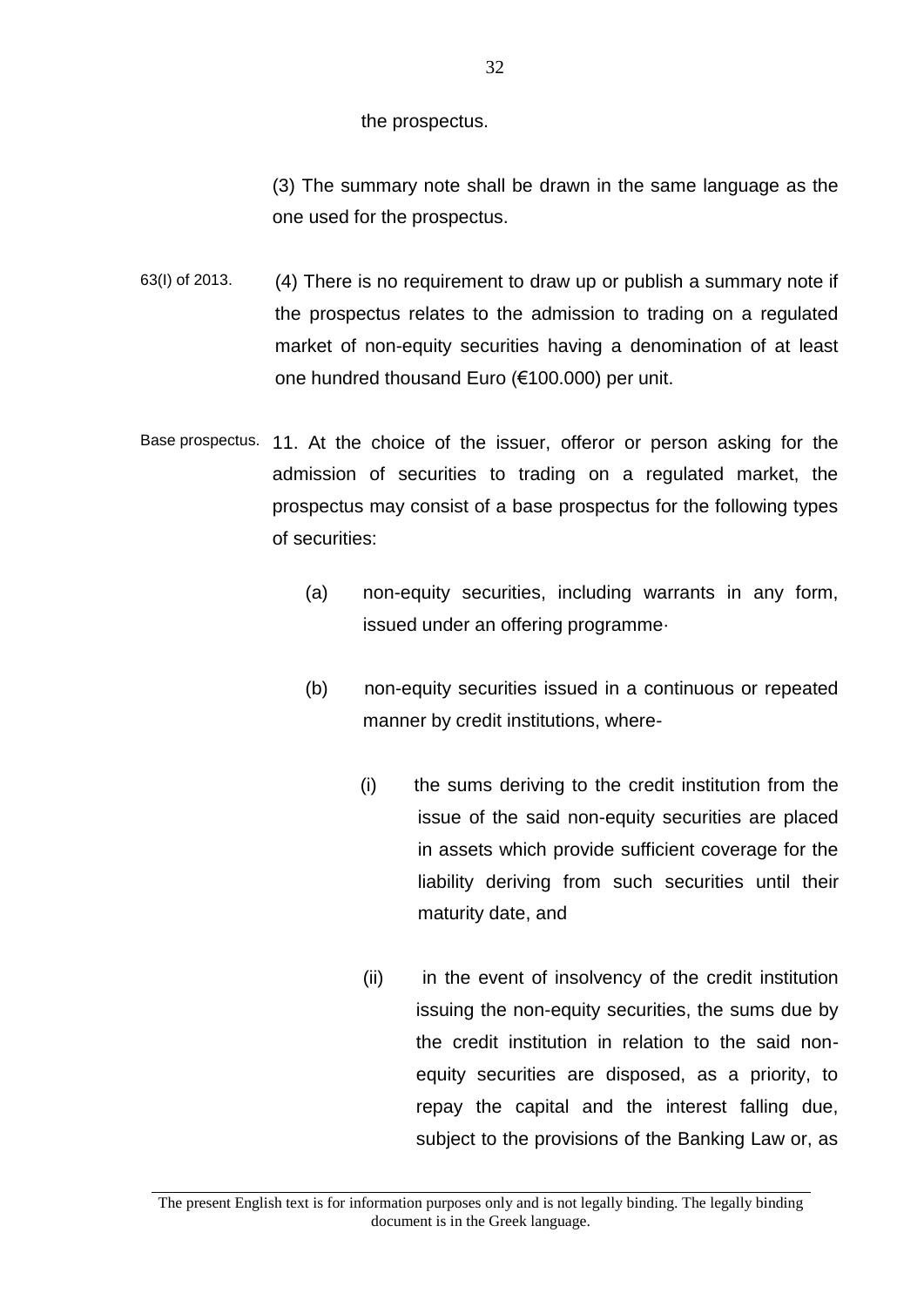the prospectus.

(3) The summary note shall be drawn in the same language as the one used for the prospectus.

63(I) of 2013.

(4) There is no requirement to draw up or publish a summary note if the prospectus relates to the admission to trading on a regulated market of non-equity securities having a denomination of at least one hundred thousand Euro (€100.000) per unit.

Base prospectus.

11. At the choice of the issuer, offeror or person asking for the admission of securities to trading on a regulated market, the prospectus may consist of a base prospectus for the following types of securities:

(a) non-equity securities, including warrants in any form, issued under an offering programme·

(b) non-equity securities issued in a continuous or repeated manner by credit institutions, where-

(i) the sums deriving to the credit institution from the issue of the said non-equity securities are placed in assets which provide sufficient coverage for the liability deriving from such securities until their maturity date, and

(ii) in the event of insolvency of the credit institution issuing the non-equity securities, the sums due by the credit institution in relation to the said non-equity securities are disposed, as a priority, to repay the capital and the interest falling due, subject to the provisions of the Banking Law or, as

The present English text is for information purposes only and is not legally binding. The legally binding document is in the Greek language.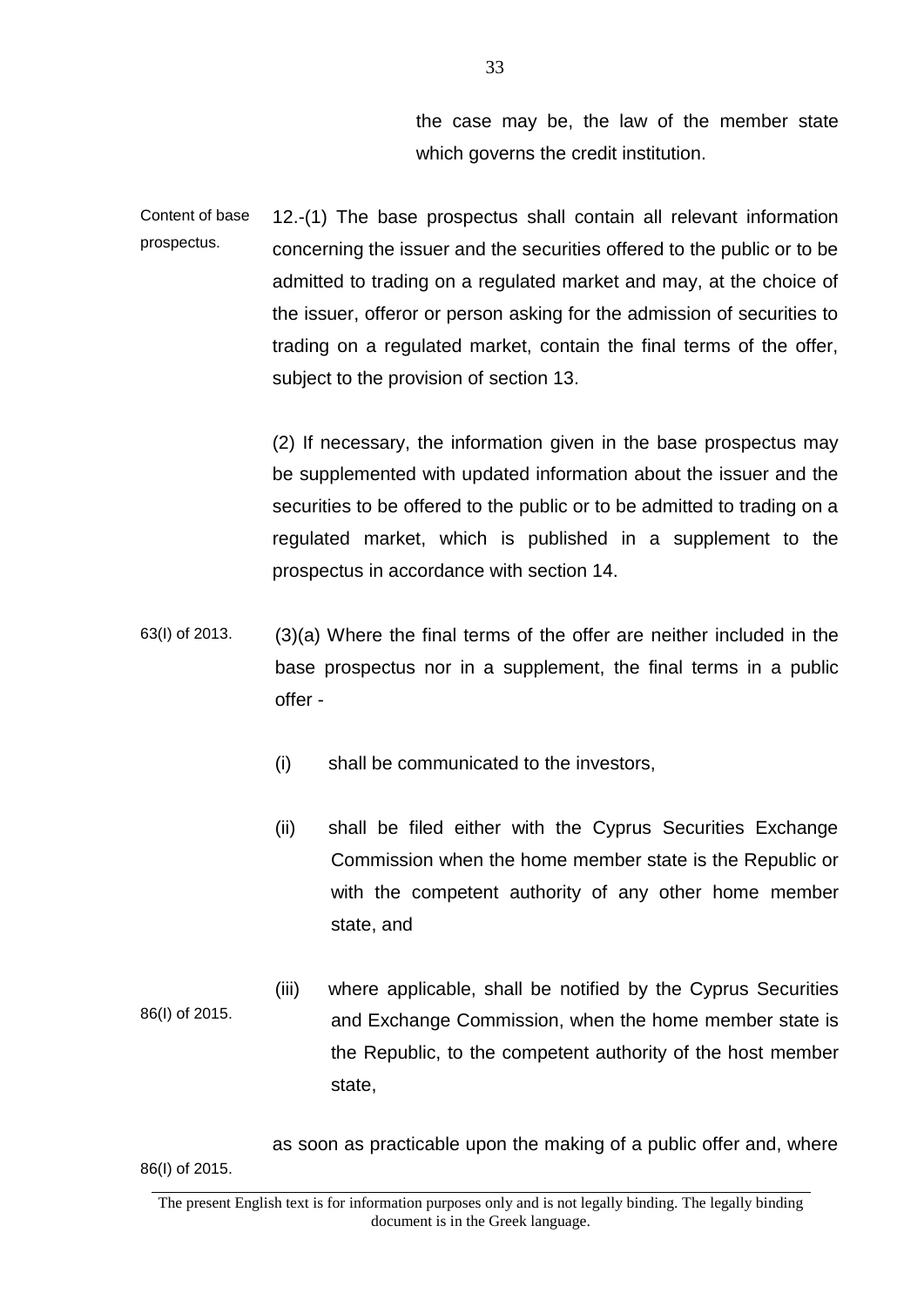the case may be, the law of the member state which governs the credit institution.

Content of base prospectus.

12.-(1) The base prospectus shall contain all relevant information concerning the issuer and the securities offered to the public or to be admitted to trading on a regulated market and may, at the choice of the issuer, offeror or person asking for the admission of securities to trading on a regulated market, contain the final terms of the offer, subject to the provision of section 13.

(2) If necessary, the information given in the base prospectus may be supplemented with updated information about the issuer and the securities to be offered to the public or to be admitted to trading on a regulated market, which is published in a supplement to the prospectus in accordance with section 14.

63(I) of 2013.

(3)(a) Where the final terms of the offer are neither included in the base prospectus nor in a supplement, the final terms in a public offer -

(i) shall be communicated to the investors,

(ii) shall be filed either with the Cyprus Securities Exchange Commission when the home member state is the Republic or with the competent authority of any other home member state, and

86(I) of 2015.

(iii) where applicable, shall be notified by the Cyprus Securities and Exchange Commission, when the home member state is the Republic, to the competent authority of the host member state,

86(I) of 2015.

as soon as practicable upon the making of a public offer and, where

The present English text is for information purposes only and is not legally binding. The legally binding document is in the Greek language.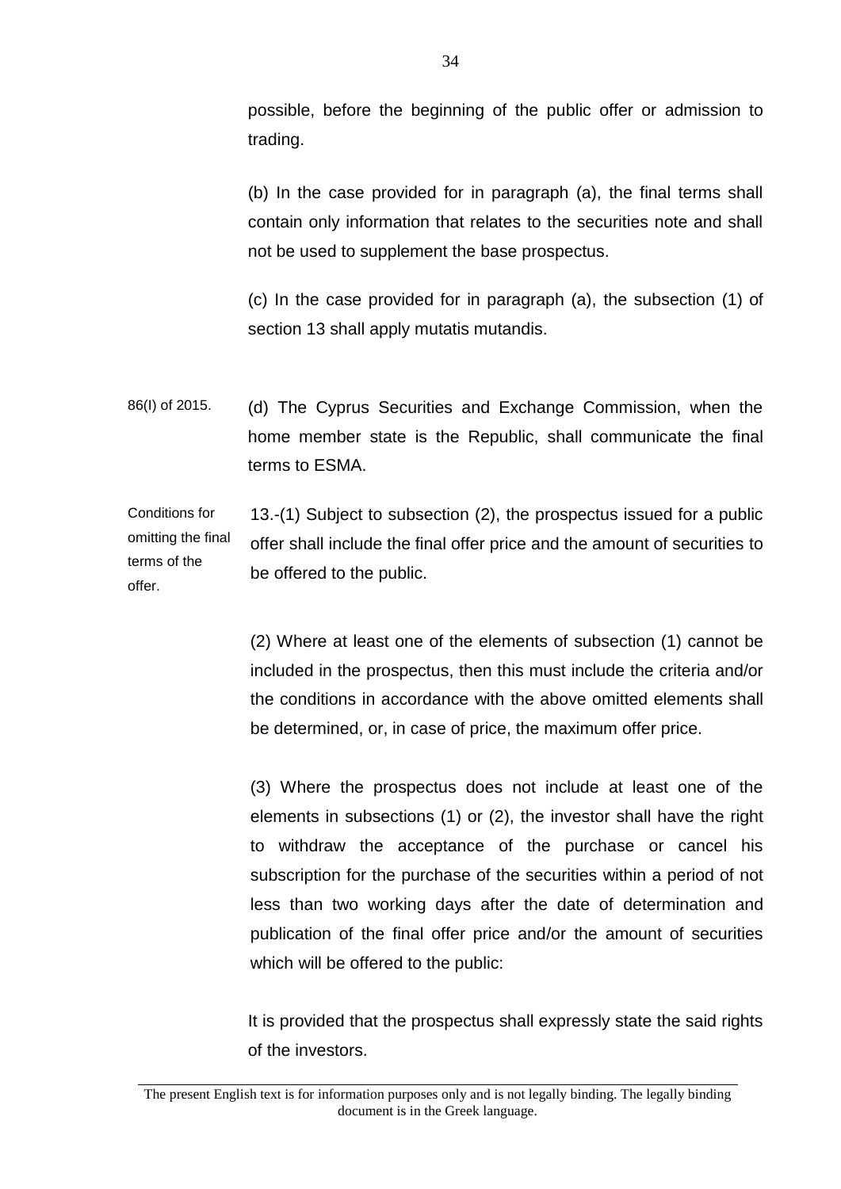possible, before the beginning of the public offer or admission to trading.

(b) In the case provided for in paragraph (a), the final terms shall contain only information that relates to the securities note and shall not be used to supplement the base prospectus.

(c) In the case provided for in paragraph (a), the subsection (1) of section 13 shall apply mutatis mutandis.

86(I) of 2015.

(d) The Cyprus Securities and Exchange Commission, when the home member state is the Republic, shall communicate the final terms to ESMA.

Conditions for omitting the final terms of the offer.

13.-(1) Subject to subsection (2), the prospectus issued for a public offer shall include the final offer price and the amount of securities to be offered to the public.

(2) Where at least one of the elements of subsection (1) cannot be included in the prospectus, then this must include the criteria and/or the conditions in accordance with the above omitted elements shall be determined, or, in case of price, the maximum offer price.

(3) Where the prospectus does not include at least one of the elements in subsections (1) or (2), the investor shall have the right to withdraw the acceptance of the purchase or cancel his subscription for the purchase of the securities within a period of not less than two working days after the date of determination and publication of the final offer price and/or the amount of securities which will be offered to the public:

It is provided that the prospectus shall expressly state the said rights of the investors.

The present English text is for information purposes only and is not legally binding. The legally binding document is in the Greek language.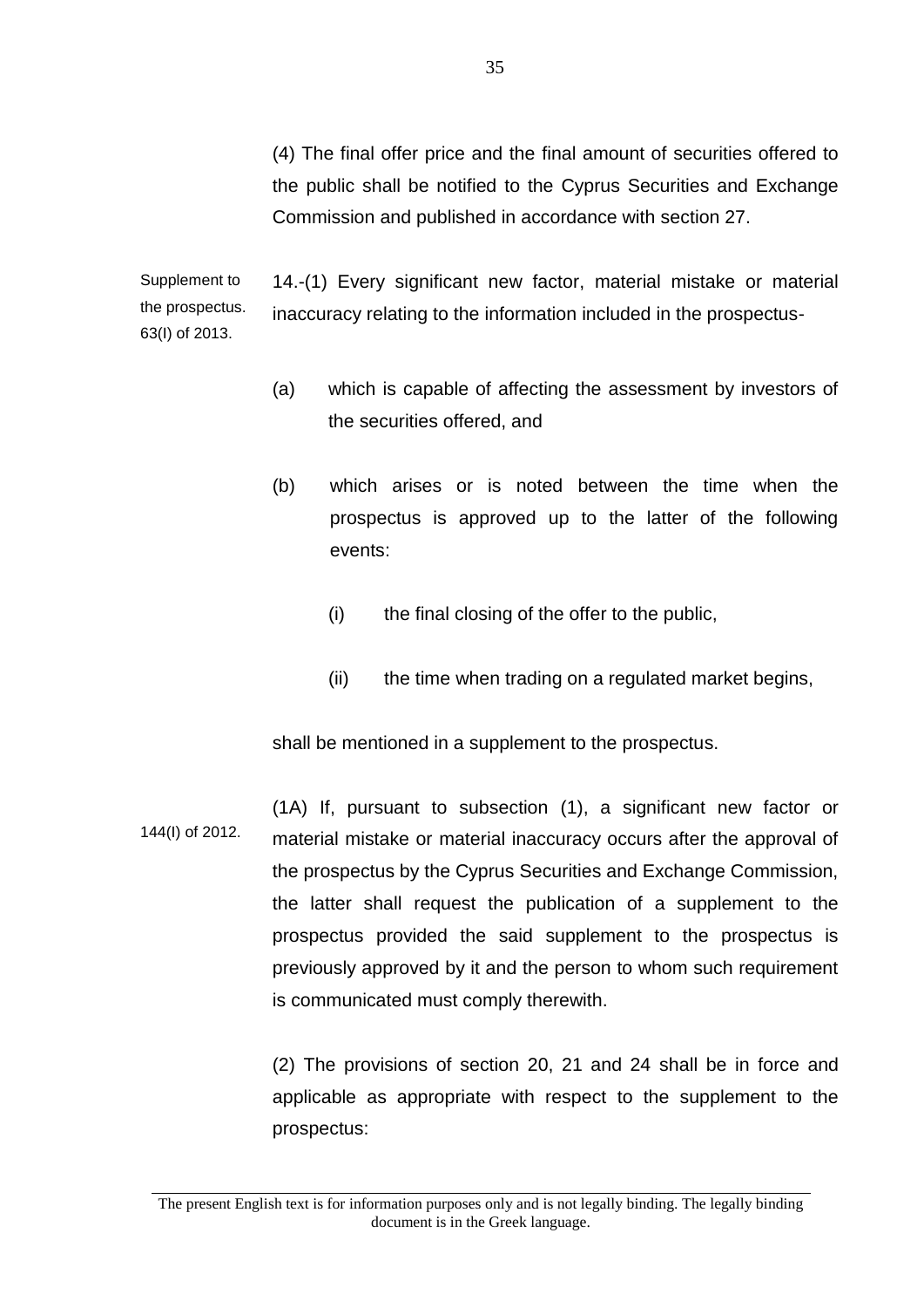(4) The final offer price and the final amount of securities offered to the public shall be notified to the Cyprus Securities and Exchange Commission and published in accordance with section 27.

Supplement to the prospectus. 63(I) of 2013.

14.-(1) Every significant new factor, material mistake or material inaccuracy relating to the information included in the prospectus-

(a) which is capable of affecting the assessment by investors of the securities offered, and

(b) which arises or is noted between the time when the prospectus is approved up to the latter of the following events:

(i) the final closing of the offer to the public,

(ii) the time when trading on a regulated market begins,

shall be mentioned in a supplement to the prospectus.

144(I) of 2012.

(1A) If, pursuant to subsection (1), a significant new factor or material mistake or material inaccuracy occurs after the approval of the prospectus by the Cyprus Securities and Exchange Commission, the latter shall request the publication of a supplement to the prospectus provided the said supplement to the prospectus is previously approved by it and the person to whom such requirement is communicated must comply therewith.

(2) The provisions of section 20, 21 and 24 shall be in force and applicable as appropriate with respect to the supplement to the prospectus:

The present English text is for information purposes only and is not legally binding. The legally binding document is in the Greek language.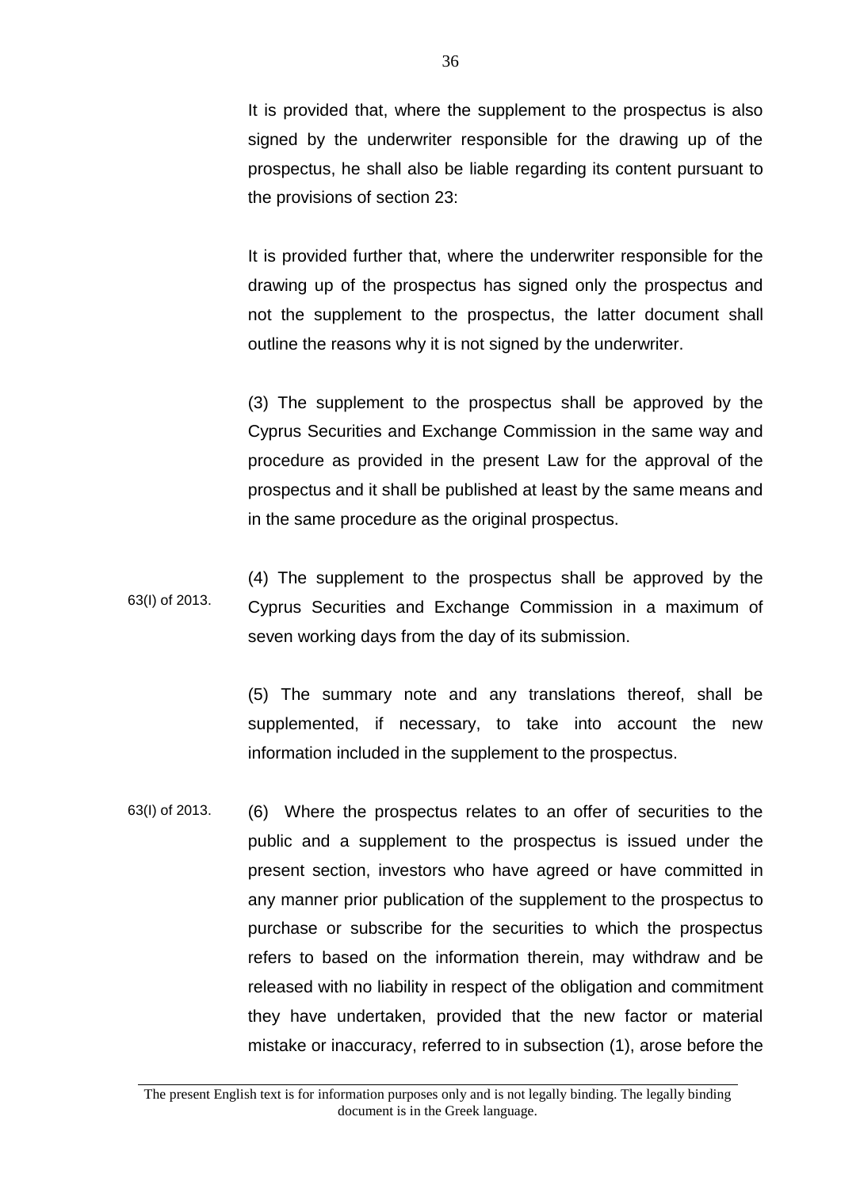It is provided that, where the supplement to the prospectus is also signed by the underwriter responsible for the drawing up of the prospectus, he shall also be liable regarding its content pursuant to the provisions of section 23:

It is provided further that, where the underwriter responsible for the drawing up of the prospectus has signed only the prospectus and not the supplement to the prospectus, the latter document shall outline the reasons why it is not signed by the underwriter.

(3) The supplement to the prospectus shall be approved by the Cyprus Securities and Exchange Commission in the same way and procedure as provided in the present Law for the approval of the prospectus and it shall be published at least by the same means and in the same procedure as the original prospectus.

63(I) of 2013.

(4) The supplement to the prospectus shall be approved by the Cyprus Securities and Exchange Commission in a maximum of seven working days from the day of its submission.

(5) The summary note and any translations thereof, shall be supplemented, if necessary, to take into account the new information included in the supplement to the prospectus.

63(I) of 2013.

(6) Where the prospectus relates to an offer of securities to the public and a supplement to the prospectus is issued under the present section, investors who have agreed or have committed in any manner prior publication of the supplement to the prospectus to purchase or subscribe for the securities to which the prospectus refers to based on the information therein, may withdraw and be released with no liability in respect of the obligation and commitment they have undertaken, provided that the new factor or material mistake or inaccuracy, referred to in subsection (1), arose before the

The present English text is for information purposes only and is not legally binding. The legally binding document is in the Greek language.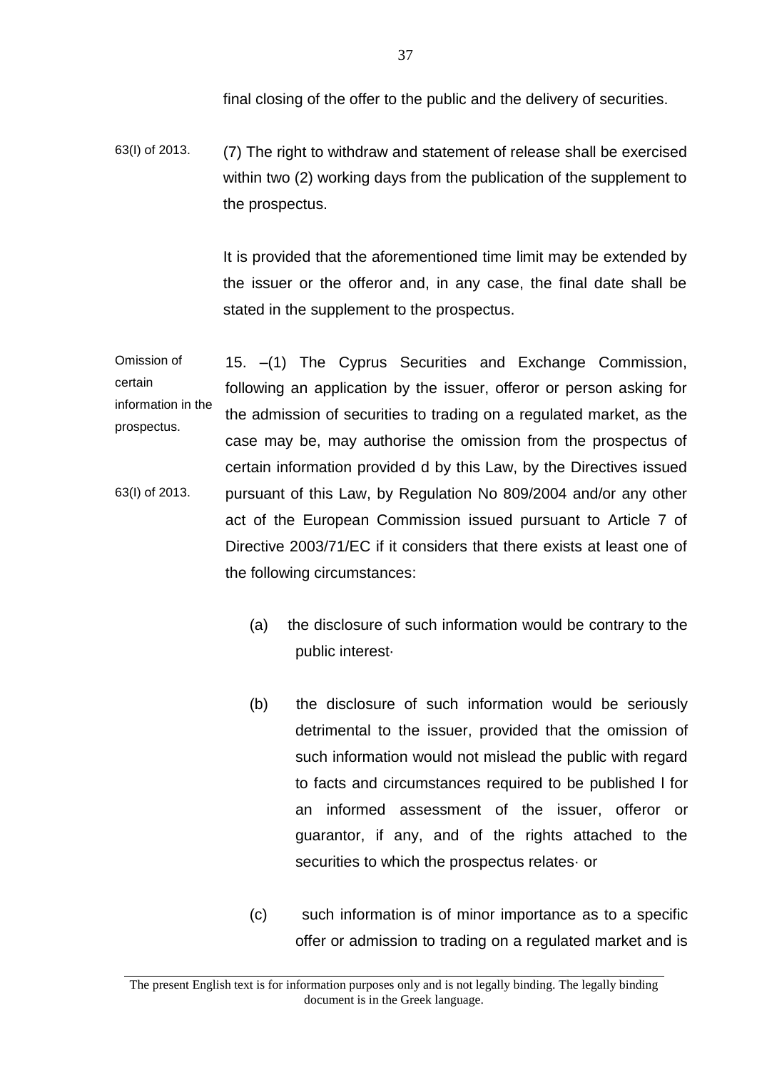final closing of the offer to the public and the delivery of securities.

63(I) of 2013.

(7) The right to withdraw and statement of release shall be exercised within two (2) working days from the publication of the supplement to the prospectus.

It is provided that the aforementioned time limit may be extended by the issuer or the offeror and, in any case, the final date shall be stated in the supplement to the prospectus.

Omission of certain information in the prospectus.

63(I) of 2013.

15. –(1) The Cyprus Securities and Exchange Commission, following an application by the issuer, offeror or person asking for the admission of securities to trading on a regulated market, as the case may be, may authorise the omission from the prospectus of certain information provided d by this Law, by the Directives issued pursuant of this Law, by Regulation No 809/2004 and/or any other act of the European Commission issued pursuant to Article 7 of Directive 2003/71/EC if it considers that there exists at least one of the following circumstances:

(a) the disclosure of such information would be contrary to the public interest·

(b) the disclosure of such information would be seriously detrimental to the issuer, provided that the omission of such information would not mislead the public with regard to facts and circumstances required to be published l for an informed assessment of the issuer, offeror or guarantor, if any, and of the rights attached to the securities to which the prospectus relates· or

(c) such information is of minor importance as to a specific offer or admission to trading on a regulated market and is

The present English text is for information purposes only and is not legally binding. The legally binding document is in the Greek language.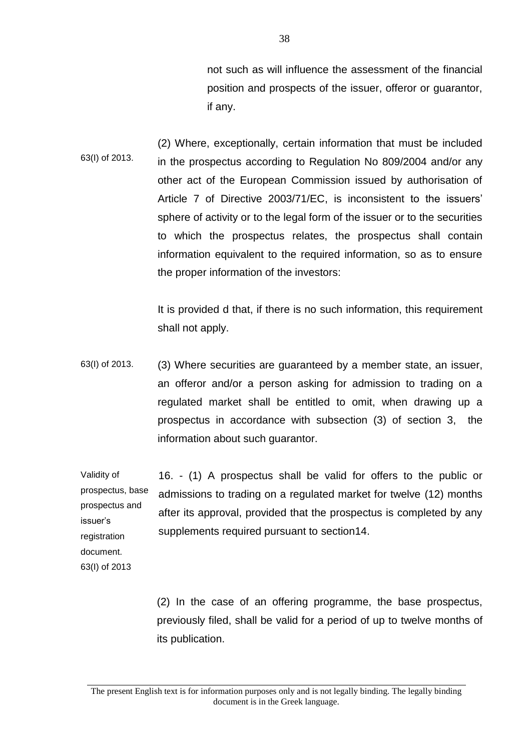not such as will influence the assessment of the financial position and prospects of the issuer, offeror or guarantor, if any.

63(I) of 2013.

(2) Where, exceptionally, certain information that must be included in the prospectus according to Regulation No 809/2004 and/or any other act of the European Commission issued by authorisation of Article 7 of Directive 2003/71/EC, is inconsistent to the issuers' sphere of activity or to the legal form of the issuer or to the securities to which the prospectus relates, the prospectus shall contain information equivalent to the required information, so as to ensure the proper information of the investors:

It is provided d that, if there is no such information, this requirement shall not apply.

63(I) of 2013.

(3) Where securities are guaranteed by a member state, an issuer, an offeror and/or a person asking for admission to trading on a regulated market shall be entitled to omit, when drawing up a prospectus in accordance with subsection (3) of section 3, the information about such guarantor.

Validity of prospectus, base prospectus and issuer's registration document.
63(I) of 2013

16. - (1) A prospectus shall be valid for offers to the public or admissions to trading on a regulated market for twelve (12) months after its approval, provided that the prospectus is completed by any supplements required pursuant to section14.

(2) In the case of an offering programme, the base prospectus, previously filed, shall be valid for a period of up to twelve months of its publication.

The present English text is for information purposes only and is not legally binding. The legally binding document is in the Greek language.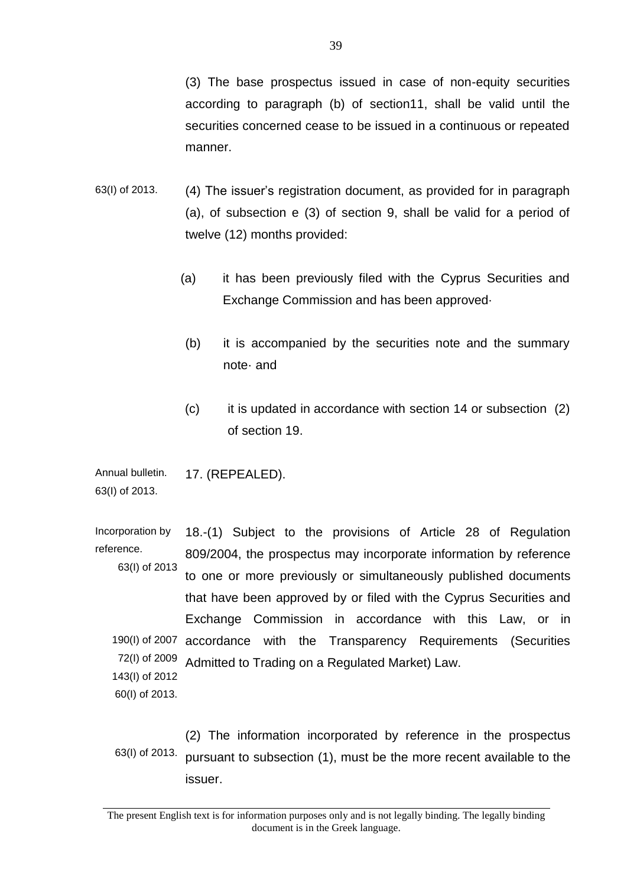(3) The base prospectus issued in case of non-equity securities according to paragraph (b) of section11, shall be valid until the securities concerned cease to be issued in a continuous or repeated manner.

63(I) of 2013.

(4) The issuer's registration document, as provided for in paragraph (a), of subsection e (3) of section 9, shall be valid for a period of twelve (12) months provided:

(a) it has been previously filed with the Cyprus Securities and Exchange Commission and has been approved·

(b) it is accompanied by the securities note and the summary note· and

(c) it is updated in accordance with section 14 or subsection (2) of section 19.

Annual bulletin.
63(I) of 2013.

17. (REPEALED).

Incorporation by reference.
63(I) of 2013

18.-(1) Subject to the provisions of Article 28 of Regulation 809/2004, the prospectus may incorporate information by reference to one or more previously or simultaneously published documents that have been approved by or filed with the Cyprus Securities and Exchange Commission in accordance with this Law, or in accordance with the Transparency Requirements (Securities Admitted to Trading on a Regulated Market) Law.

190(I) of 2007
72(I) of 2009
143(I) of 2012
60(I) of 2013.

63(I) of 2013.

(2) The information incorporated by reference in the prospectus pursuant to subsection (1), must be the more recent available to the issuer.

The present English text is for information purposes only and is not legally binding. The legally binding document is in the Greek language.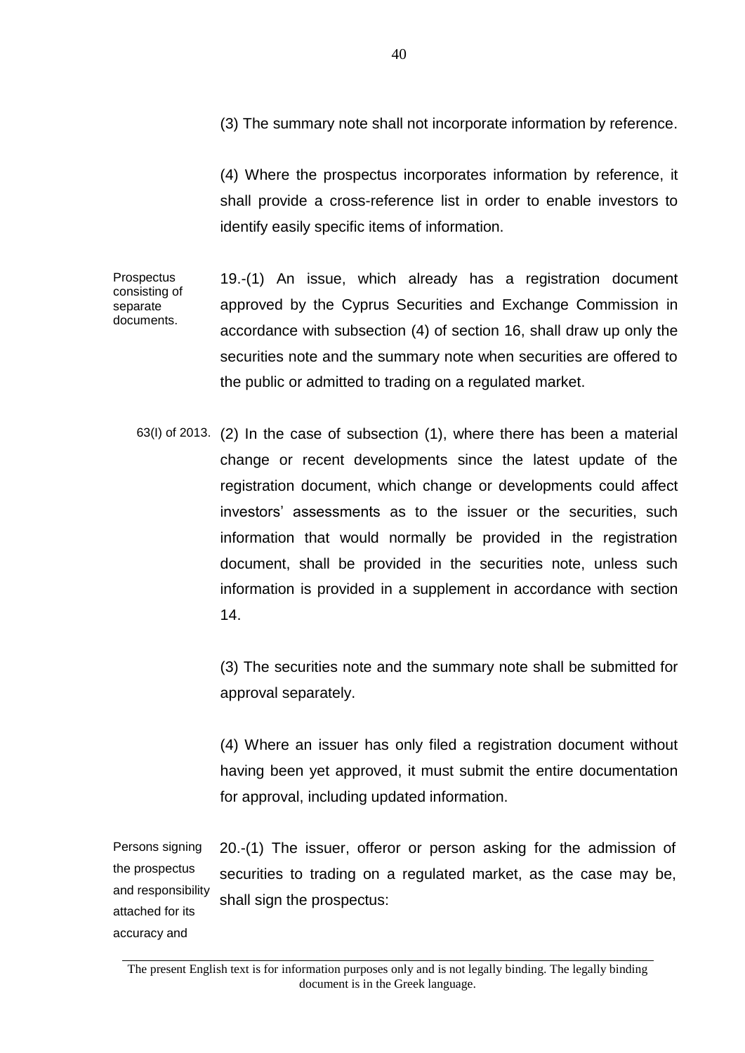(3) The summary note shall not incorporate information by reference.

(4) Where the prospectus incorporates information by reference, it shall provide a cross-reference list in order to enable investors to identify easily specific items of information.

Prospectus consisting of separate documents.

19.-(1) An issue, which already has a registration document approved by the Cyprus Securities and Exchange Commission in accordance with subsection (4) of section 16, shall draw up only the securities note and the summary note when securities are offered to the public or admitted to trading on a regulated market.

63(I) of 2013.

(2) In the case of subsection (1), where there has been a material change or recent developments since the latest update of the registration document, which change or developments could affect investors' assessments as to the issuer or the securities, such information that would normally be provided in the registration document, shall be provided in the securities note, unless such information is provided in a supplement in accordance with section 14.

(3) The securities note and the summary note shall be submitted for approval separately.

(4) Where an issuer has only filed a registration document without having been yet approved, it must submit the entire documentation for approval, including updated information.

Persons signing the prospectus and responsibility attached for its accuracy and

20.-(1) The issuer, offeror or person asking for the admission of securities to trading on a regulated market, as the case may be, shall sign the prospectus:

The present English text is for information purposes only and is not legally binding. The legally binding document is in the Greek language.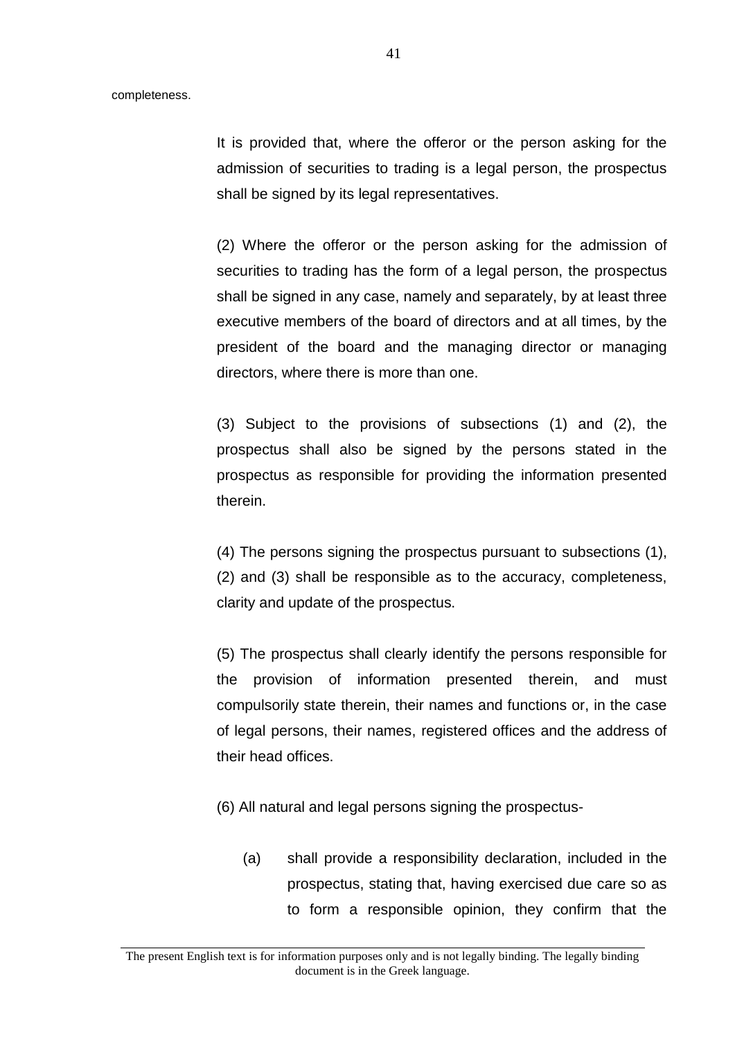completeness.

It is provided that, where the offeror or the person asking for the admission of securities to trading is a legal person, the prospectus shall be signed by its legal representatives.

(2) Where the offeror or the person asking for the admission of securities to trading has the form of a legal person, the prospectus shall be signed in any case, namely and separately, by at least three executive members of the board of directors and at all times, by the president of the board and the managing director or managing directors, where there is more than one.

(3) Subject to the provisions of subsections (1) and (2), the prospectus shall also be signed by the persons stated in the prospectus as responsible for providing the information presented therein.

(4) The persons signing the prospectus pursuant to subsections (1), (2) and (3) shall be responsible as to the accuracy, completeness, clarity and update of the prospectus.

(5) The prospectus shall clearly identify the persons responsible for the provision of information presented therein, and must compulsorily state therein, their names and functions or, in the case of legal persons, their names, registered offices and the address of their head offices.

(6) All natural and legal persons signing the prospectus-

(a) shall provide a responsibility declaration, included in the prospectus, stating that, having exercised due care so as to form a responsible opinion, they confirm that the

The present English text is for information purposes only and is not legally binding. The legally binding document is in the Greek language.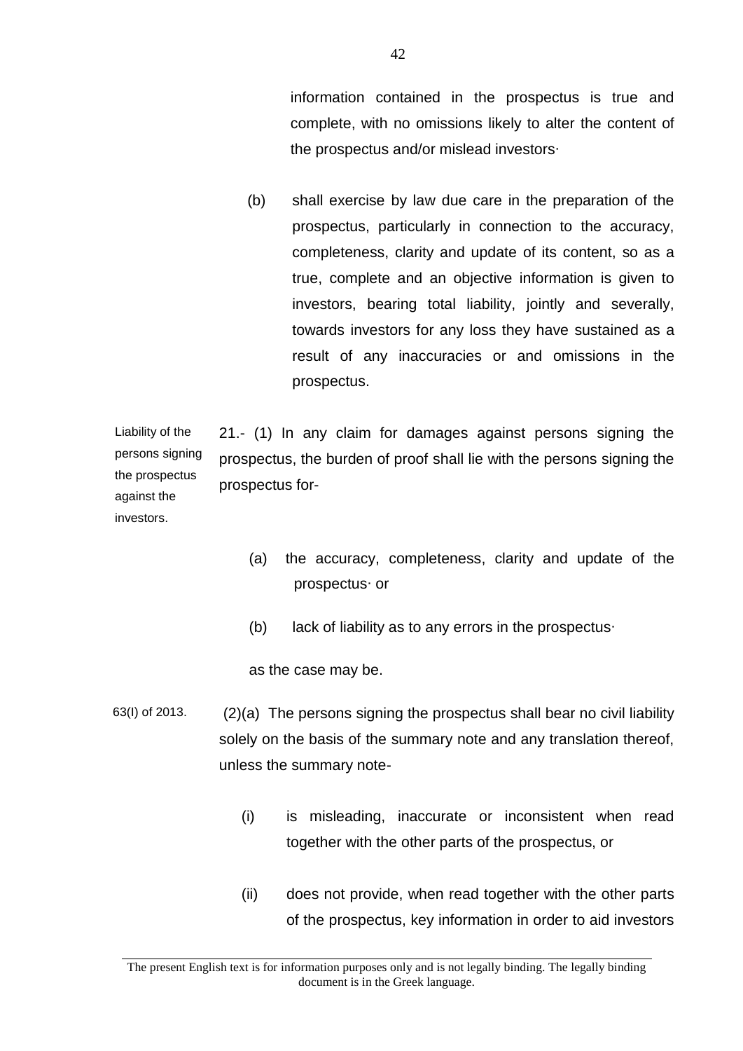information contained in the prospectus is true and complete, with no omissions likely to alter the content of the prospectus and/or mislead investors·

(b) shall exercise by law due care in the preparation of the prospectus, particularly in connection to the accuracy, completeness, clarity and update of its content, so as a true, complete and an objective information is given to investors, bearing total liability, jointly and severally, towards investors for any loss they have sustained as a result of any inaccuracies or and omissions in the prospectus.

Liability of the persons signing the prospectus against the investors.

21.- (1) In any claim for damages against persons signing the prospectus, the burden of proof shall lie with the persons signing the prospectus for-

(a) the accuracy, completeness, clarity and update of the prospectus· or

(b) lack of liability as to any errors in the prospectus·

as the case may be.

63(I) of 2013.

(2)(a) The persons signing the prospectus shall bear no civil liability solely on the basis of the summary note and any translation thereof, unless the summary note-

(i) is misleading, inaccurate or inconsistent when read together with the other parts of the prospectus, or

(ii) does not provide, when read together with the other parts of the prospectus, key information in order to aid investors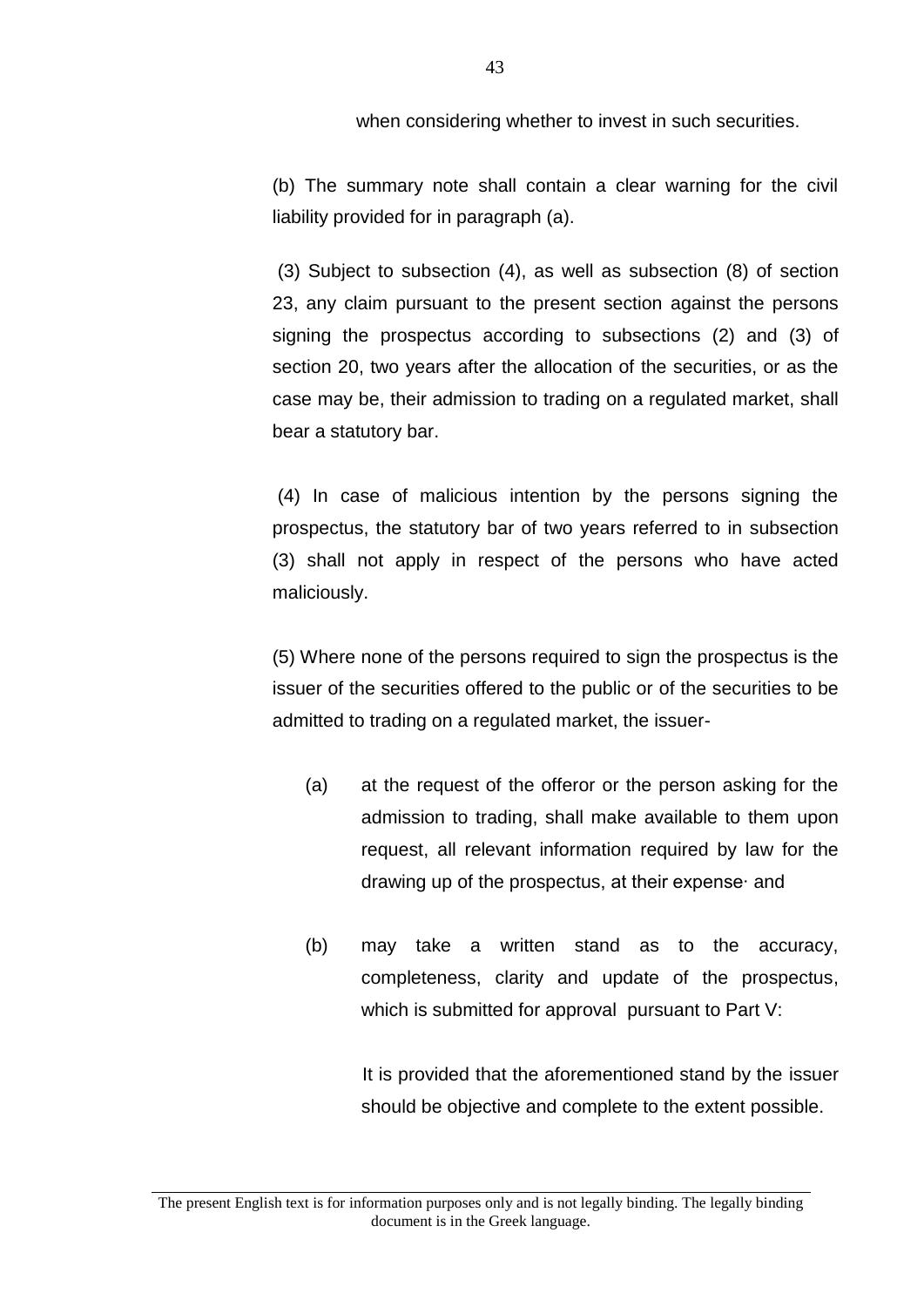when considering whether to invest in such securities.

(b) The summary note shall contain a clear warning for the civil liability provided for in paragraph (a).

(3) Subject to subsection (4), as well as subsection (8) of section 23, any claim pursuant to the present section against the persons signing the prospectus according to subsections (2) and (3) of section 20, two years after the allocation of the securities, or as the case may be, their admission to trading on a regulated market, shall bear a statutory bar.

(4) In case of malicious intention by the persons signing the prospectus, the statutory bar of two years referred to in subsection (3) shall not apply in respect of the persons who have acted maliciously.

(5) Where none of the persons required to sign the prospectus is the issuer of the securities offered to the public or of the securities to be admitted to trading on a regulated market, the issuer-

(a) at the request of the offeror or the person asking for the admission to trading, shall make available to them upon request, all relevant information required by law for the drawing up of the prospectus, at their expense· and

(b) may take a written stand as to the accuracy, completeness, clarity and update of the prospectus, which is submitted for approval pursuant to Part V:

It is provided that the aforementioned stand by the issuer should be objective and complete to the extent possible.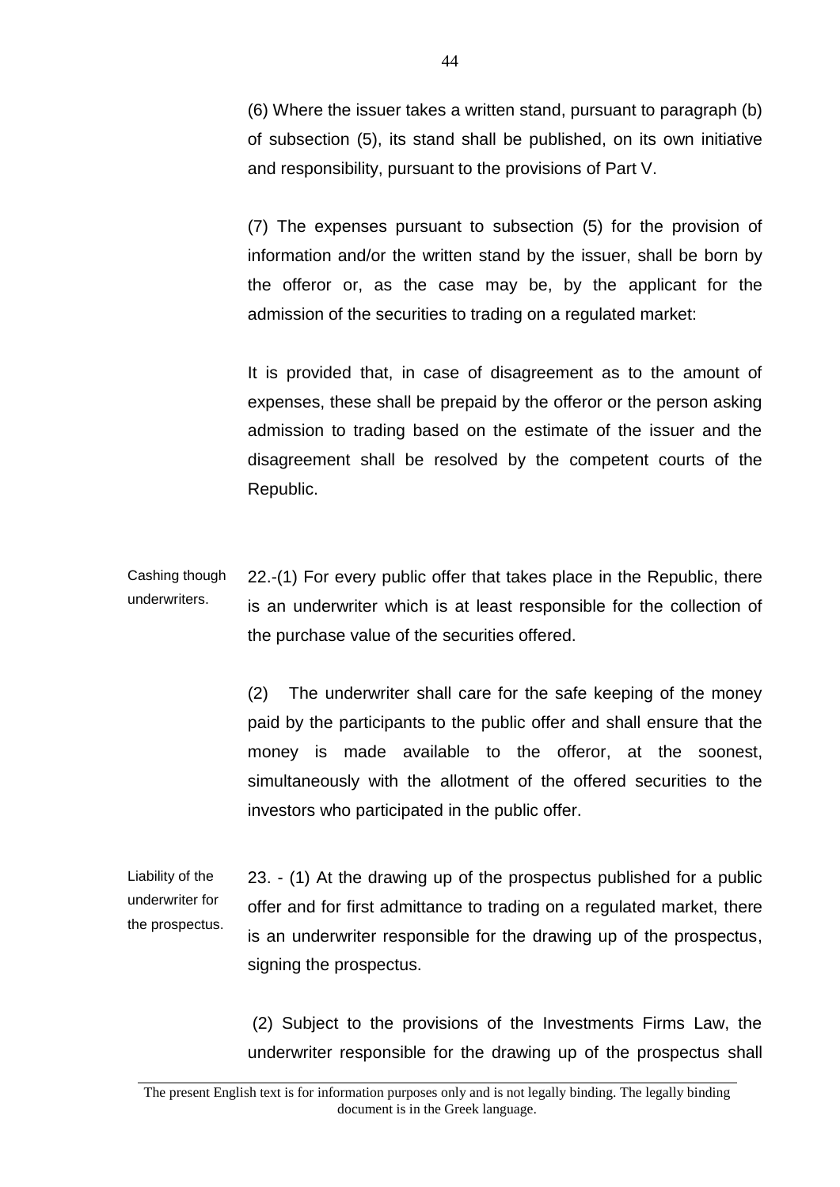(6) Where the issuer takes a written stand, pursuant to paragraph (b) of subsection (5), its stand shall be published, on its own initiative and responsibility, pursuant to the provisions of Part V.

(7) The expenses pursuant to subsection (5) for the provision of information and/or the written stand by the issuer, shall be born by the offeror or, as the case may be, by the applicant for the admission of the securities to trading on a regulated market:

It is provided that, in case of disagreement as to the amount of expenses, these shall be prepaid by the offeror or the person asking admission to trading based on the estimate of the issuer and the disagreement shall be resolved by the competent courts of the Republic.

Cashing though underwriters.

22.-(1) For every public offer that takes place in the Republic, there is an underwriter which is at least responsible for the collection of the purchase value of the securities offered.

(2) The underwriter shall care for the safe keeping of the money paid by the participants to the public offer and shall ensure that the money is made available to the offeror, at the soonest, simultaneously with the allotment of the offered securities to the investors who participated in the public offer.

Liability of the underwriter for the prospectus.

23. - (1) At the drawing up of the prospectus published for a public offer and for first admittance to trading on a regulated market, there is an underwriter responsible for the drawing up of the prospectus, signing the prospectus.

(2) Subject to the provisions of the Investments Firms Law, the underwriter responsible for the drawing up of the prospectus shall

The present English text is for information purposes only and is not legally binding. The legally binding document is in the Greek language.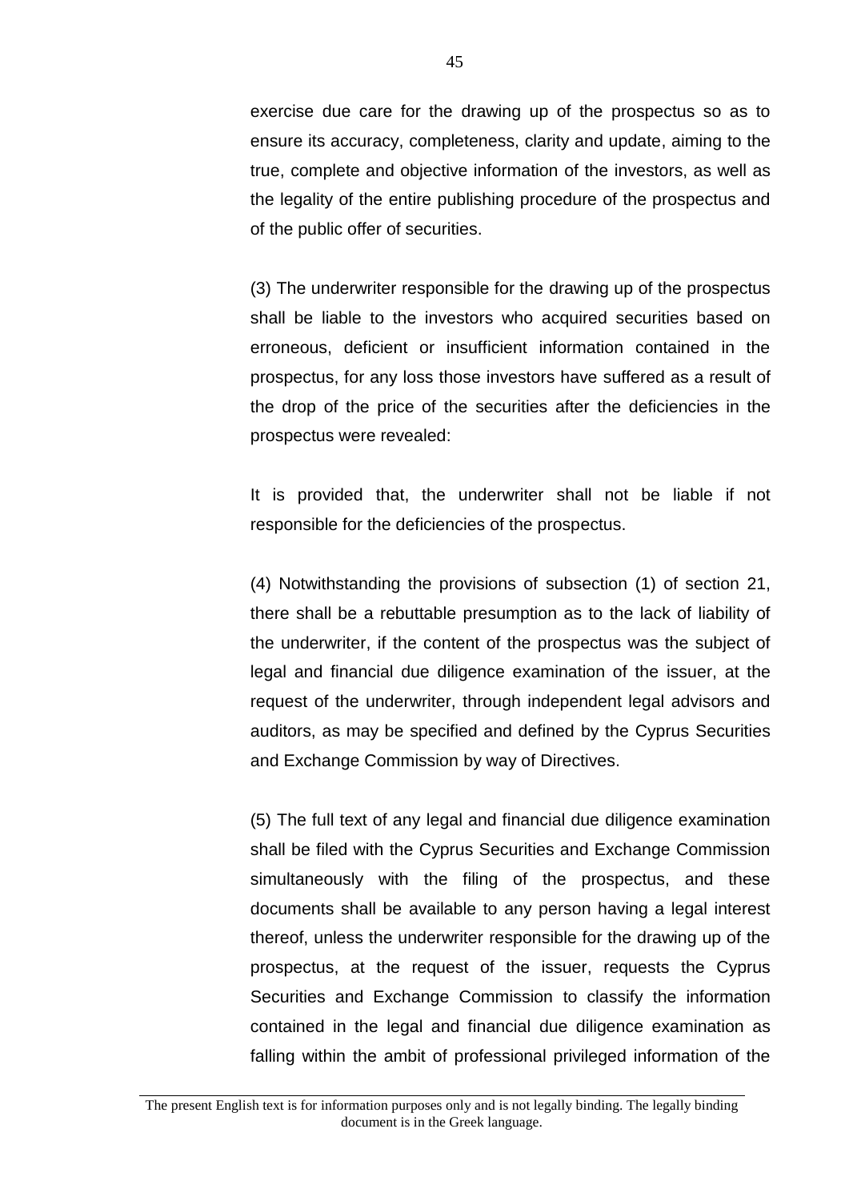exercise due care for the drawing up of the prospectus so as to ensure its accuracy, completeness, clarity and update, aiming to the true, complete and objective information of the investors, as well as the legality of the entire publishing procedure of the prospectus and of the public offer of securities.

(3) The underwriter responsible for the drawing up of the prospectus shall be liable to the investors who acquired securities based on erroneous, deficient or insufficient information contained in the prospectus, for any loss those investors have suffered as a result of the drop of the price of the securities after the deficiencies in the prospectus were revealed:

It is provided that, the underwriter shall not be liable if not responsible for the deficiencies of the prospectus.

(4) Notwithstanding the provisions of subsection (1) of section 21, there shall be a rebuttable presumption as to the lack of liability of the underwriter, if the content of the prospectus was the subject of legal and financial due diligence examination of the issuer, at the request of the underwriter, through independent legal advisors and auditors, as may be specified and defined by the Cyprus Securities and Exchange Commission by way of Directives.

(5) The full text of any legal and financial due diligence examination shall be filed with the Cyprus Securities and Exchange Commission simultaneously with the filing of the prospectus, and these documents shall be available to any person having a legal interest thereof, unless the underwriter responsible for the drawing up of the prospectus, at the request of the issuer, requests the Cyprus Securities and Exchange Commission to classify the information contained in the legal and financial due diligence examination as falling within the ambit of professional privileged information of the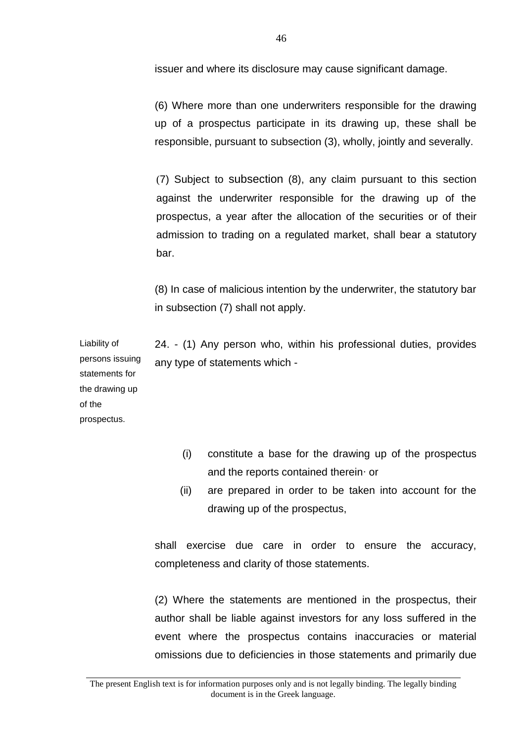issuer and where its disclosure may cause significant damage.

(6) Where more than one underwriters responsible for the drawing up of a prospectus participate in its drawing up, these shall be responsible, pursuant to subsection (3), wholly, jointly and severally.

(7) Subject to subsection (8), any claim pursuant to this section against the underwriter responsible for the drawing up of the prospectus, a year after the allocation of the securities or of their admission to trading on a regulated market, shall bear a statutory bar.

(8) In case of malicious intention by the underwriter, the statutory bar in subsection (7) shall not apply.

Liability of persons issuing statements for the drawing up of the prospectus.

24. - (1) Any person who, within his professional duties, provides any type of statements which -

(i) constitute a base for the drawing up of the prospectus and the reports contained therein· or

(ii) are prepared in order to be taken into account for the drawing up of the prospectus,

shall exercise due care in order to ensure the accuracy, completeness and clarity of those statements.

(2) Where the statements are mentioned in the prospectus, their author shall be liable against investors for any loss suffered in the event where the prospectus contains inaccuracies or material omissions due to deficiencies in those statements and primarily due

The present English text is for information purposes only and is not legally binding. The legally binding document is in the Greek language.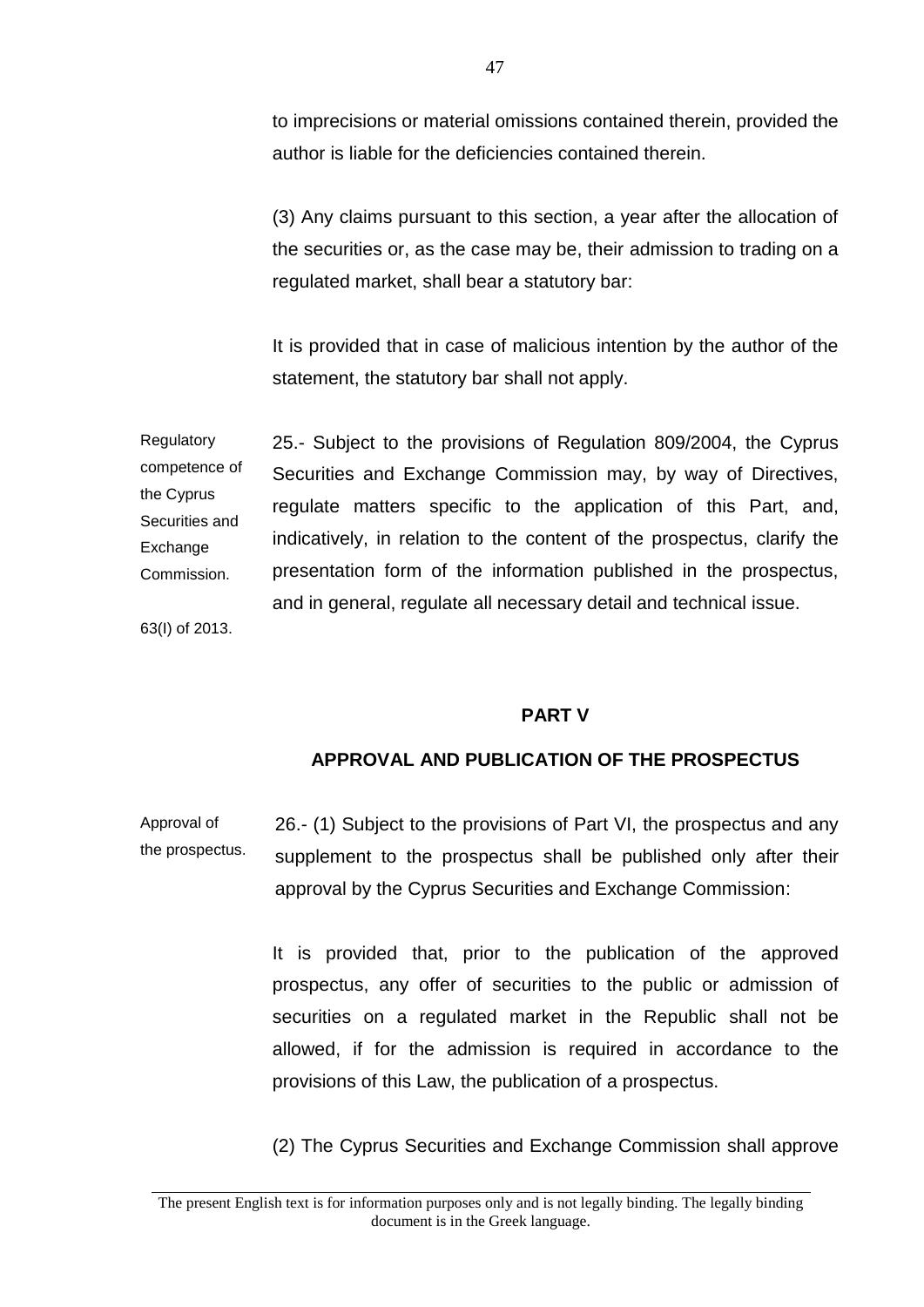to imprecisions or material omissions contained therein, provided the author is liable for the deficiencies contained therein.

(3) Any claims pursuant to this section, a year after the allocation of the securities or, as the case may be, their admission to trading on a regulated market, shall bear a statutory bar:

It is provided that in case of malicious intention by the author of the statement, the statutory bar shall not apply.

Regulatory competence of the Cyprus Securities and Exchange Commission.

63(I) of 2013.

25.- Subject to the provisions of Regulation 809/2004, the Cyprus Securities and Exchange Commission may, by way of Directives, regulate matters specific to the application of this Part, and, indicatively, in relation to the content of the prospectus, clarify the presentation form of the information published in the prospectus, and in general, regulate all necessary detail and technical issue.

## PART V

## APPROVAL AND PUBLICATION OF THE PROSPECTUS

Approval of the prospectus.

26.- (1) Subject to the provisions of Part VI, the prospectus and any supplement to the prospectus shall be published only after their approval by the Cyprus Securities and Exchange Commission:

It is provided that, prior to the publication of the approved prospectus, any offer of securities to the public or admission of securities on a regulated market in the Republic shall not be allowed, if for the admission is required in accordance to the provisions of this Law, the publication of a prospectus.

(2) The Cyprus Securities and Exchange Commission shall approve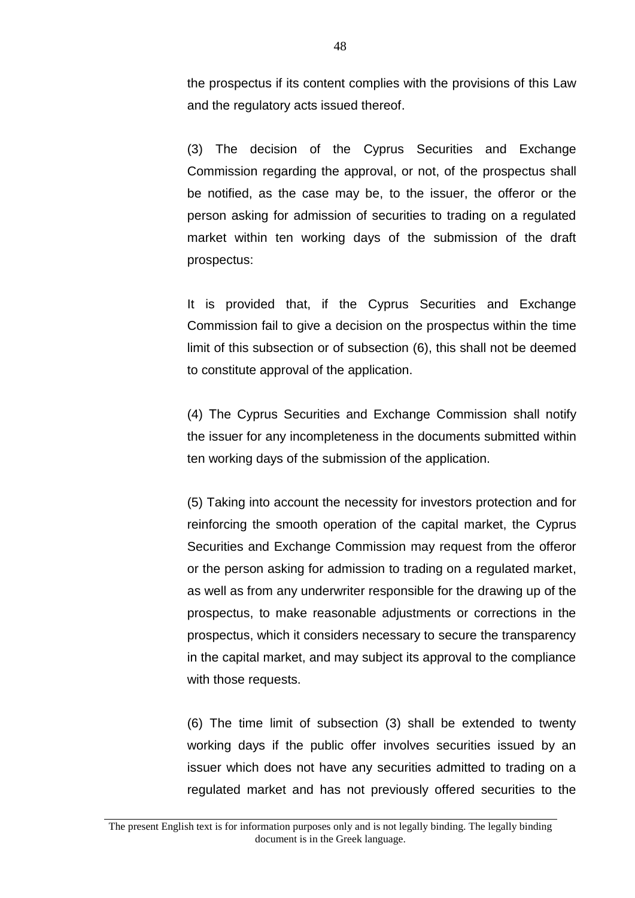the prospectus if its content complies with the provisions of this Law and the regulatory acts issued thereof.

(3) The decision of the Cyprus Securities and Exchange Commission regarding the approval, or not, of the prospectus shall be notified, as the case may be, to the issuer, the offeror or the person asking for admission of securities to trading on a regulated market within ten working days of the submission of the draft prospectus:

It is provided that, if the Cyprus Securities and Exchange Commission fail to give a decision on the prospectus within the time limit of this subsection or of subsection (6), this shall not be deemed to constitute approval of the application.

(4) The Cyprus Securities and Exchange Commission shall notify the issuer for any incompleteness in the documents submitted within ten working days of the submission of the application.

(5) Taking into account the necessity for investors protection and for reinforcing the smooth operation of the capital market, the Cyprus Securities and Exchange Commission may request from the offeror or the person asking for admission to trading on a regulated market, as well as from any underwriter responsible for the drawing up of the prospectus, to make reasonable adjustments or corrections in the prospectus, which it considers necessary to secure the transparency in the capital market, and may subject its approval to the compliance with those requests.

(6) The time limit of subsection (3) shall be extended to twenty working days if the public offer involves securities issued by an issuer which does not have any securities admitted to trading on a regulated market and has not previously offered securities to the

The present English text is for information purposes only and is not legally binding. The legally binding document is in the Greek language.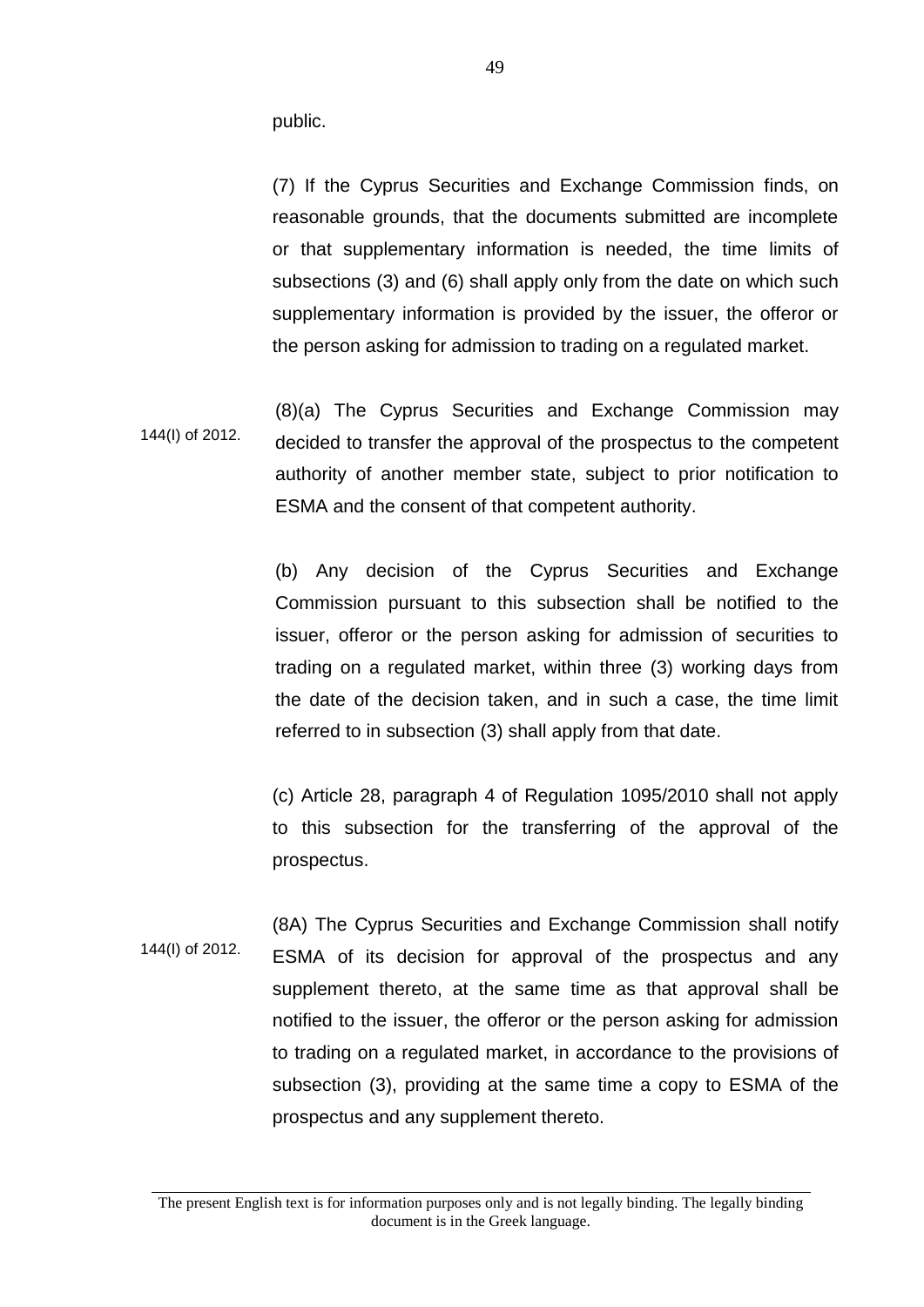public.

(7) If the Cyprus Securities and Exchange Commission finds, on reasonable grounds, that the documents submitted are incomplete or that supplementary information is needed, the time limits of subsections (3) and (6) shall apply only from the date on which such supplementary information is provided by the issuer, the offeror or the person asking for admission to trading on a regulated market.

144(I) of 2012.

(8)(a) The Cyprus Securities and Exchange Commission may decided to transfer the approval of the prospectus to the competent authority of another member state, subject to prior notification to ESMA and the consent of that competent authority.

(b) Any decision of the Cyprus Securities and Exchange Commission pursuant to this subsection shall be notified to the issuer, offeror or the person asking for admission of securities to trading on a regulated market, within three (3) working days from the date of the decision taken, and in such a case, the time limit referred to in subsection (3) shall apply from that date.

(c) Article 28, paragraph 4 of Regulation 1095/2010 shall not apply to this subsection for the transferring of the approval of the prospectus.

144(I) of 2012.

(8A) The Cyprus Securities and Exchange Commission shall notify ESMA of its decision for approval of the prospectus and any supplement thereto, at the same time as that approval shall be notified to the issuer, the offeror or the person asking for admission to trading on a regulated market, in accordance to the provisions of subsection (3), providing at the same time a copy to ESMA of the prospectus and any supplement thereto.

The present English text is for information purposes only and is not legally binding. The legally binding document is in the Greek language.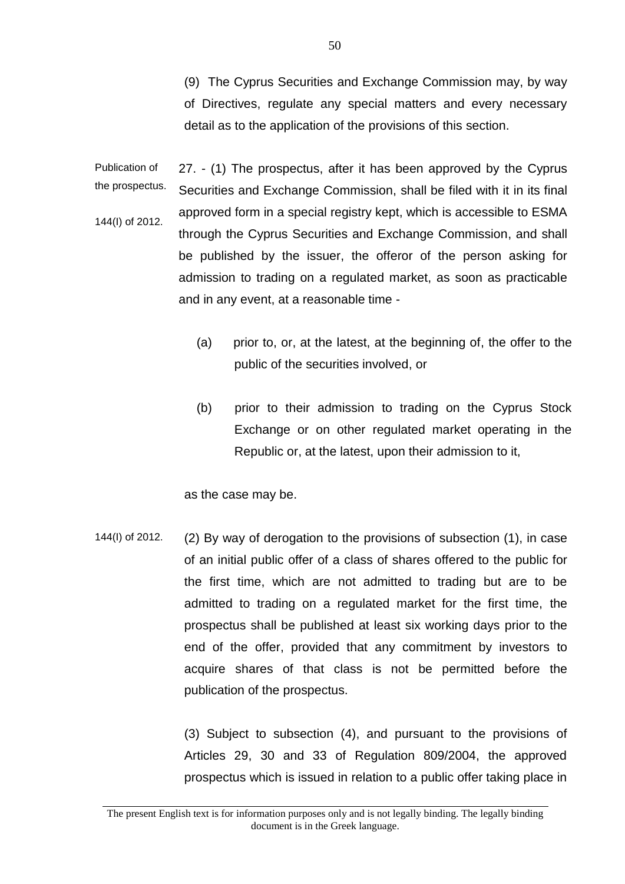(9) The Cyprus Securities and Exchange Commission may, by way of Directives, regulate any special matters and every necessary detail as to the application of the provisions of this section.

Publication of the prospectus.

144(I) of 2012.

27. - (1) The prospectus, after it has been approved by the Cyprus Securities and Exchange Commission, shall be filed with it in its final approved form in a special registry kept, which is accessible to ESMA through the Cyprus Securities and Exchange Commission, and shall be published by the issuer, the offeror of the person asking for admission to trading on a regulated market, as soon as practicable and in any event, at a reasonable time -

(a) prior to, or, at the latest, at the beginning of, the offer to the public of the securities involved, or

(b) prior to their admission to trading on the Cyprus Stock Exchange or on other regulated market operating in the Republic or, at the latest, upon their admission to it,

as the case may be.

144(I) of 2012.

(2) By way of derogation to the provisions of subsection (1), in case of an initial public offer of a class of shares offered to the public for the first time, which are not admitted to trading but are to be admitted to trading on a regulated market for the first time, the prospectus shall be published at least six working days prior to the end of the offer, provided that any commitment by investors to acquire shares of that class is not be permitted before the publication of the prospectus.

(3) Subject to subsection (4), and pursuant to the provisions of Articles 29, 30 and 33 of Regulation 809/2004, the approved prospectus which is issued in relation to a public offer taking place in

The present English text is for information purposes only and is not legally binding. The legally binding document is in the Greek language.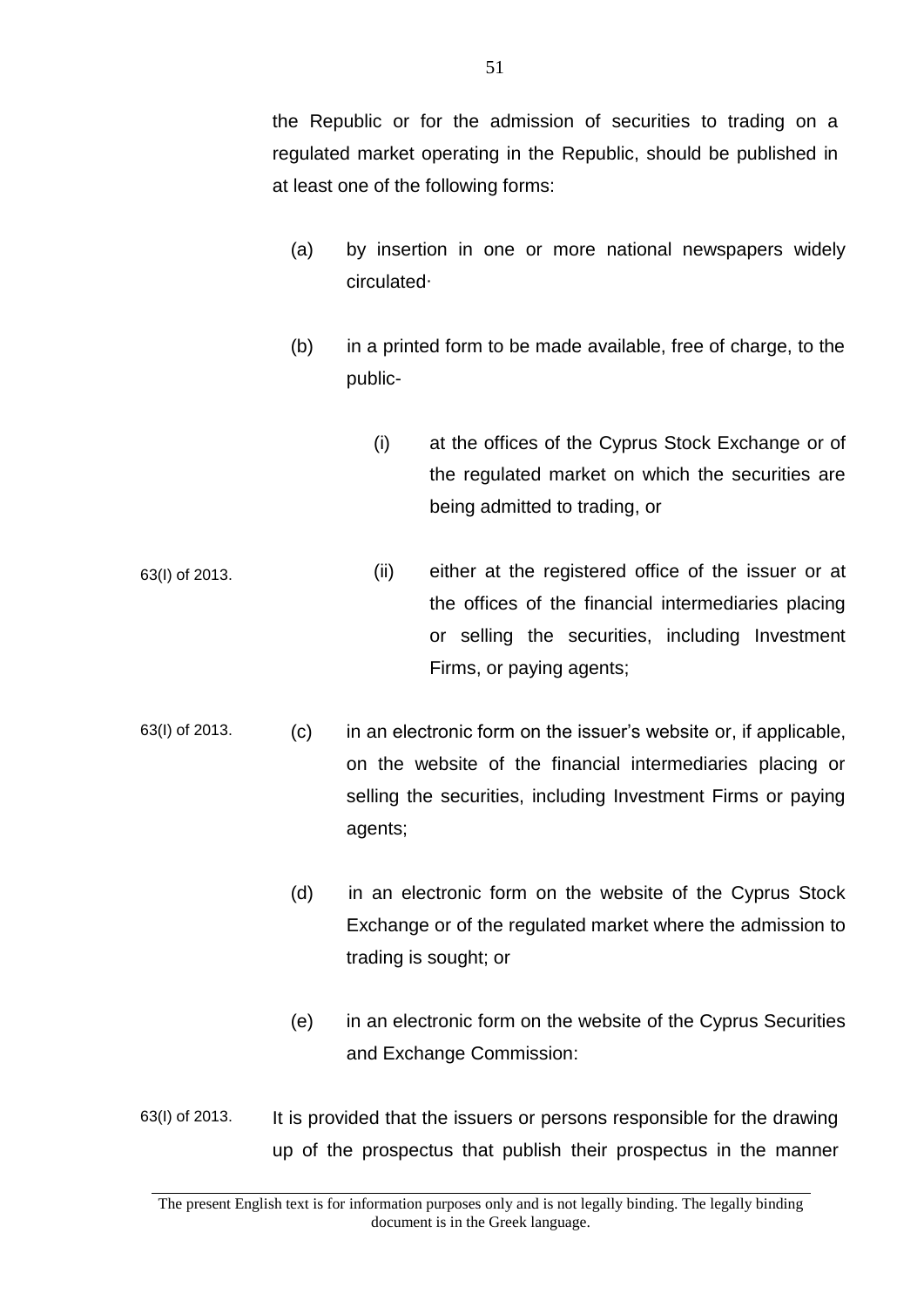the Republic or for the admission of securities to trading on a regulated market operating in the Republic, should be published in at least one of the following forms:

(a) by insertion in one or more national newspapers widely circulated·

(b) in a printed form to be made available, free of charge, to the public-

(i) at the offices of the Cyprus Stock Exchange or of the regulated market on which the securities are being admitted to trading, or

63(I) of 2013.

(ii) either at the registered office of the issuer or at the offices of the financial intermediaries placing or selling the securities, including Investment Firms, or paying agents;

63(I) of 2013.

(c) in an electronic form on the issuer's website or, if applicable, on the website of the financial intermediaries placing or selling the securities, including Investment Firms or paying agents;

(d) in an electronic form on the website of the Cyprus Stock Exchange or of the regulated market where the admission to trading is sought; or

(e) in an electronic form on the website of the Cyprus Securities and Exchange Commission:

63(I) of 2013.

It is provided that the issuers or persons responsible for the drawing up of the prospectus that publish their prospectus in the manner

The present English text is for information purposes only and is not legally binding. The legally binding document is in the Greek language.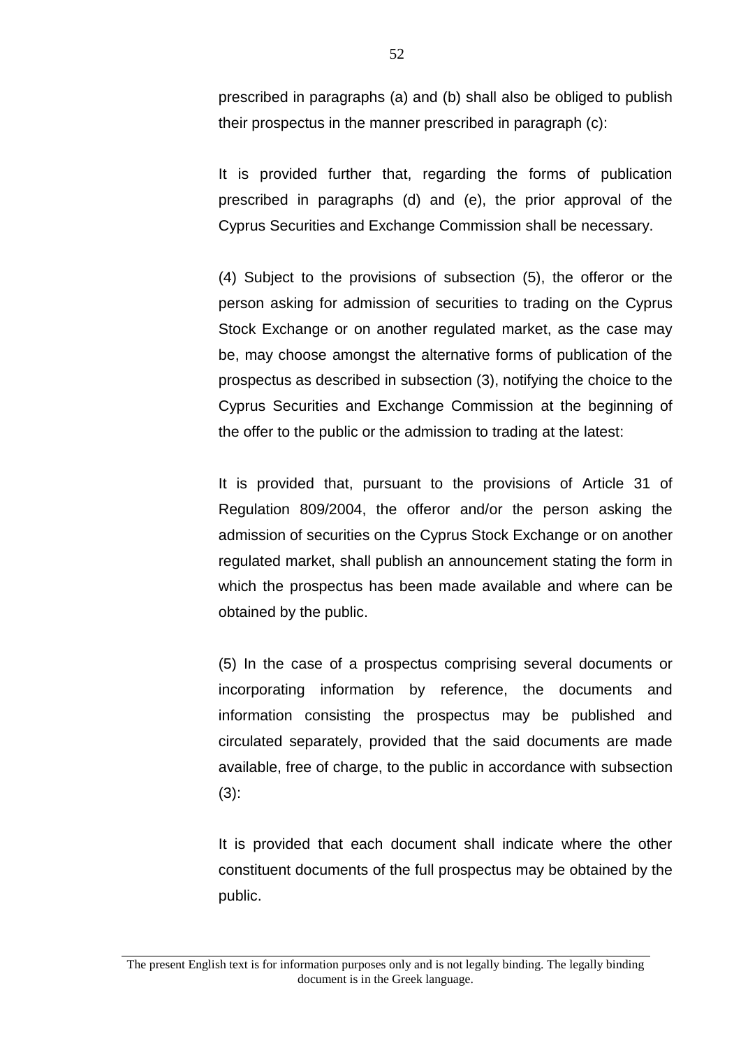prescribed in paragraphs (a) and (b) shall also be obliged to publish their prospectus in the manner prescribed in paragraph (c):

It is provided further that, regarding the forms of publication prescribed in paragraphs (d) and (e), the prior approval of the Cyprus Securities and Exchange Commission shall be necessary.

(4) Subject to the provisions of subsection (5), the offeror or the person asking for admission of securities to trading on the Cyprus Stock Exchange or on another regulated market, as the case may be, may choose amongst the alternative forms of publication of the prospectus as described in subsection (3), notifying the choice to the Cyprus Securities and Exchange Commission at the beginning of the offer to the public or the admission to trading at the latest:

It is provided that, pursuant to the provisions of Article 31 of Regulation 809/2004, the offeror and/or the person asking the admission of securities on the Cyprus Stock Exchange or on another regulated market, shall publish an announcement stating the form in which the prospectus has been made available and where can be obtained by the public.

(5) In the case of a prospectus comprising several documents or incorporating information by reference, the documents and information consisting the prospectus may be published and circulated separately, provided that the said documents are made available, free of charge, to the public in accordance with subsection (3):

It is provided that each document shall indicate where the other constituent documents of the full prospectus may be obtained by the public.

The present English text is for information purposes only and is not legally binding. The legally binding document is in the Greek language.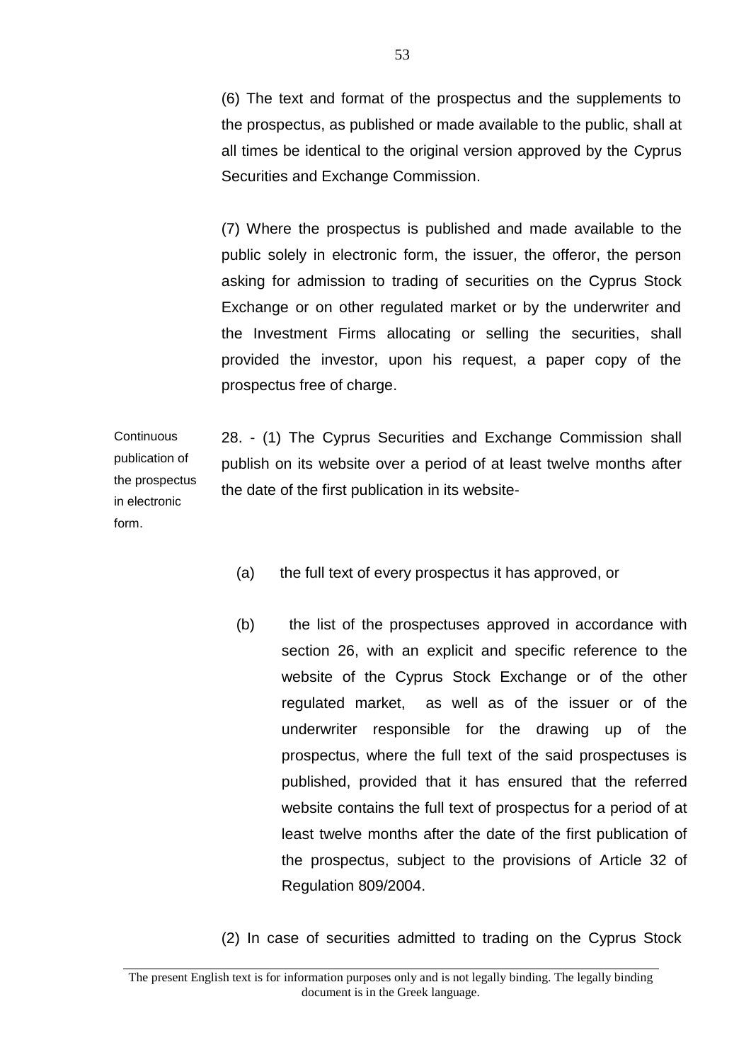(6) The text and format of the prospectus and the supplements to the prospectus, as published or made available to the public, shall at all times be identical to the original version approved by the Cyprus Securities and Exchange Commission.

(7) Where the prospectus is published and made available to the public solely in electronic form, the issuer, the offeror, the person asking for admission to trading of securities on the Cyprus Stock Exchange or on other regulated market or by the underwriter and the Investment Firms allocating or selling the securities, shall provided the investor, upon his request, a paper copy of the prospectus free of charge.

Continuous publication of the prospectus in electronic form.

28. - (1) The Cyprus Securities and Exchange Commission shall publish on its website over a period of at least twelve months after the date of the first publication in its website-

(a) the full text of every prospectus it has approved, or

(b) the list of the prospectuses approved in accordance with section 26, with an explicit and specific reference to the website of the Cyprus Stock Exchange or of the other regulated market, as well as of the issuer or of the underwriter responsible for the drawing up of the prospectus, where the full text of the said prospectuses is published, provided that it has ensured that the referred website contains the full text of prospectus for a period of at least twelve months after the date of the first publication of the prospectus, subject to the provisions of Article 32 of Regulation 809/2004.

(2) In case of securities admitted to trading on the Cyprus Stock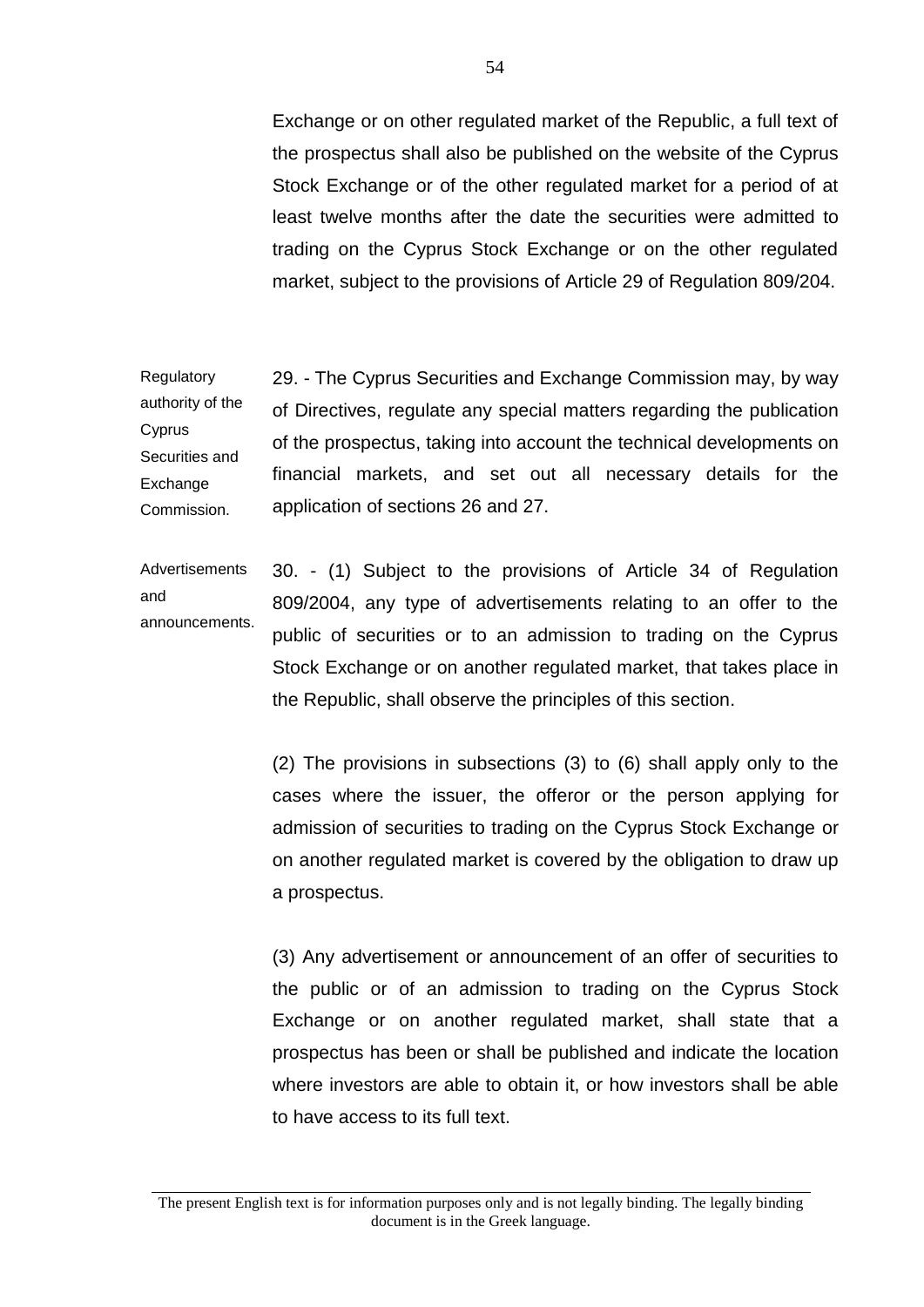Exchange or on other regulated market of the Republic, a full text of the prospectus shall also be published on the website of the Cyprus Stock Exchange or of the other regulated market for a period of at least twelve months after the date the securities were admitted to trading on the Cyprus Stock Exchange or on the other regulated market, subject to the provisions of Article 29 of Regulation 809/204.

Regulatory authority of the Cyprus Securities and Exchange Commission.

29. - The Cyprus Securities and Exchange Commission may, by way of Directives, regulate any special matters regarding the publication of the prospectus, taking into account the technical developments on financial markets, and set out all necessary details for the application of sections 26 and 27.

Advertisements and announcements.

30. - (1) Subject to the provisions of Article 34 of Regulation 809/2004, any type of advertisements relating to an offer to the public of securities or to an admission to trading on the Cyprus Stock Exchange or on another regulated market, that takes place in the Republic, shall observe the principles of this section.

(2) The provisions in subsections (3) to (6) shall apply only to the cases where the issuer, the offeror or the person applying for admission of securities to trading on the Cyprus Stock Exchange or on another regulated market is covered by the obligation to draw up a prospectus.

(3) Any advertisement or announcement of an offer of securities to the public or of an admission to trading on the Cyprus Stock Exchange or on another regulated market, shall state that a prospectus has been or shall be published and indicate the location where investors are able to obtain it, or how investors shall be able to have access to its full text.

The present English text is for information purposes only and is not legally binding. The legally binding document is in the Greek language.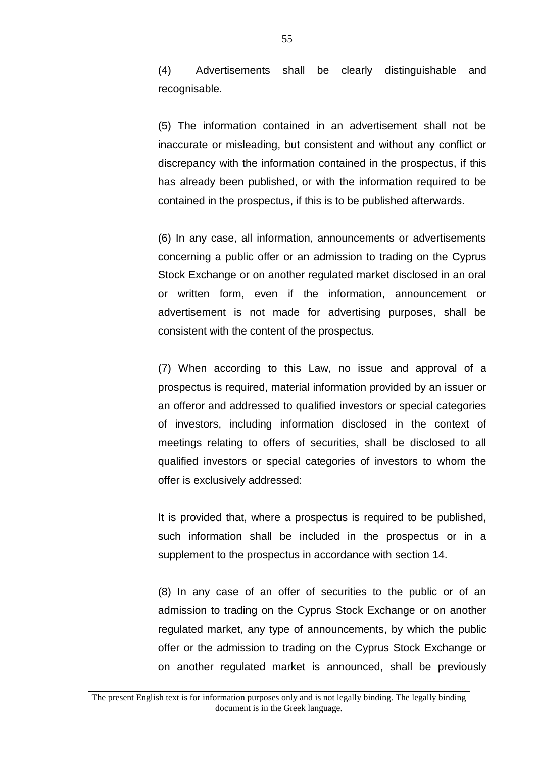(4) Advertisements shall be clearly distinguishable and recognisable.

(5) The information contained in an advertisement shall not be inaccurate or misleading, but consistent and without any conflict or discrepancy with the information contained in the prospectus, if this has already been published, or with the information required to be contained in the prospectus, if this is to be published afterwards.

(6) In any case, all information, announcements or advertisements concerning a public offer or an admission to trading on the Cyprus Stock Exchange or on another regulated market disclosed in an oral or written form, even if the information, announcement or advertisement is not made for advertising purposes, shall be consistent with the content of the prospectus.

(7) When according to this Law, no issue and approval of a prospectus is required, material information provided by an issuer or an offeror and addressed to qualified investors or special categories of investors, including information disclosed in the context of meetings relating to offers of securities, shall be disclosed to all qualified investors or special categories of investors to whom the offer is exclusively addressed:

It is provided that, where a prospectus is required to be published, such information shall be included in the prospectus or in a supplement to the prospectus in accordance with section 14.

(8) In any case of an offer of securities to the public or of an admission to trading on the Cyprus Stock Exchange or on another regulated market, any type of announcements, by which the public offer or the admission to trading on the Cyprus Stock Exchange or on another regulated market is announced, shall be previously

The present English text is for information purposes only and is not legally binding. The legally binding document is in the Greek language.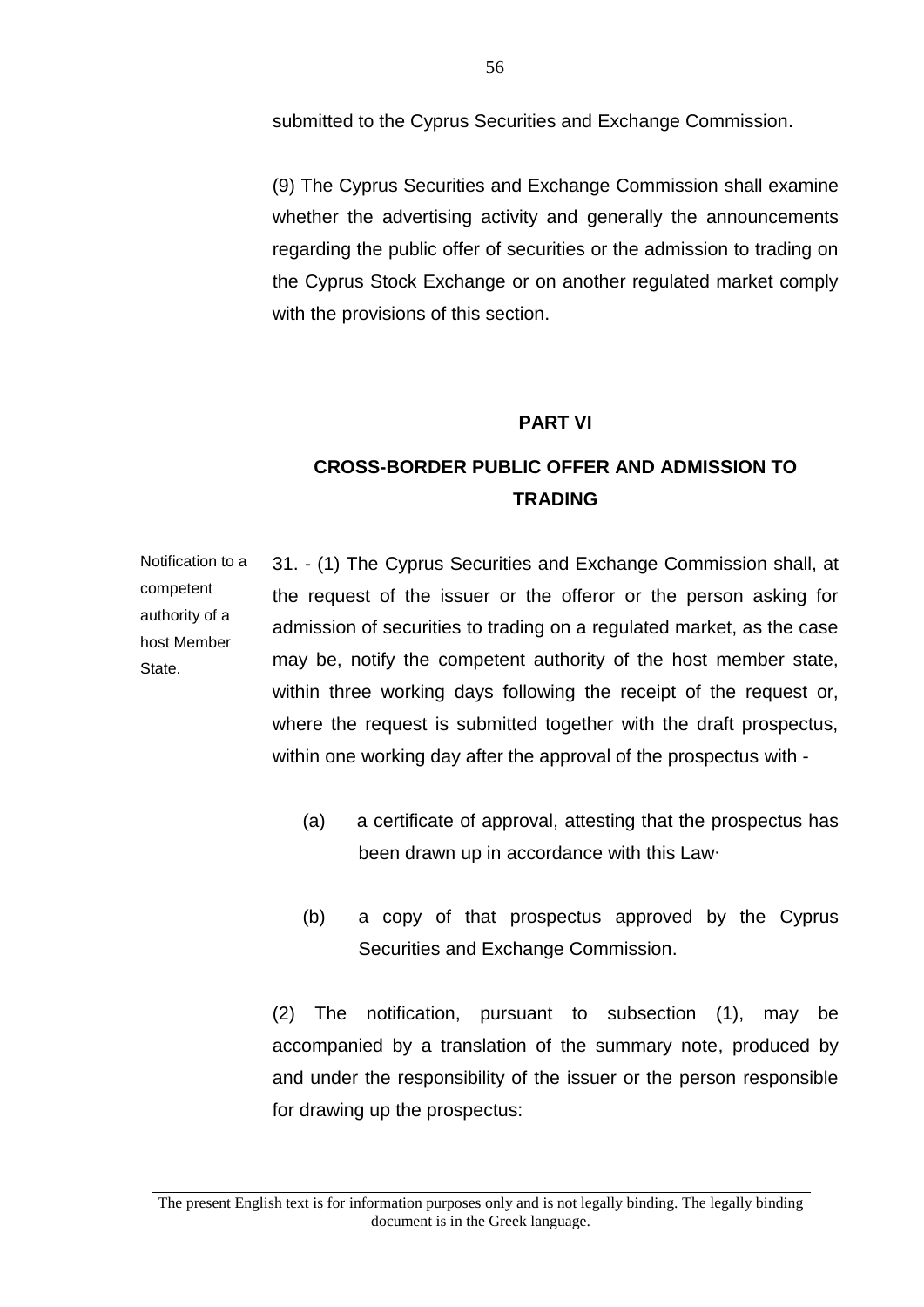submitted to the Cyprus Securities and Exchange Commission.

(9) The Cyprus Securities and Exchange Commission shall examine whether the advertising activity and generally the announcements regarding the public offer of securities or the admission to trading on the Cyprus Stock Exchange or on another regulated market comply with the provisions of this section.

## PART VI

## CROSS-BORDER PUBLIC OFFER AND ADMISSION TO TRADING

Notification to a competent authority of a host Member State.

31. - (1) The Cyprus Securities and Exchange Commission shall, at the request of the issuer or the offeror or the person asking for admission of securities to trading on a regulated market, as the case may be, notify the competent authority of the host member state, within three working days following the receipt of the request or, where the request is submitted together with the draft prospectus, within one working day after the approval of the prospectus with -

(a) a certificate of approval, attesting that the prospectus has been drawn up in accordance with this Law·

(b) a copy of that prospectus approved by the Cyprus Securities and Exchange Commission.

(2) The notification, pursuant to subsection (1), may be accompanied by a translation of the summary note, produced by and under the responsibility of the issuer or the person responsible for drawing up the prospectus:

The present English text is for information purposes only and is not legally binding. The legally binding document is in the Greek language.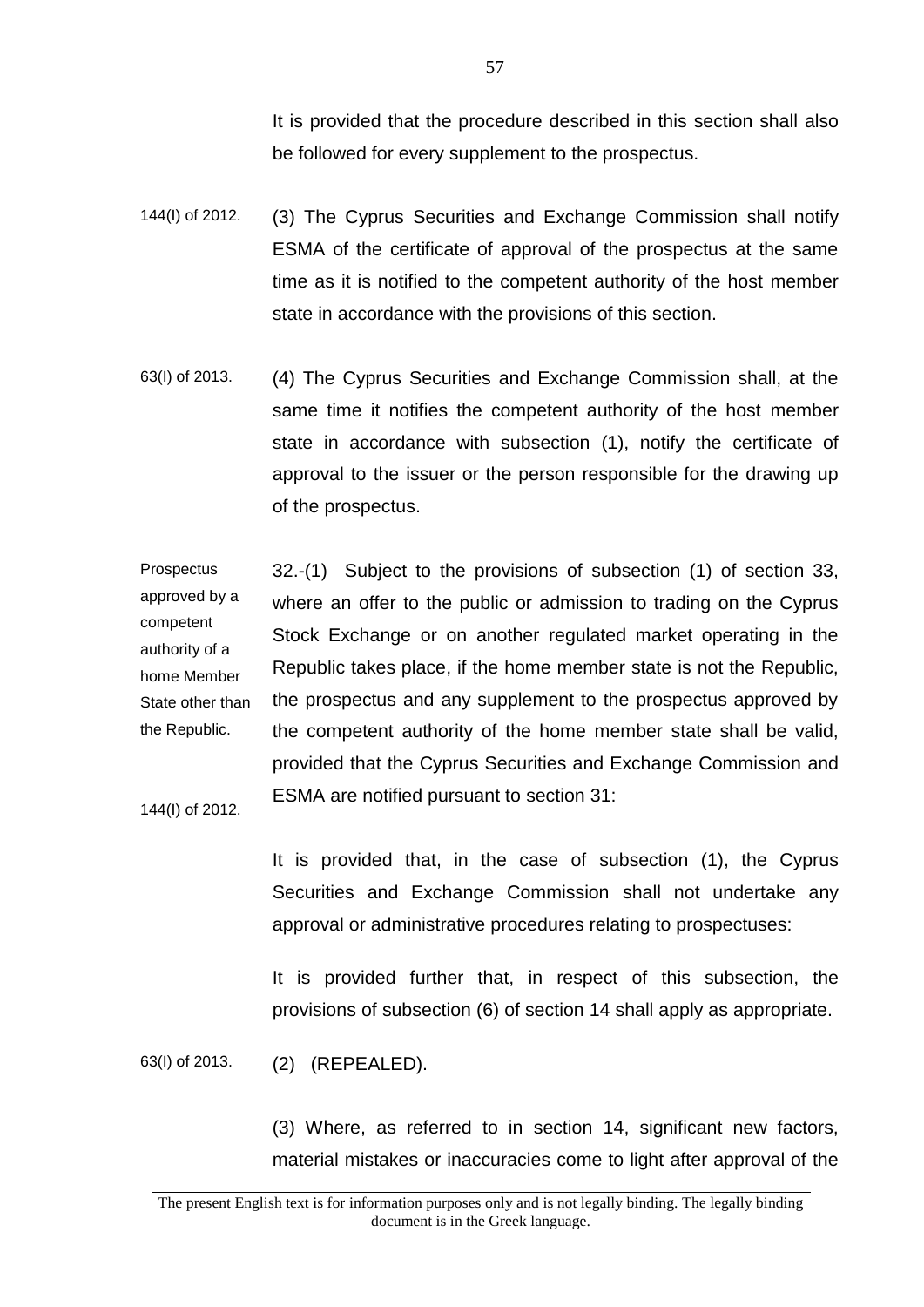It is provided that the procedure described in this section shall also be followed for every supplement to the prospectus.

144(I) of 2012.

(3) The Cyprus Securities and Exchange Commission shall notify ESMA of the certificate of approval of the prospectus at the same time as it is notified to the competent authority of the host member state in accordance with the provisions of this section.

63(I) of 2013.

(4) The Cyprus Securities and Exchange Commission shall, at the same time it notifies the competent authority of the host member state in accordance with subsection (1), notify the certificate of approval to the issuer or the person responsible for the drawing up of the prospectus.

Prospectus approved by a competent authority of a home Member State other than the Republic.

144(I) of 2012.

32.-(1) Subject to the provisions of subsection (1) of section 33, where an offer to the public or admission to trading on the Cyprus Stock Exchange or on another regulated market operating in the Republic takes place, if the home member state is not the Republic, the prospectus and any supplement to the prospectus approved by the competent authority of the home member state shall be valid, provided that the Cyprus Securities and Exchange Commission and ESMA are notified pursuant to section 31:

It is provided that, in the case of subsection (1), the Cyprus Securities and Exchange Commission shall not undertake any approval or administrative procedures relating to prospectuses:

It is provided further that, in respect of this subsection, the provisions of subsection (6) of section 14 shall apply as appropriate.

63(I) of 2013.

(2) (REPEALED).

(3) Where, as referred to in section 14, significant new factors, material mistakes or inaccuracies come to light after approval of the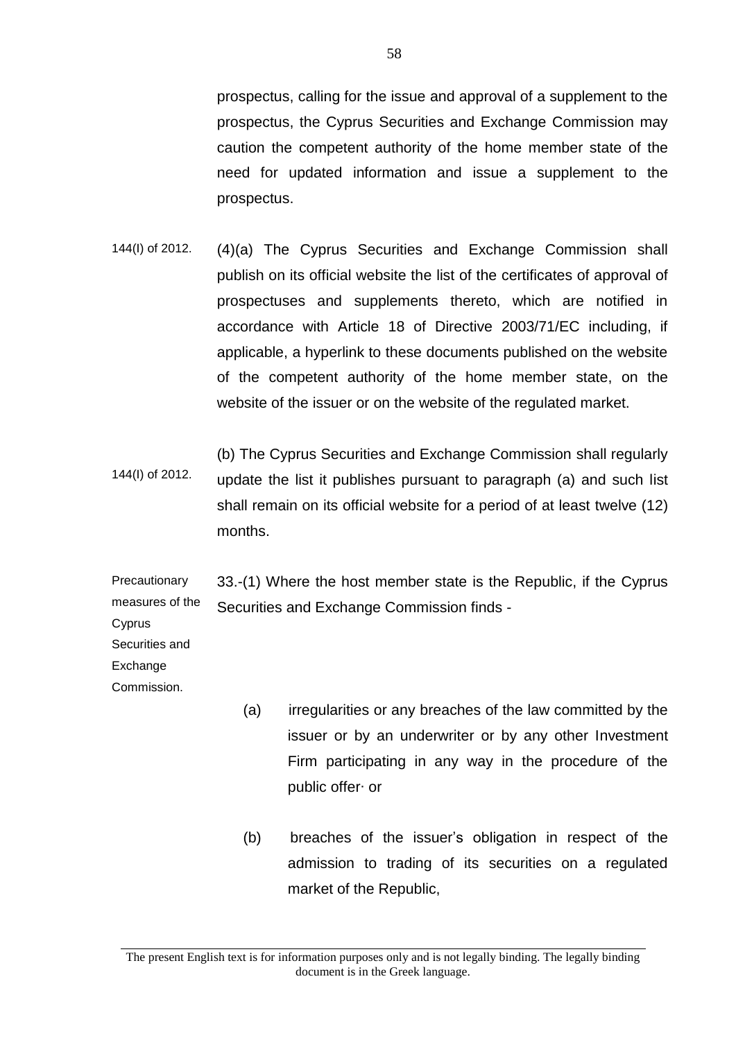prospectus, calling for the issue and approval of a supplement to the prospectus, the Cyprus Securities and Exchange Commission may caution the competent authority of the home member state of the need for updated information and issue a supplement to the prospectus.

144(I) of 2012.

(4)(a) The Cyprus Securities and Exchange Commission shall publish on its official website the list of the certificates of approval of prospectuses and supplements thereto, which are notified in accordance with Article 18 of Directive 2003/71/EC including, if applicable, a hyperlink to these documents published on the website of the competent authority of the home member state, on the website of the issuer or on the website of the regulated market.

144(I) of 2012.

(b) The Cyprus Securities and Exchange Commission shall regularly update the list it publishes pursuant to paragraph (a) and such list shall remain on its official website for a period of at least twelve (12) months.

Precautionary measures of the Cyprus Securities and Exchange Commission.

33.-(1) Where the host member state is the Republic, if the Cyprus Securities and Exchange Commission finds -

(a) irregularities or any breaches of the law committed by the issuer or by an underwriter or by any other Investment Firm participating in any way in the procedure of the public offer· or

(b) breaches of the issuer's obligation in respect of the admission to trading of its securities on a regulated market of the Republic,

The present English text is for information purposes only and is not legally binding. The legally binding document is in the Greek language.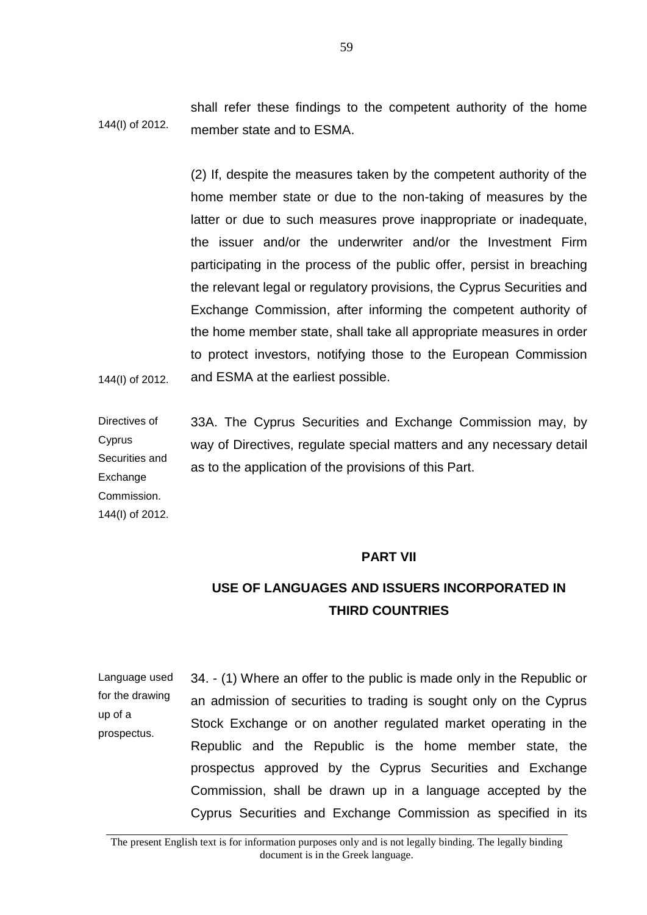144(I) of 2012.

shall refer these findings to the competent authority of the home member state and to ESMA.

(2) If, despite the measures taken by the competent authority of the home member state or due to the non-taking of measures by the latter or due to such measures prove inappropriate or inadequate, the issuer and/or the underwriter and/or the Investment Firm participating in the process of the public offer, persist in breaching the relevant legal or regulatory provisions, the Cyprus Securities and Exchange Commission, after informing the competent authority of the home member state, shall take all appropriate measures in order to protect investors, notifying those to the European Commission and ESMA at the earliest possible.

144(I) of 2012.

Directives of Cyprus Securities and Exchange Commission.
144(I) of 2012.

33A. The Cyprus Securities and Exchange Commission may, by way of Directives, regulate special matters and any necessary detail as to the application of the provisions of this Part.

## PART VII

## USE OF LANGUAGES AND ISSUERS INCORPORATED IN THIRD COUNTRIES

Language used for the drawing up of a prospectus.

34. - (1) Where an offer to the public is made only in the Republic or an admission of securities to trading is sought only on the Cyprus Stock Exchange or on another regulated market operating in the Republic and the Republic is the home member state, the prospectus approved by the Cyprus Securities and Exchange Commission, shall be drawn up in a language accepted by the Cyprus Securities and Exchange Commission as specified in its

The present English text is for information purposes only and is not legally binding. The legally binding document is in the Greek language.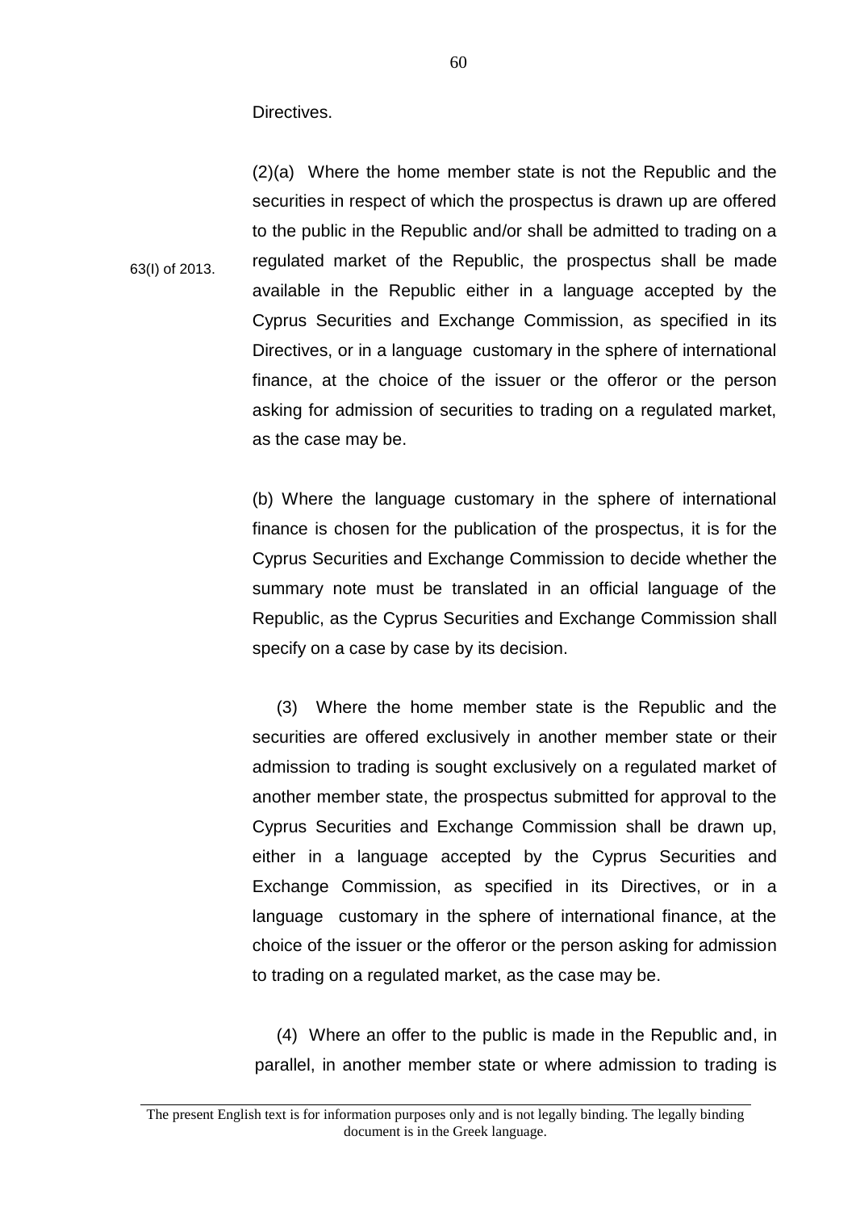Directives.

63(I) of 2013.

(2)(a) Where the home member state is not the Republic and the securities in respect of which the prospectus is drawn up are offered to the public in the Republic and/or shall be admitted to trading on a regulated market of the Republic, the prospectus shall be made available in the Republic either in a language accepted by the Cyprus Securities and Exchange Commission, as specified in its Directives, or in a language customary in the sphere of international finance, at the choice of the issuer or the offeror or the person asking for admission of securities to trading on a regulated market, as the case may be.

(b) Where the language customary in the sphere of international finance is chosen for the publication of the prospectus, it is for the Cyprus Securities and Exchange Commission to decide whether the summary note must be translated in an official language of the Republic, as the Cyprus Securities and Exchange Commission shall specify on a case by case by its decision.

(3) Where the home member state is the Republic and the securities are offered exclusively in another member state or their admission to trading is sought exclusively on a regulated market of another member state, the prospectus submitted for approval to the Cyprus Securities and Exchange Commission shall be drawn up, either in a language accepted by the Cyprus Securities and Exchange Commission, as specified in its Directives, or in a language customary in the sphere of international finance, at the choice of the issuer or the offeror or the person asking for admission to trading on a regulated market, as the case may be.

(4) Where an offer to the public is made in the Republic and, in parallel, in another member state or where admission to trading is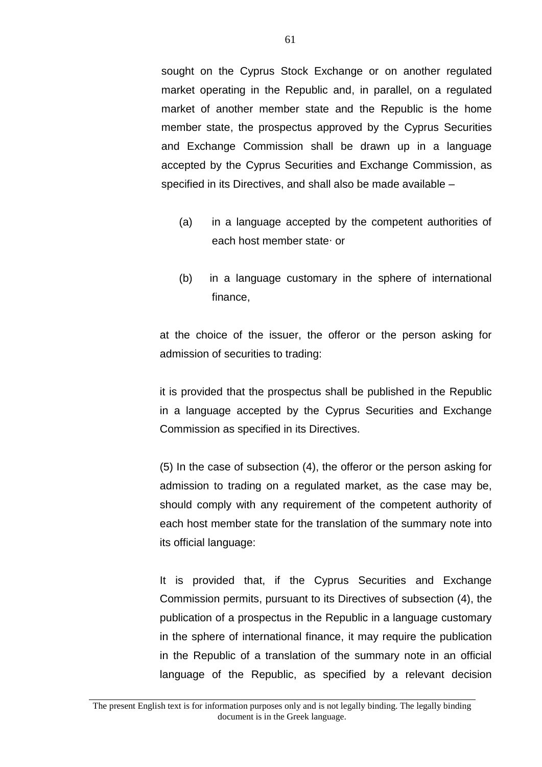sought on the Cyprus Stock Exchange or on another regulated market operating in the Republic and, in parallel, on a regulated market of another member state and the Republic is the home member state, the prospectus approved by the Cyprus Securities and Exchange Commission shall be drawn up in a language accepted by the Cyprus Securities and Exchange Commission, as specified in its Directives, and shall also be made available –

(a) in a language accepted by the competent authorities of each host member state· or

(b) in a language customary in the sphere of international finance,

at the choice of the issuer, the offeror or the person asking for admission of securities to trading:

it is provided that the prospectus shall be published in the Republic in a language accepted by the Cyprus Securities and Exchange Commission as specified in its Directives.

(5) In the case of subsection (4), the offeror or the person asking for admission to trading on a regulated market, as the case may be, should comply with any requirement of the competent authority of each host member state for the translation of the summary note into its official language:

It is provided that, if the Cyprus Securities and Exchange Commission permits, pursuant to its Directives of subsection (4), the publication of a prospectus in the Republic in a language customary in the sphere of international finance, it may require the publication in the Republic of a translation of the summary note in an official language of the Republic, as specified by a relevant decision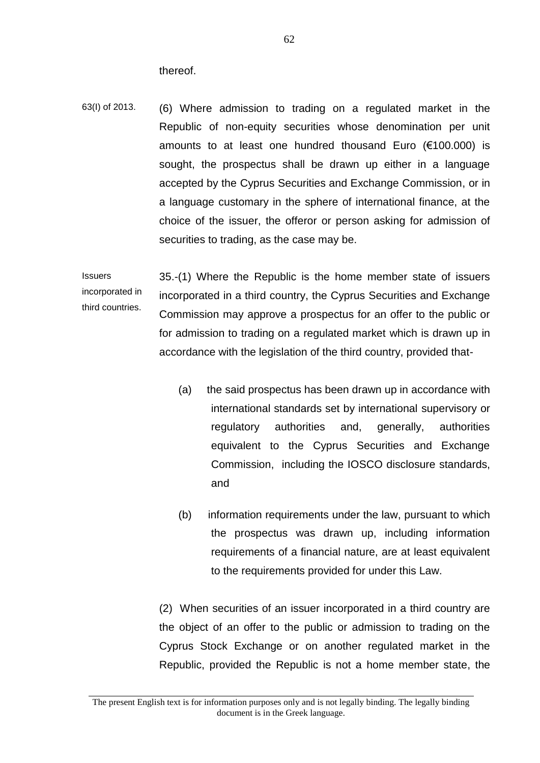thereof.

63(I) of 2013.

(6) Where admission to trading on a regulated market in the Republic of non-equity securities whose denomination per unit amounts to at least one hundred thousand Euro (€100.000) is sought, the prospectus shall be drawn up either in a language accepted by the Cyprus Securities and Exchange Commission, or in a language customary in the sphere of international finance, at the choice of the issuer, the offeror or person asking for admission of securities to trading, as the case may be.

Issuers incorporated in third countries.

35.-(1) Where the Republic is the home member state of issuers incorporated in a third country, the Cyprus Securities and Exchange Commission may approve a prospectus for an offer to the public or for admission to trading on a regulated market which is drawn up in accordance with the legislation of the third country, provided that-

(a) the said prospectus has been drawn up in accordance with international standards set by international supervisory or regulatory authorities and, generally, authorities equivalent to the Cyprus Securities and Exchange Commission, including the IOSCO disclosure standards, and

(b) information requirements under the law, pursuant to which the prospectus was drawn up, including information requirements of a financial nature, are at least equivalent to the requirements provided for under this Law.

(2) When securities of an issuer incorporated in a third country are the object of an offer to the public or admission to trading on the Cyprus Stock Exchange or on another regulated market in the Republic, provided the Republic is not a home member state, the

The present English text is for information purposes only and is not legally binding. The legally binding document is in the Greek language.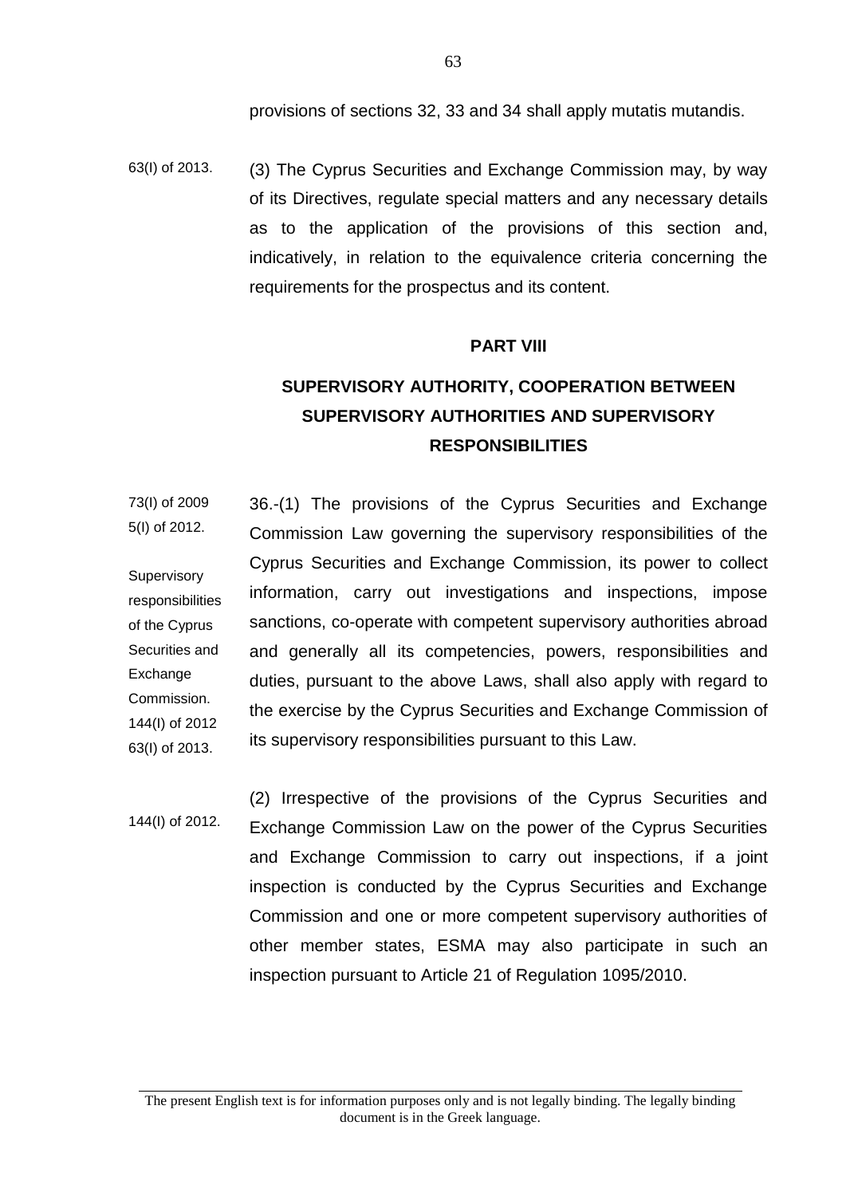provisions of sections 32, 33 and 34 shall apply mutatis mutandis.

63(I) of 2013.

(3) The Cyprus Securities and Exchange Commission may, by way of its Directives, regulate special matters and any necessary details as to the application of the provisions of this section and, indicatively, in relation to the equivalence criteria concerning the requirements for the prospectus and its content.

## PART VIII

## SUPERVISORY AUTHORITY, COOPERATION BETWEEN SUPERVISORY AUTHORITIES AND SUPERVISORY RESPONSIBILITIES

73(I) of 2009
5(I) of 2012.

Supervisory responsibilities of the Cyprus Securities and Exchange Commission.
144(I) of 2012
63(I) of 2013.

36.-(1) The provisions of the Cyprus Securities and Exchange Commission Law governing the supervisory responsibilities of the Cyprus Securities and Exchange Commission, its power to collect information, carry out investigations and inspections, impose sanctions, co-operate with competent supervisory authorities abroad and generally all its competencies, powers, responsibilities and duties, pursuant to the above Laws, shall also apply with regard to the exercise by the Cyprus Securities and Exchange Commission of its supervisory responsibilities pursuant to this Law.

144(I) of 2012.

(2) Irrespective of the provisions of the Cyprus Securities and Exchange Commission Law on the power of the Cyprus Securities and Exchange Commission to carry out inspections, if a joint inspection is conducted by the Cyprus Securities and Exchange Commission and one or more competent supervisory authorities of other member states, ESMA may also participate in such an inspection pursuant to Article 21 of Regulation 1095/2010.

The present English text is for information purposes only and is not legally binding. The legally binding document is in the Greek language.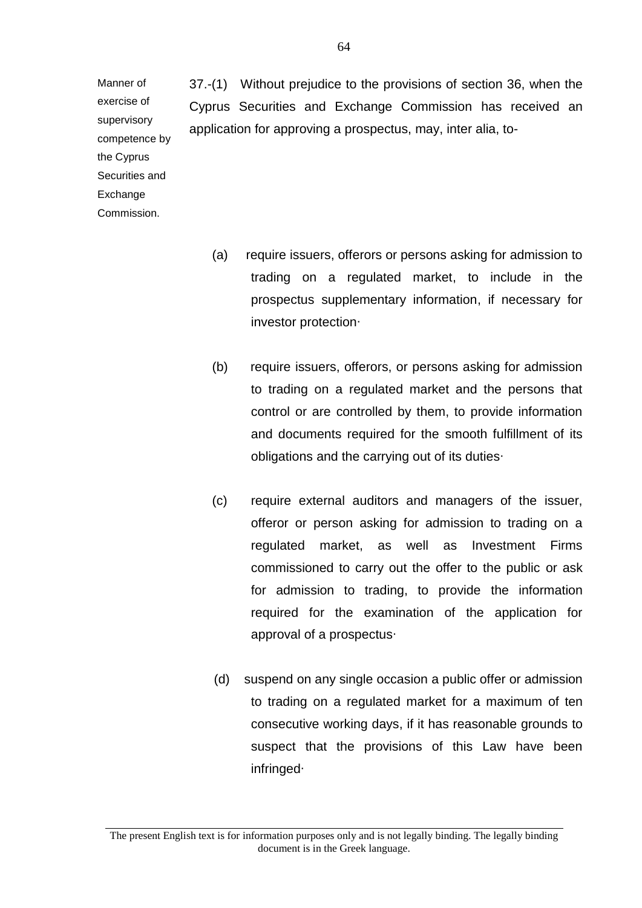Manner of exercise of supervisory competence by the Cyprus Securities and Exchange Commission.

37.-(1) Without prejudice to the provisions of section 36, when the Cyprus Securities and Exchange Commission has received an application for approving a prospectus, may, inter alia, to-

(a) require issuers, offerors or persons asking for admission to trading on a regulated market, to include in the prospectus supplementary information, if necessary for investor protection·

(b) require issuers, offerors, or persons asking for admission to trading on a regulated market and the persons that control or are controlled by them, to provide information and documents required for the smooth fulfillment of its obligations and the carrying out of its duties·

(c) require external auditors and managers of the issuer, offeror or person asking for admission to trading on a regulated market, as well as Investment Firms commissioned to carry out the offer to the public or ask for admission to trading, to provide the information required for the examination of the application for approval of a prospectus·

(d) suspend on any single occasion a public offer or admission to trading on a regulated market for a maximum of ten consecutive working days, if it has reasonable grounds to suspect that the provisions of this Law have been infringed·

The present English text is for information purposes only and is not legally binding. The legally binding document is in the Greek language.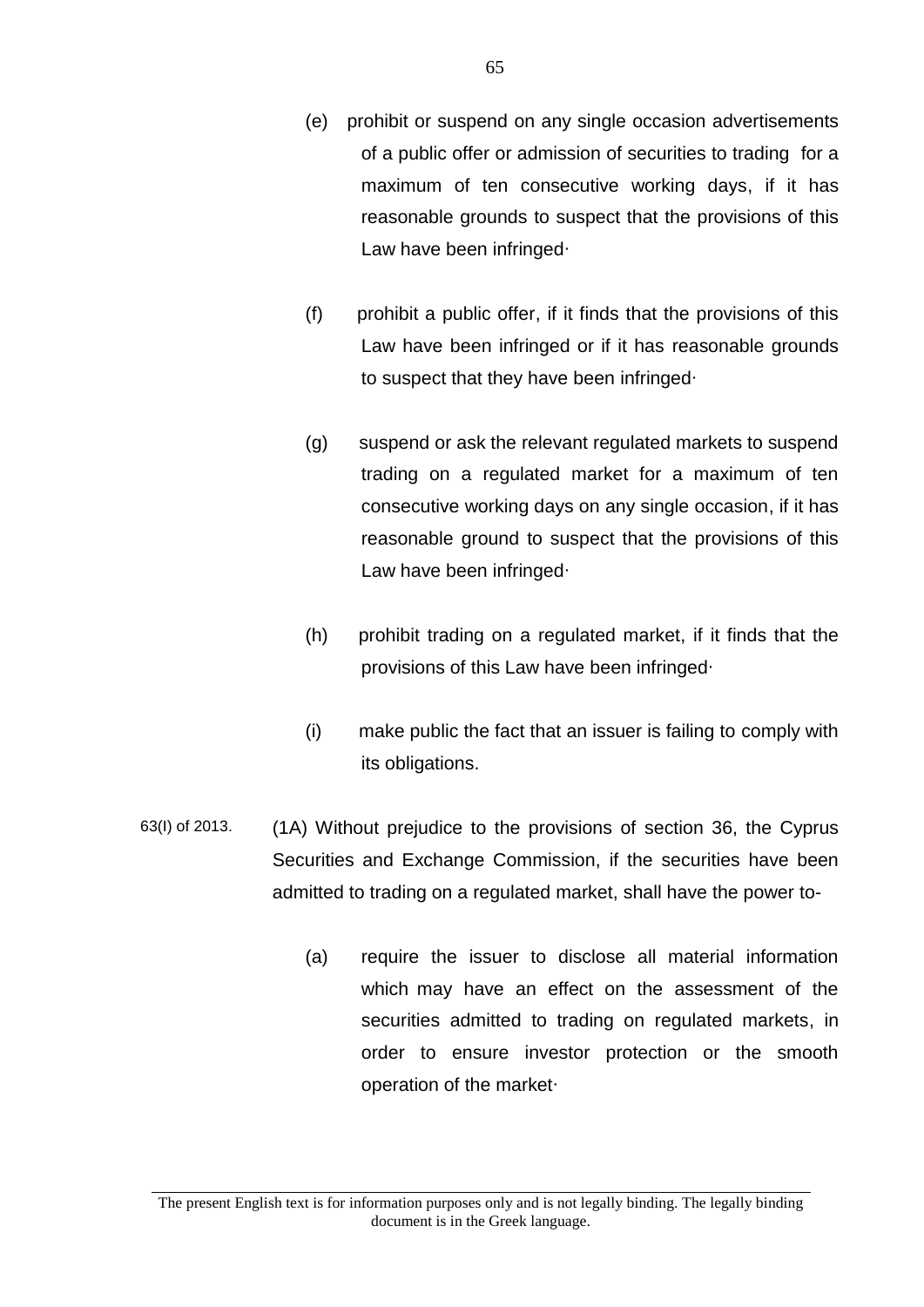(e) prohibit or suspend on any single occasion advertisements of a public offer or admission of securities to trading for a maximum of ten consecutive working days, if it has reasonable grounds to suspect that the provisions of this Law have been infringed·

(f) prohibit a public offer, if it finds that the provisions of this Law have been infringed or if it has reasonable grounds to suspect that they have been infringed·

(g) suspend or ask the relevant regulated markets to suspend trading on a regulated market for a maximum of ten consecutive working days on any single occasion, if it has reasonable ground to suspect that the provisions of this Law have been infringed·

(h) prohibit trading on a regulated market, if it finds that the provisions of this Law have been infringed·

(i) make public the fact that an issuer is failing to comply with its obligations.

63(I) of 2013.

(1A) Without prejudice to the provisions of section 36, the Cyprus Securities and Exchange Commission, if the securities have been admitted to trading on a regulated market, shall have the power to-

(a) require the issuer to disclose all material information which may have an effect on the assessment of the securities admitted to trading on regulated markets, in order to ensure investor protection or the smooth operation of the market·

The present English text is for information purposes only and is not legally binding. The legally binding document is in the Greek language.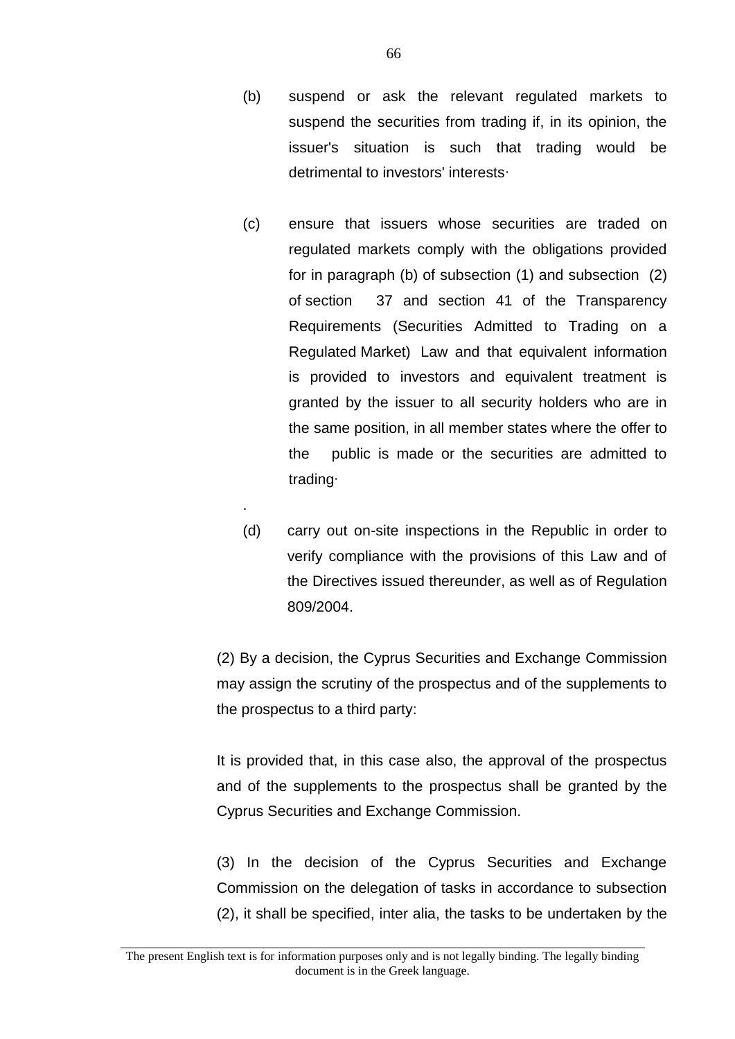(b) suspend or ask the relevant regulated markets to suspend the securities from trading if, in its opinion, the issuer's situation is such that trading would be detrimental to investors' interests·

(c) ensure that issuers whose securities are traded on regulated markets comply with the obligations provided for in paragraph (b) of subsection (1) and subsection (2) of section 37 and section 41 of the Transparency Requirements (Securities Admitted to Trading on a Regulated Market) Law and that equivalent information is provided to investors and equivalent treatment is granted by the issuer to all security holders who are in the same position, in all member states where the offer to the public is made or the securities are admitted to trading·

.

(d) carry out on-site inspections in the Republic in order to verify compliance with the provisions of this Law and of the Directives issued thereunder, as well as of Regulation 809/2004.

(2) By a decision, the Cyprus Securities and Exchange Commission may assign the scrutiny of the prospectus and of the supplements to the prospectus to a third party:

It is provided that, in this case also, the approval of the prospectus and of the supplements to the prospectus shall be granted by the Cyprus Securities and Exchange Commission.

(3) In the decision of the Cyprus Securities and Exchange Commission on the delegation of tasks in accordance to subsection (2), it shall be specified, inter alia, the tasks to be undertaken by the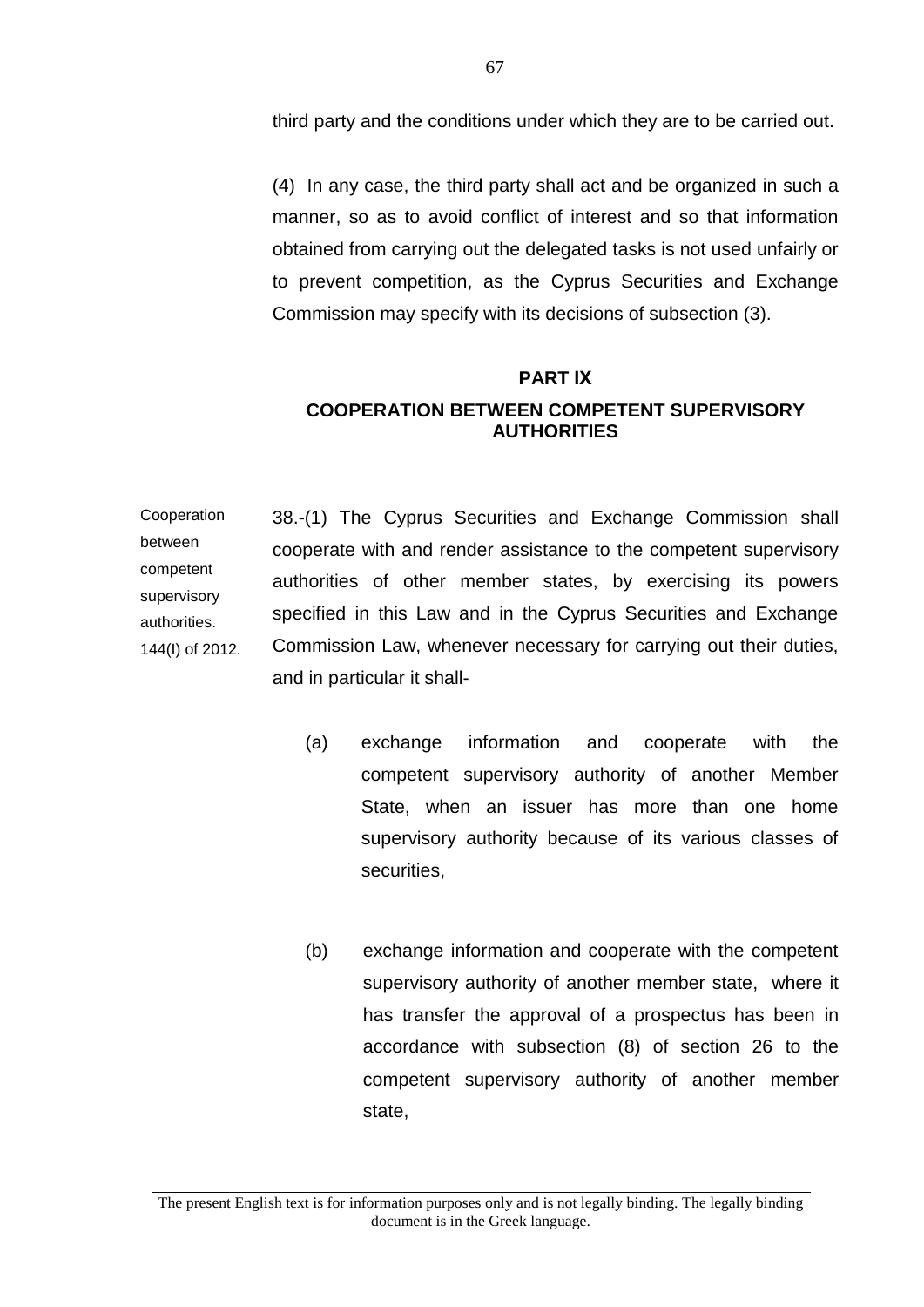third party and the conditions under which they are to be carried out.

(4) In any case, the third party shall act and be organized in such a manner, so as to avoid conflict of interest and so that information obtained from carrying out the delegated tasks is not used unfairly or to prevent competition, as the Cyprus Securities and Exchange Commission may specify with its decisions of subsection (3).

## PART IX

## COOPERATION BETWEEN COMPETENT SUPERVISORY AUTHORITIES

Cooperation between competent supervisory authorities.
144(I) of 2012.

38.-(1) The Cyprus Securities and Exchange Commission shall cooperate with and render assistance to the competent supervisory authorities of other member states, by exercising its powers specified in this Law and in the Cyprus Securities and Exchange Commission Law, whenever necessary for carrying out their duties, and in particular it shall-

(a) exchange information and cooperate with the competent supervisory authority of another Member State, when an issuer has more than one home supervisory authority because of its various classes of securities,

(b) exchange information and cooperate with the competent supervisory authority of another member state, where it has transfer the approval of a prospectus has been in accordance with subsection (8) of section 26 to the competent supervisory authority of another member state,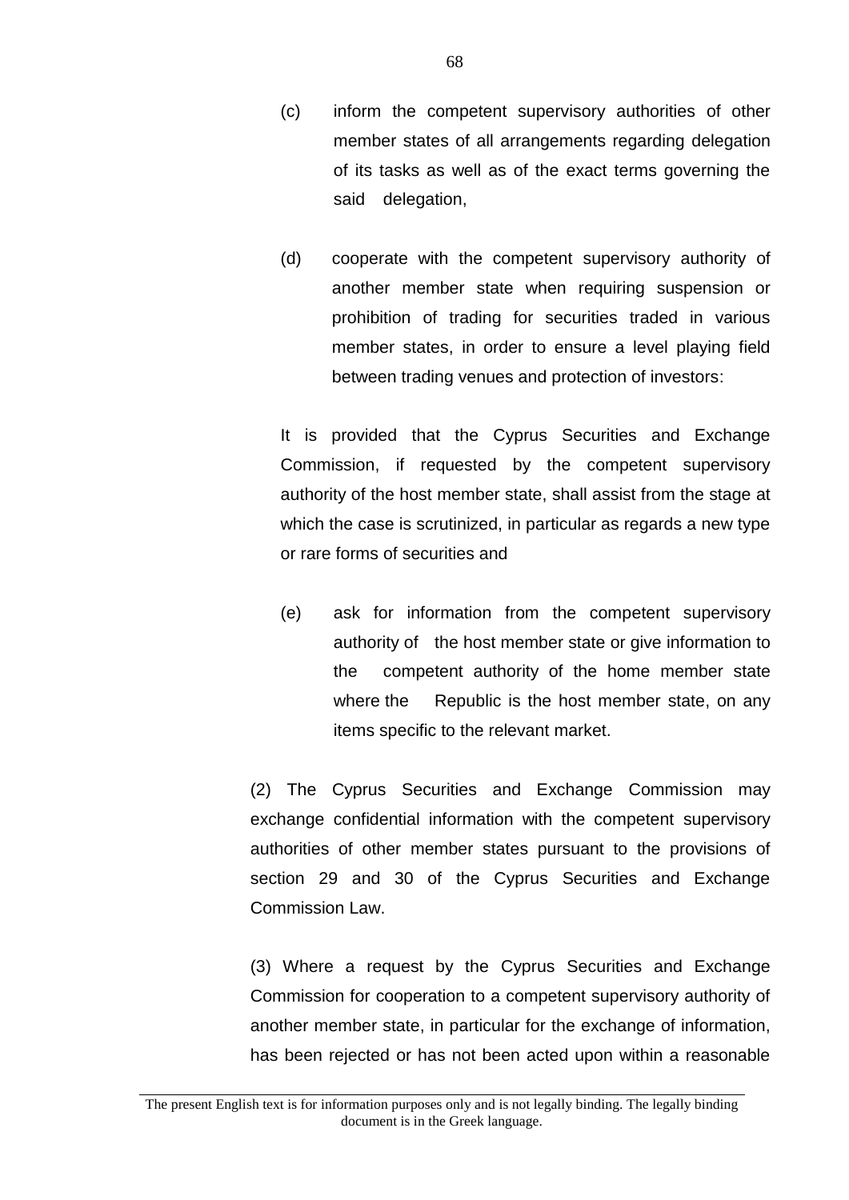(c) inform the competent supervisory authorities of other member states of all arrangements regarding delegation of its tasks as well as of the exact terms governing the said delegation,

(d) cooperate with the competent supervisory authority of another member state when requiring suspension or prohibition of trading for securities traded in various member states, in order to ensure a level playing field between trading venues and protection of investors:

It is provided that the Cyprus Securities and Exchange Commission, if requested by the competent supervisory authority of the host member state, shall assist from the stage at which the case is scrutinized, in particular as regards a new type or rare forms of securities and

(e) ask for information from the competent supervisory authority of the host member state or give information to the competent authority of the home member state where the Republic is the host member state, on any items specific to the relevant market.

(2) The Cyprus Securities and Exchange Commission may exchange confidential information with the competent supervisory authorities of other member states pursuant to the provisions of section 29 and 30 of the Cyprus Securities and Exchange Commission Law.

(3) Where a request by the Cyprus Securities and Exchange Commission for cooperation to a competent supervisory authority of another member state, in particular for the exchange of information, has been rejected or has not been acted upon within a reasonable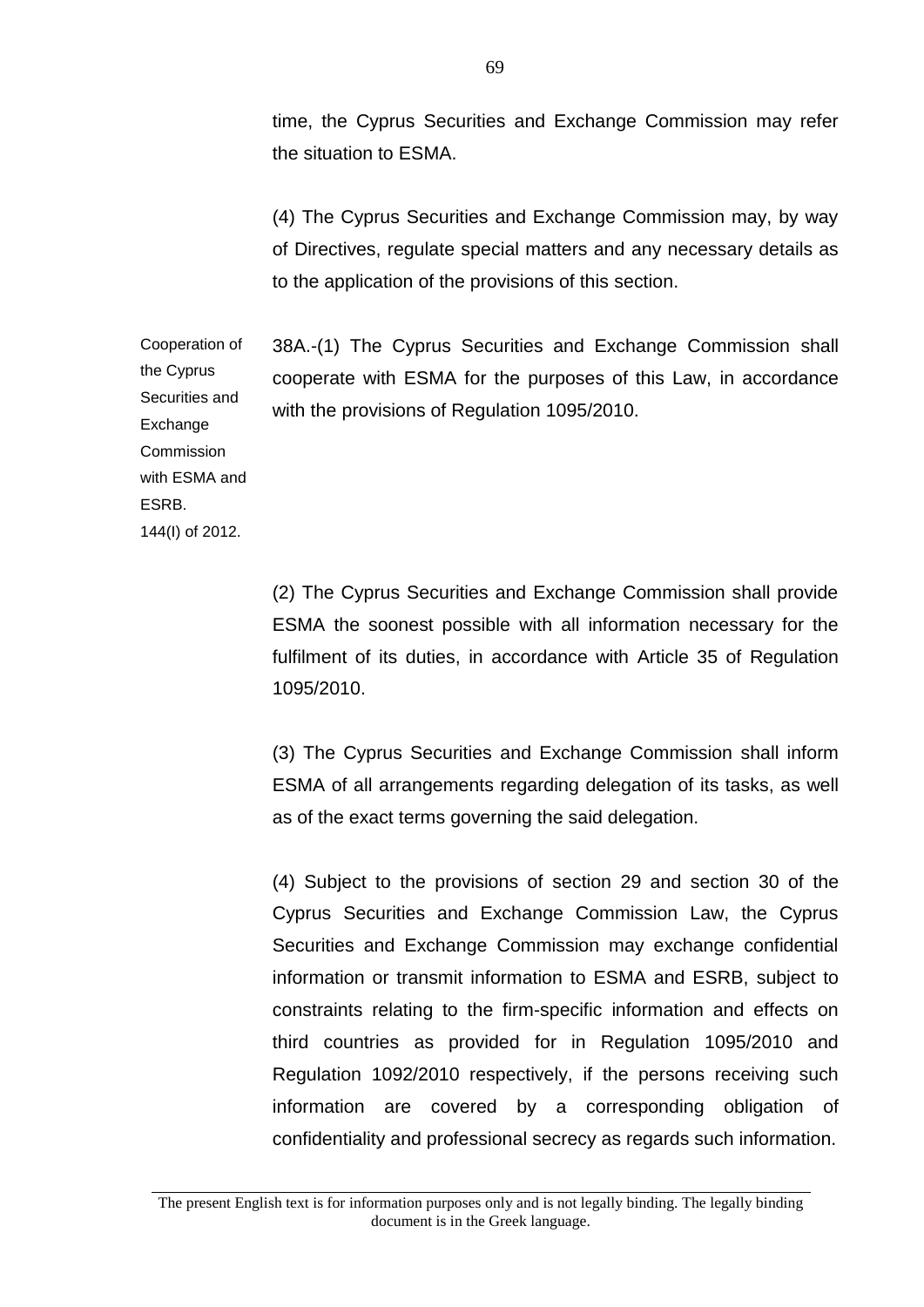time, the Cyprus Securities and Exchange Commission may refer the situation to ESMA.

(4) The Cyprus Securities and Exchange Commission may, by way of Directives, regulate special matters and any necessary details as to the application of the provisions of this section.

Cooperation of the Cyprus Securities and Exchange Commission with ESMA and ESRB.
144(I) of 2012.

38A.-(1) The Cyprus Securities and Exchange Commission shall cooperate with ESMA for the purposes of this Law, in accordance with the provisions of Regulation 1095/2010.

(2) The Cyprus Securities and Exchange Commission shall provide ESMA the soonest possible with all information necessary for the fulfilment of its duties, in accordance with Article 35 of Regulation 1095/2010.

(3) The Cyprus Securities and Exchange Commission shall inform ESMA of all arrangements regarding delegation of its tasks, as well as of the exact terms governing the said delegation.

(4) Subject to the provisions of section 29 and section 30 of the Cyprus Securities and Exchange Commission Law, the Cyprus Securities and Exchange Commission may exchange confidential information or transmit information to ESMA and ESRB, subject to constraints relating to the firm-specific information and effects on third countries as provided for in Regulation 1095/2010 and Regulation 1092/2010 respectively, if the persons receiving such information are covered by a corresponding obligation of confidentiality and professional secrecy as regards such information.

The present English text is for information purposes only and is not legally binding. The legally binding document is in the Greek language.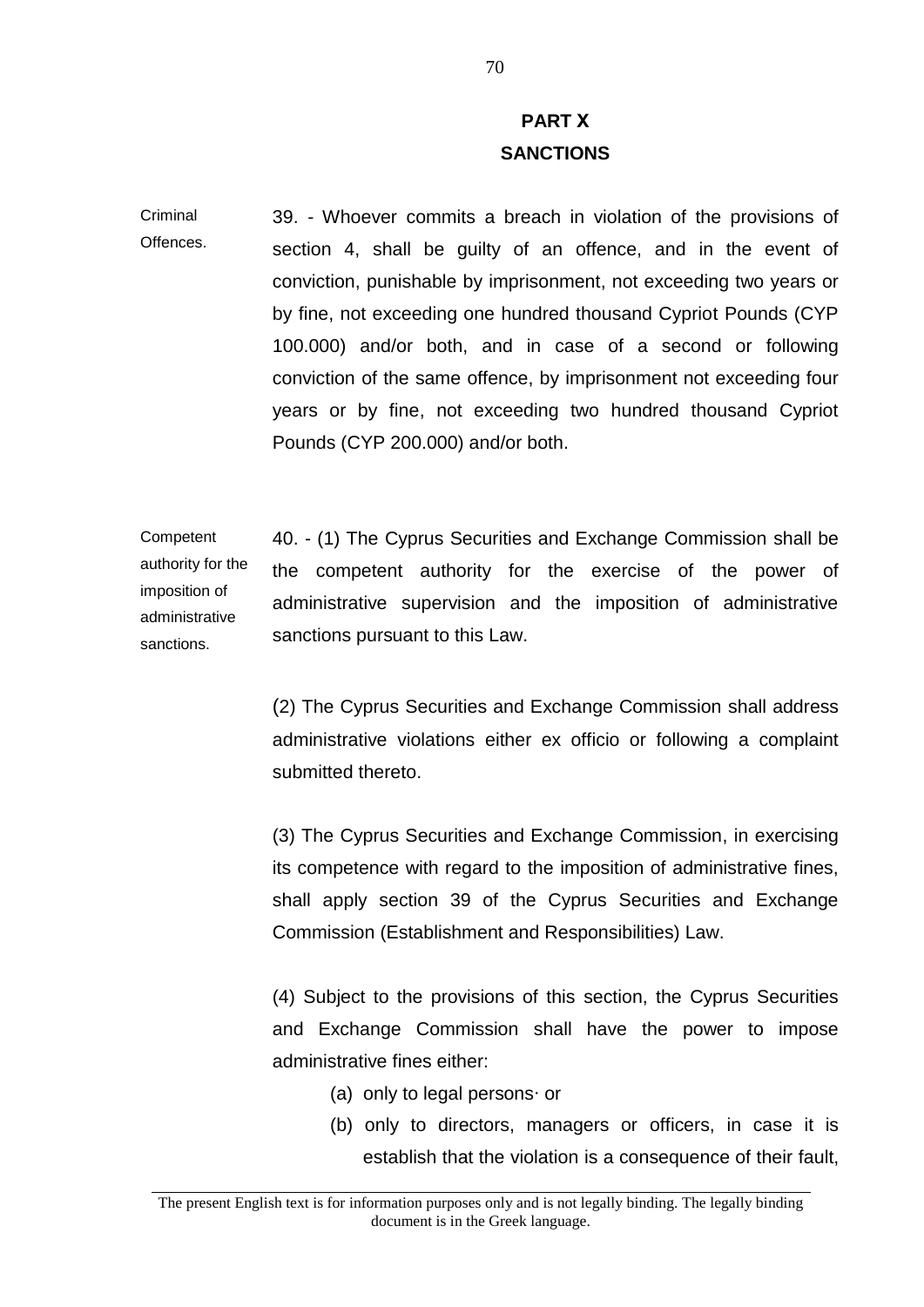## PART X
## SANCTIONS

Criminal Offences.

39. - Whoever commits a breach in violation of the provisions of section 4, shall be guilty of an offence, and in the event of conviction, punishable by imprisonment, not exceeding two years or by fine, not exceeding one hundred thousand Cypriot Pounds (CYP 100.000) and/or both, and in case of a second or following conviction of the same offence, by imprisonment not exceeding four years or by fine, not exceeding two hundred thousand Cypriot Pounds (CYP 200.000) and/or both.

Competent authority for the imposition of administrative sanctions.

40. - (1) The Cyprus Securities and Exchange Commission shall be the competent authority for the exercise of the power of administrative supervision and the imposition of administrative sanctions pursuant to this Law.

(2) The Cyprus Securities and Exchange Commission shall address administrative violations either ex officio or following a complaint submitted thereto.

(3) The Cyprus Securities and Exchange Commission, in exercising its competence with regard to the imposition of administrative fines, shall apply section 39 of the Cyprus Securities and Exchange Commission (Establishment and Responsibilities) Law.

(4) Subject to the provisions of this section, the Cyprus Securities and Exchange Commission shall have the power to impose administrative fines either:

(a) only to legal persons· or

(b) only to directors, managers or officers, in case it is establish that the violation is a consequence of their fault,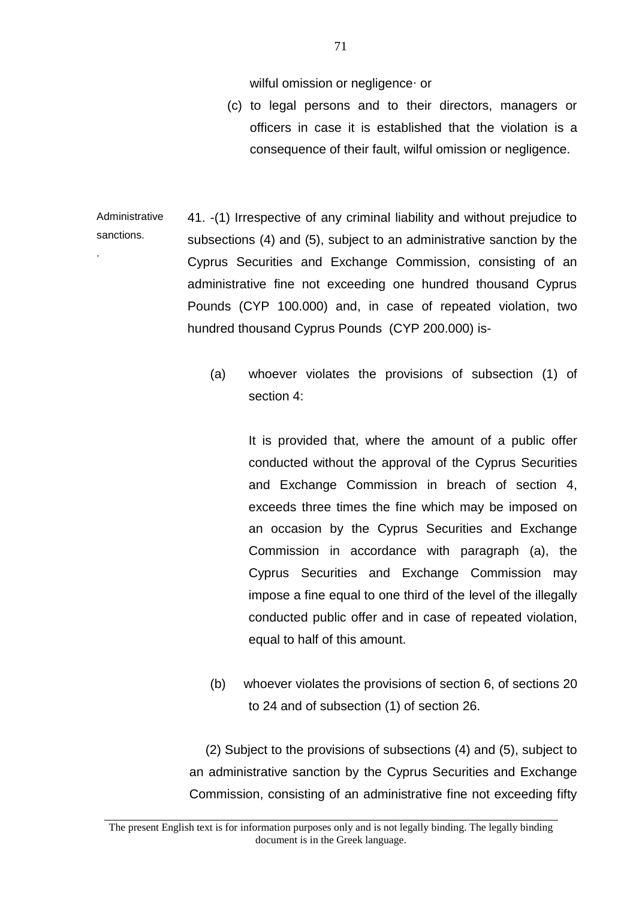wilful omission or negligence· or

(c) to legal persons and to their directors, managers or officers in case it is established that the violation is a consequence of their fault, wilful omission or negligence.

Administrative sanctions.

41. -(1) Irrespective of any criminal liability and without prejudice to subsections (4) and (5), subject to an administrative sanction by the Cyprus Securities and Exchange Commission, consisting of an administrative fine not exceeding one hundred thousand Cyprus Pounds (CYP 100.000) and, in case of repeated violation, two hundred thousand Cyprus Pounds (CYP 200.000) is-

(a) whoever violates the provisions of subsection (1) of section 4:

It is provided that, where the amount of a public offer conducted without the approval of the Cyprus Securities and Exchange Commission in breach of section 4, exceeds three times the fine which may be imposed on an occasion by the Cyprus Securities and Exchange Commission in accordance with paragraph (a), the Cyprus Securities and Exchange Commission may impose a fine equal to one third of the level of the illegally conducted public offer and in case of repeated violation, equal to half of this amount.

(b) whoever violates the provisions of section 6, of sections 20 to 24 and of subsection (1) of section 26.

(2) Subject to the provisions of subsections (4) and (5), subject to an administrative sanction by the Cyprus Securities and Exchange Commission, consisting of an administrative fine not exceeding fifty

The present English text is for information purposes only and is not legally binding. The legally binding document is in the Greek language.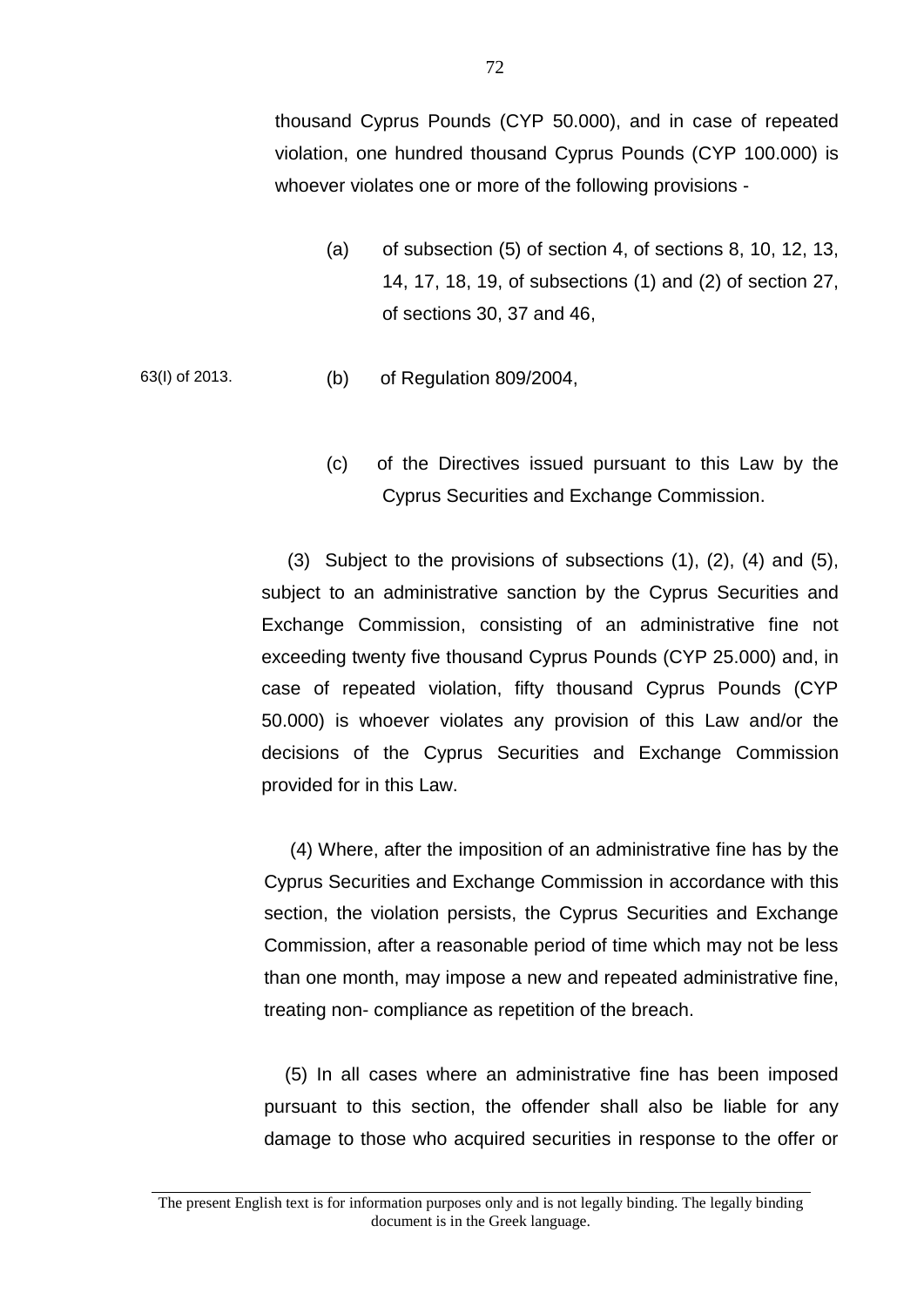thousand Cyprus Pounds (CYP 50.000), and in case of repeated violation, one hundred thousand Cyprus Pounds (CYP 100.000) is whoever violates one or more of the following provisions -

(a) of subsection (5) of section 4, of sections 8, 10, 12, 13, 14, 17, 18, 19, of subsections (1) and (2) of section 27, of sections 30, 37 and 46,

63(I) of 2013.

(b) of Regulation 809/2004,

(c) of the Directives issued pursuant to this Law by the Cyprus Securities and Exchange Commission.

(3) Subject to the provisions of subsections (1), (2), (4) and (5), subject to an administrative sanction by the Cyprus Securities and Exchange Commission, consisting of an administrative fine not exceeding twenty five thousand Cyprus Pounds (CYP 25.000) and, in case of repeated violation, fifty thousand Cyprus Pounds (CYP 50.000) is whoever violates any provision of this Law and/or the decisions of the Cyprus Securities and Exchange Commission provided for in this Law.

(4) Where, after the imposition of an administrative fine has by the Cyprus Securities and Exchange Commission in accordance with this section, the violation persists, the Cyprus Securities and Exchange Commission, after a reasonable period of time which may not be less than one month, may impose a new and repeated administrative fine, treating non- compliance as repetition of the breach.

(5) In all cases where an administrative fine has been imposed pursuant to this section, the offender shall also be liable for any damage to those who acquired securities in response to the offer or

The present English text is for information purposes only and is not legally binding. The legally binding document is in the Greek language.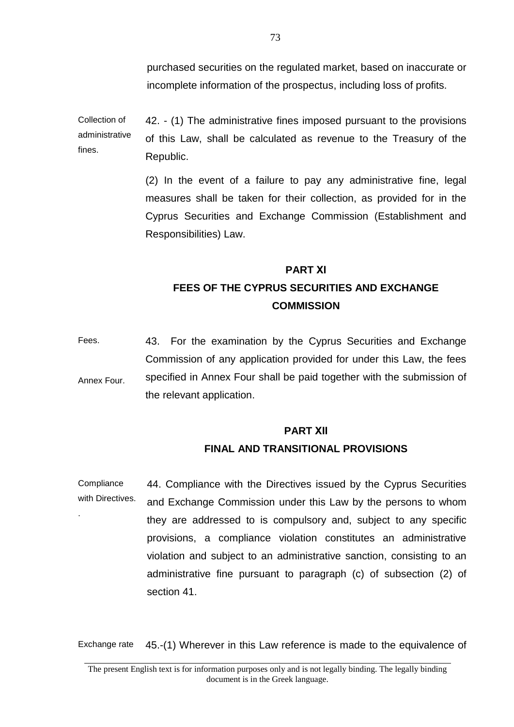purchased securities on the regulated market, based on inaccurate or incomplete information of the prospectus, including loss of profits.

Collection of administrative fines.

42. - (1) The administrative fines imposed pursuant to the provisions of this Law, shall be calculated as revenue to the Treasury of the Republic.

(2) In the event of a failure to pay any administrative fine, legal measures shall be taken for their collection, as provided for in the Cyprus Securities and Exchange Commission (Establishment and Responsibilities) Law.

## PART XI
## FEES OF THE CYPRUS SECURITIES AND EXCHANGE COMMISSION

Fees.

Annex Four.

43. For the examination by the Cyprus Securities and Exchange Commission of any application provided for under this Law, the fees specified in Annex Four shall be paid together with the submission of the relevant application.

## PART XII
## FINAL AND TRANSITIONAL PROVISIONS

Compliance with Directives.

44. Compliance with the Directives issued by the Cyprus Securities and Exchange Commission under this Law by the persons to whom they are addressed to is compulsory and, subject to any specific provisions, a compliance violation constitutes an administrative violation and subject to an administrative sanction, consisting to an administrative fine pursuant to paragraph (c) of subsection (2) of section 41.

Exchange rate

45.-(1) Wherever in this Law reference is made to the equivalence of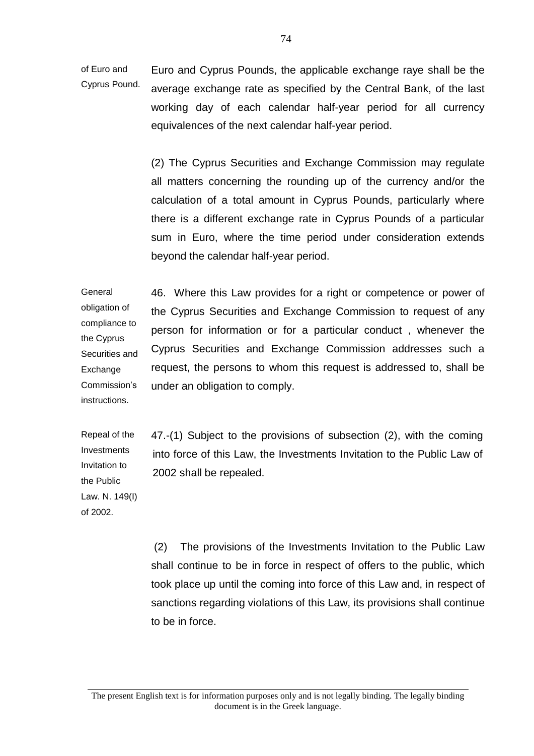of Euro and Cyprus Pound.

Euro and Cyprus Pounds, the applicable exchange raye shall be the average exchange rate as specified by the Central Bank, of the last working day of each calendar half-year period for all currency equivalences of the next calendar half-year period.

(2) The Cyprus Securities and Exchange Commission may regulate all matters concerning the rounding up of the currency and/or the calculation of a total amount in Cyprus Pounds, particularly where there is a different exchange rate in Cyprus Pounds of a particular sum in Euro, where the time period under consideration extends beyond the calendar half-year period.

General obligation of compliance to the Cyprus Securities and Exchange Commission's instructions.

46. Where this Law provides for a right or competence or power of the Cyprus Securities and Exchange Commission to request of any person for information or for a particular conduct , whenever the Cyprus Securities and Exchange Commission addresses such a request, the persons to whom this request is addressed to, shall be under an obligation to comply.

Repeal of the Investments Invitation to the Public Law. N. 149(I) of 2002.

47.-(1) Subject to the provisions of subsection (2), with the coming into force of this Law, the Investments Invitation to the Public Law of 2002 shall be repealed.

(2) The provisions of the Investments Invitation to the Public Law shall continue to be in force in respect of offers to the public, which took place up until the coming into force of this Law and, in respect of sanctions regarding violations of this Law, its provisions shall continue to be in force.

The present English text is for information purposes only and is not legally binding. The legally binding document is in the Greek language.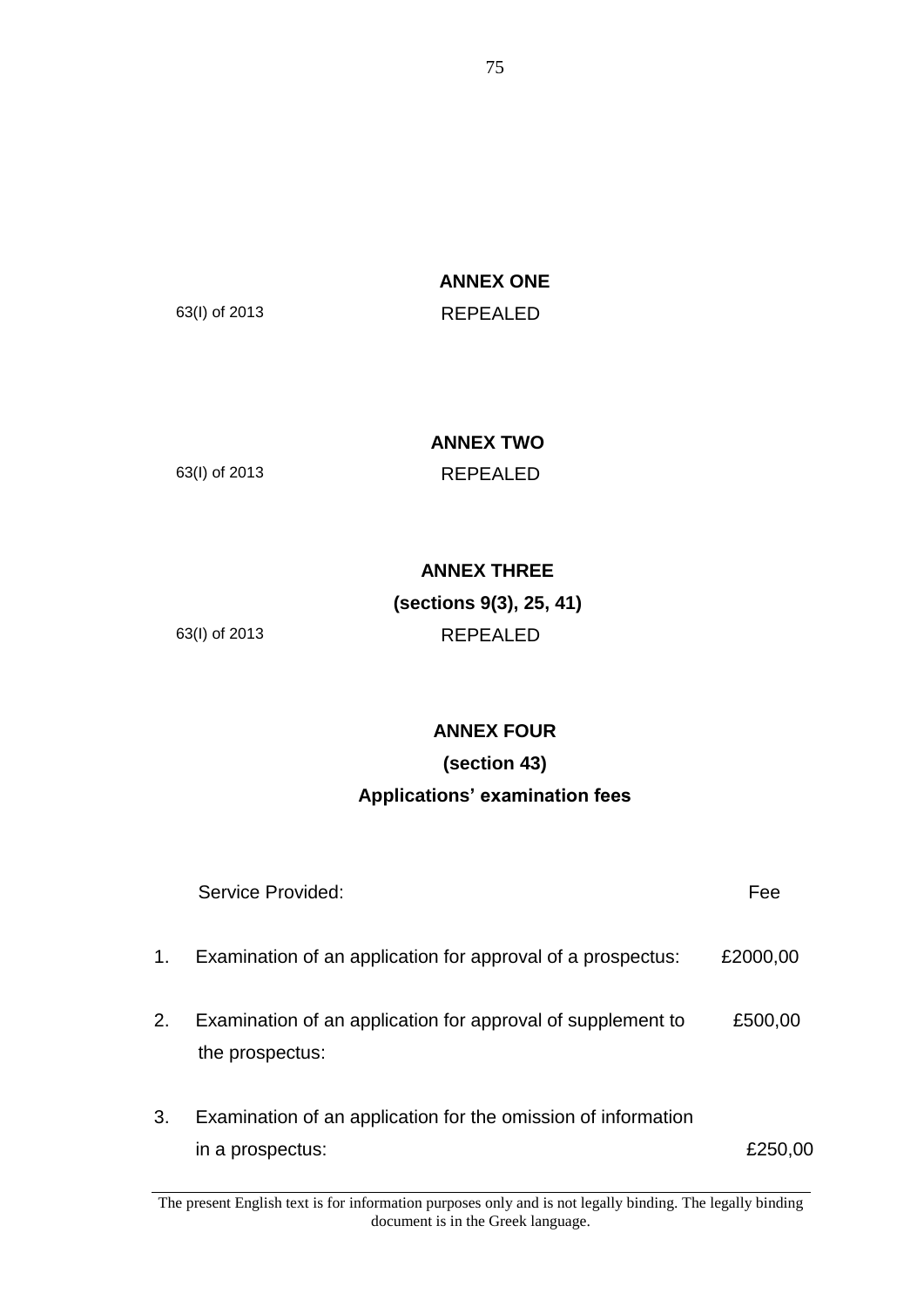## ANNEX ONE

63(I) of 2013 REPEALED

## ANNEX TWO

63(I) of 2013 REPEALED

## ANNEX THREE

**(sections 9(3), 25, 41)**

63(I) of 2013 REPEALED

## ANNEX FOUR

**(section 43)**

**Applications' examination fees**

| | Service Provided: | Fee |
|---|---|---|
| 1. | Examination of an application for approval of a prospectus: | £2000,00 |
| 2. | Examination of an application for approval of supplement to the prospectus: | £500,00 |
| 3. | Examination of an application for the omission of information in a prospectus: | £250,00 |

The present English text is for information purposes only and is not legally binding. The legally binding document is in the Greek language.